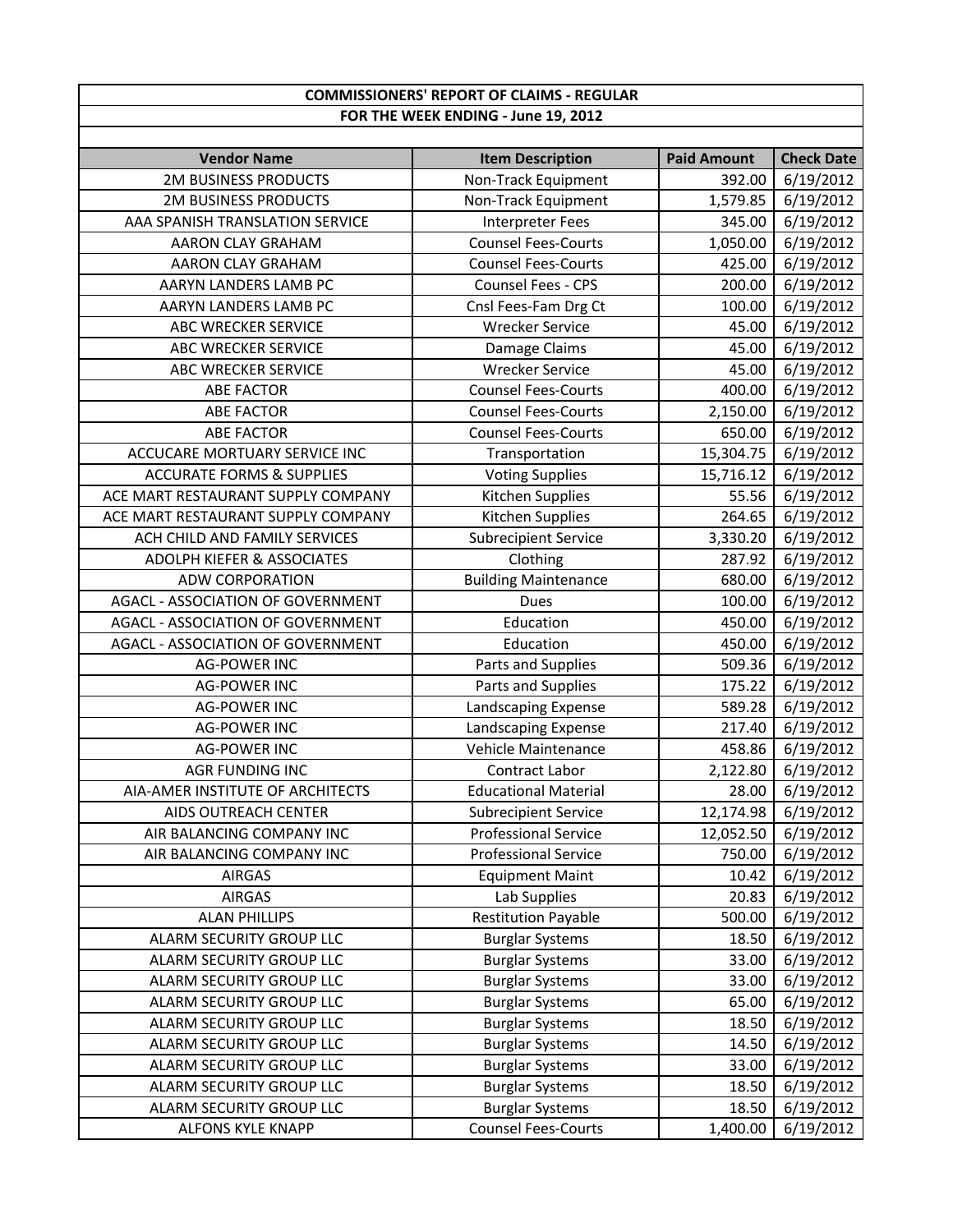| COMMISSIONERS' REPORT OF CLAIMS - REGULAR | | | |
|---|---|---|---|
| FOR THE WEEK ENDING - June 19, 2012 | | | |
| **Vendor Name** | **Item Description** | **Paid Amount** | **Check Date** |
| 2M BUSINESS PRODUCTS | Non-Track Equipment | 392.00 | 6/19/2012 |
| 2M BUSINESS PRODUCTS | Non-Track Equipment | 1,579.85 | 6/19/2012 |
| AAA SPANISH TRANSLATION SERVICE | Interpreter Fees | 345.00 | 6/19/2012 |
| AARON CLAY GRAHAM | Counsel Fees-Courts | 1,050.00 | 6/19/2012 |
| AARON CLAY GRAHAM | Counsel Fees-Courts | 425.00 | 6/19/2012 |
| AARYN LANDERS LAMB PC | Counsel Fees - CPS | 200.00 | 6/19/2012 |
| AARYN LANDERS LAMB PC | Cnsl Fees-Fam Drg Ct | 100.00 | 6/19/2012 |
| ABC WRECKER SERVICE | Wrecker Service | 45.00 | 6/19/2012 |
| ABC WRECKER SERVICE | Damage Claims | 45.00 | 6/19/2012 |
| ABC WRECKER SERVICE | Wrecker Service | 45.00 | 6/19/2012 |
| ABE FACTOR | Counsel Fees-Courts | 400.00 | 6/19/2012 |
| ABE FACTOR | Counsel Fees-Courts | 2,150.00 | 6/19/2012 |
| ABE FACTOR | Counsel Fees-Courts | 650.00 | 6/19/2012 |
| ACCUCARE MORTUARY SERVICE INC | Transportation | 15,304.75 | 6/19/2012 |
| ACCURATE FORMS & SUPPLIES | Voting Supplies | 15,716.12 | 6/19/2012 |
| ACE MART RESTAURANT SUPPLY COMPANY | Kitchen Supplies | 55.56 | 6/19/2012 |
| ACE MART RESTAURANT SUPPLY COMPANY | Kitchen Supplies | 264.65 | 6/19/2012 |
| ACH CHILD AND FAMILY SERVICES | Subrecipient Service | 3,330.20 | 6/19/2012 |
| ADOLPH KIEFER & ASSOCIATES | Clothing | 287.92 | 6/19/2012 |
| ADW CORPORATION | Building Maintenance | 680.00 | 6/19/2012 |
| AGACL - ASSOCIATION OF GOVERNMENT | Dues | 100.00 | 6/19/2012 |
| AGACL - ASSOCIATION OF GOVERNMENT | Education | 450.00 | 6/19/2012 |
| AGACL - ASSOCIATION OF GOVERNMENT | Education | 450.00 | 6/19/2012 |
| AG-POWER INC | Parts and Supplies | 509.36 | 6/19/2012 |
| AG-POWER INC | Parts and Supplies | 175.22 | 6/19/2012 |
| AG-POWER INC | Landscaping Expense | 589.28 | 6/19/2012 |
| AG-POWER INC | Landscaping Expense | 217.40 | 6/19/2012 |
| AG-POWER INC | Vehicle Maintenance | 458.86 | 6/19/2012 |
| AGR FUNDING INC | Contract Labor | 2,122.80 | 6/19/2012 |
| AIA-AMER INSTITUTE OF ARCHITECTS | Educational Material | 28.00 | 6/19/2012 |
| AIDS OUTREACH CENTER | Subrecipient Service | 12,174.98 | 6/19/2012 |
| AIR BALANCING COMPANY INC | Professional Service | 12,052.50 | 6/19/2012 |
| AIR BALANCING COMPANY INC | Professional Service | 750.00 | 6/19/2012 |
| AIRGAS | Equipment Maint | 10.42 | 6/19/2012 |
| AIRGAS | Lab Supplies | 20.83 | 6/19/2012 |
| ALAN PHILLIPS | Restitution Payable | 500.00 | 6/19/2012 |
| ALARM SECURITY GROUP LLC | Burglar Systems | 18.50 | 6/19/2012 |
| ALARM SECURITY GROUP LLC | Burglar Systems | 33.00 | 6/19/2012 |
| ALARM SECURITY GROUP LLC | Burglar Systems | 33.00 | 6/19/2012 |
| ALARM SECURITY GROUP LLC | Burglar Systems | 65.00 | 6/19/2012 |
| ALARM SECURITY GROUP LLC | Burglar Systems | 18.50 | 6/19/2012 |
| ALARM SECURITY GROUP LLC | Burglar Systems | 14.50 | 6/19/2012 |
| ALARM SECURITY GROUP LLC | Burglar Systems | 33.00 | 6/19/2012 |
| ALARM SECURITY GROUP LLC | Burglar Systems | 18.50 | 6/19/2012 |
| ALARM SECURITY GROUP LLC | Burglar Systems | 18.50 | 6/19/2012 |
| ALFONS KYLE KNAPP | Counsel Fees-Courts | 1,400.00 | 6/19/2012 |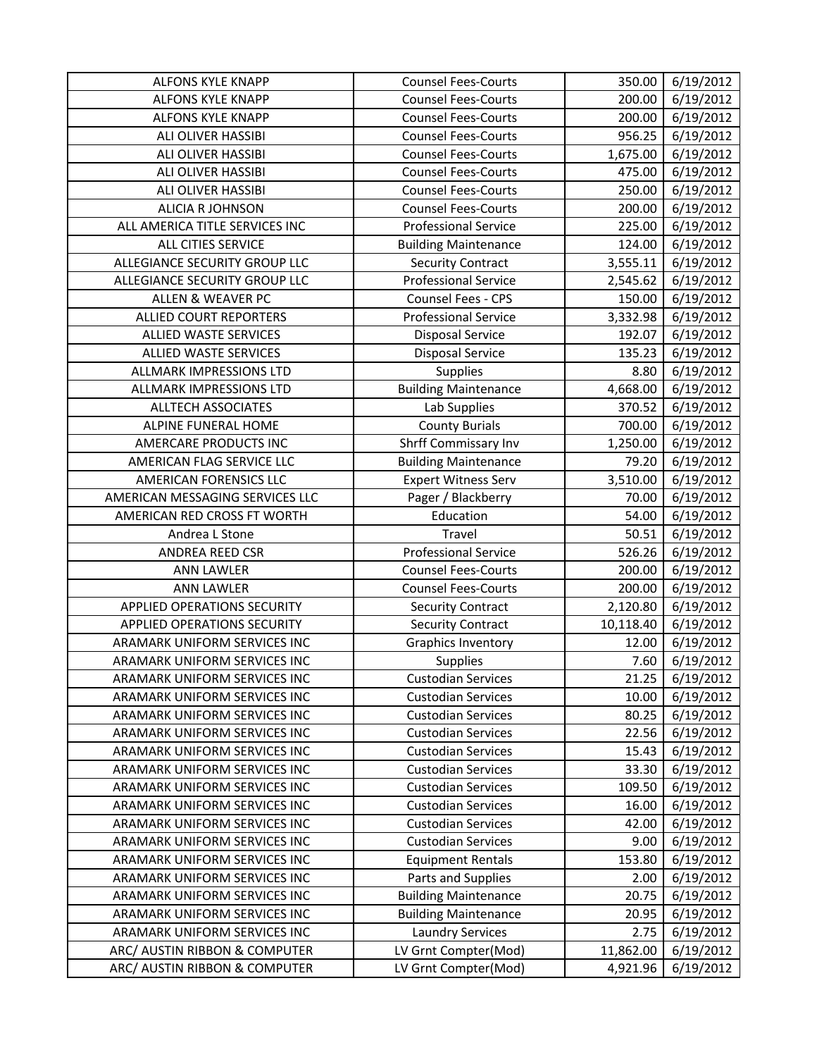| | | | |
|---|---|---|---|
| ALFONS KYLE KNAPP | Counsel Fees-Courts | 350.00 | 6/19/2012 |
| ALFONS KYLE KNAPP | Counsel Fees-Courts | 200.00 | 6/19/2012 |
| ALFONS KYLE KNAPP | Counsel Fees-Courts | 200.00 | 6/19/2012 |
| ALI OLIVER HASSIBI | Counsel Fees-Courts | 956.25 | 6/19/2012 |
| ALI OLIVER HASSIBI | Counsel Fees-Courts | 1,675.00 | 6/19/2012 |
| ALI OLIVER HASSIBI | Counsel Fees-Courts | 475.00 | 6/19/2012 |
| ALI OLIVER HASSIBI | Counsel Fees-Courts | 250.00 | 6/19/2012 |
| ALICIA R JOHNSON | Counsel Fees-Courts | 200.00 | 6/19/2012 |
| ALL AMERICA TITLE SERVICES INC | Professional Service | 225.00 | 6/19/2012 |
| ALL CITIES SERVICE | Building Maintenance | 124.00 | 6/19/2012 |
| ALLEGIANCE SECURITY GROUP LLC | Security Contract | 3,555.11 | 6/19/2012 |
| ALLEGIANCE SECURITY GROUP LLC | Professional Service | 2,545.62 | 6/19/2012 |
| ALLEN & WEAVER PC | Counsel Fees - CPS | 150.00 | 6/19/2012 |
| ALLIED COURT REPORTERS | Professional Service | 3,332.98 | 6/19/2012 |
| ALLIED WASTE SERVICES | Disposal Service | 192.07 | 6/19/2012 |
| ALLIED WASTE SERVICES | Disposal Service | 135.23 | 6/19/2012 |
| ALLMARK IMPRESSIONS LTD | Supplies | 8.80 | 6/19/2012 |
| ALLMARK IMPRESSIONS LTD | Building Maintenance | 4,668.00 | 6/19/2012 |
| ALLTECH ASSOCIATES | Lab Supplies | 370.52 | 6/19/2012 |
| ALPINE FUNERAL HOME | County Burials | 700.00 | 6/19/2012 |
| AMERCARE PRODUCTS INC | Shrff Commissary Inv | 1,250.00 | 6/19/2012 |
| AMERICAN FLAG SERVICE LLC | Building Maintenance | 79.20 | 6/19/2012 |
| AMERICAN FORENSICS LLC | Expert Witness Serv | 3,510.00 | 6/19/2012 |
| AMERICAN MESSAGING SERVICES LLC | Pager / Blackberry | 70.00 | 6/19/2012 |
| AMERICAN RED CROSS FT WORTH | Education | 54.00 | 6/19/2012 |
| Andrea L Stone | Travel | 50.51 | 6/19/2012 |
| ANDREA REED CSR | Professional Service | 526.26 | 6/19/2012 |
| ANN LAWLER | Counsel Fees-Courts | 200.00 | 6/19/2012 |
| ANN LAWLER | Counsel Fees-Courts | 200.00 | 6/19/2012 |
| APPLIED OPERATIONS SECURITY | Security Contract | 2,120.80 | 6/19/2012 |
| APPLIED OPERATIONS SECURITY | Security Contract | 10,118.40 | 6/19/2012 |
| ARAMARK UNIFORM SERVICES INC | Graphics Inventory | 12.00 | 6/19/2012 |
| ARAMARK UNIFORM SERVICES INC | Supplies | 7.60 | 6/19/2012 |
| ARAMARK UNIFORM SERVICES INC | Custodian Services | 21.25 | 6/19/2012 |
| ARAMARK UNIFORM SERVICES INC | Custodian Services | 10.00 | 6/19/2012 |
| ARAMARK UNIFORM SERVICES INC | Custodian Services | 80.25 | 6/19/2012 |
| ARAMARK UNIFORM SERVICES INC | Custodian Services | 22.56 | 6/19/2012 |
| ARAMARK UNIFORM SERVICES INC | Custodian Services | 15.43 | 6/19/2012 |
| ARAMARK UNIFORM SERVICES INC | Custodian Services | 33.30 | 6/19/2012 |
| ARAMARK UNIFORM SERVICES INC | Custodian Services | 109.50 | 6/19/2012 |
| ARAMARK UNIFORM SERVICES INC | Custodian Services | 16.00 | 6/19/2012 |
| ARAMARK UNIFORM SERVICES INC | Custodian Services | 42.00 | 6/19/2012 |
| ARAMARK UNIFORM SERVICES INC | Custodian Services | 9.00 | 6/19/2012 |
| ARAMARK UNIFORM SERVICES INC | Equipment Rentals | 153.80 | 6/19/2012 |
| ARAMARK UNIFORM SERVICES INC | Parts and Supplies | 2.00 | 6/19/2012 |
| ARAMARK UNIFORM SERVICES INC | Building Maintenance | 20.75 | 6/19/2012 |
| ARAMARK UNIFORM SERVICES INC | Building Maintenance | 20.95 | 6/19/2012 |
| ARAMARK UNIFORM SERVICES INC | Laundry Services | 2.75 | 6/19/2012 |
| ARC/ AUSTIN RIBBON & COMPUTER | LV Grnt Compter(Mod) | 11,862.00 | 6/19/2012 |
| ARC/ AUSTIN RIBBON & COMPUTER | LV Grnt Compter(Mod) | 4,921.96 | 6/19/2012 |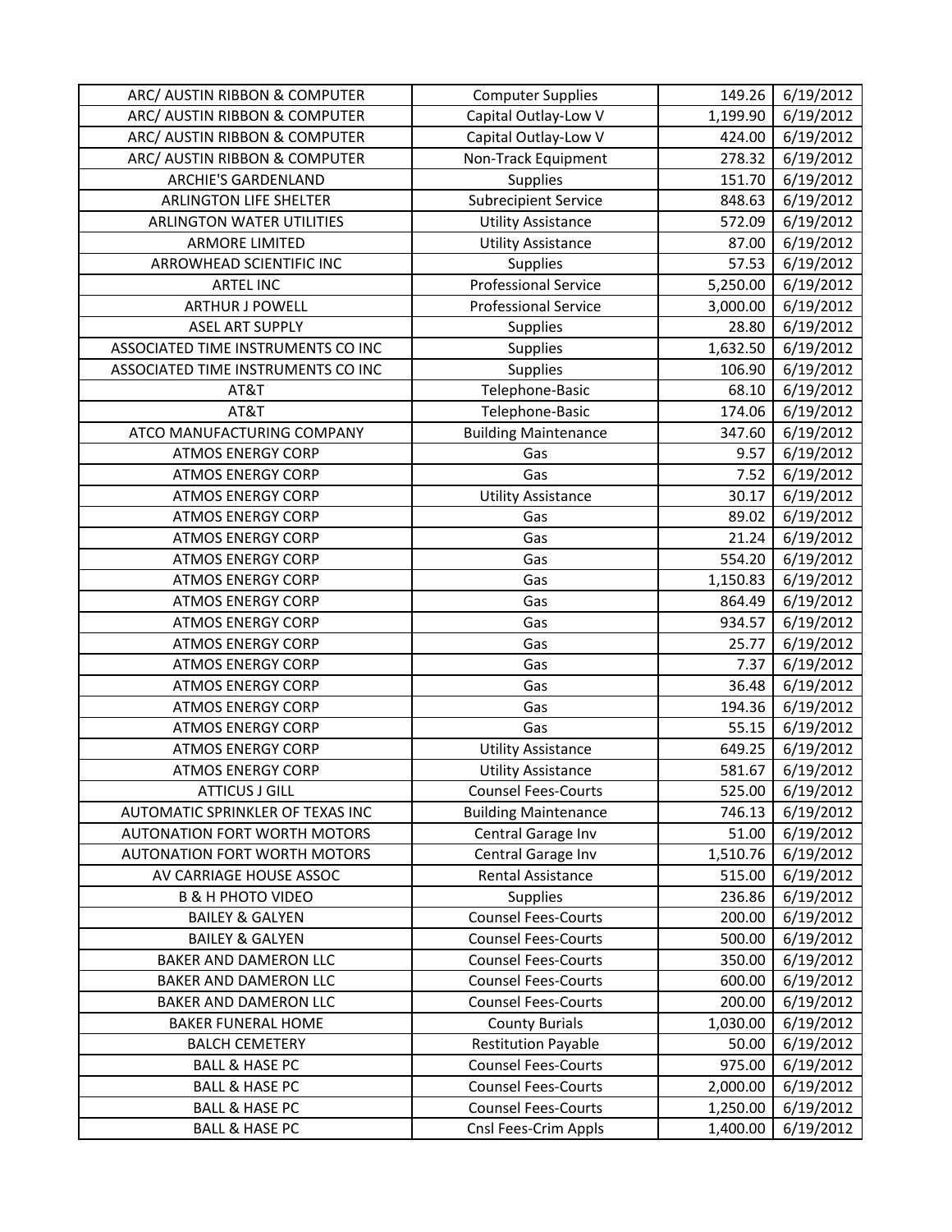| ARC/ AUSTIN RIBBON & COMPUTER | Computer Supplies | 149.26 | 6/19/2012 |
|---|---|---|---|
| ARC/ AUSTIN RIBBON & COMPUTER | Capital Outlay-Low V | 1,199.90 | 6/19/2012 |
| ARC/ AUSTIN RIBBON & COMPUTER | Capital Outlay-Low V | 424.00 | 6/19/2012 |
| ARC/ AUSTIN RIBBON & COMPUTER | Non-Track Equipment | 278.32 | 6/19/2012 |
| ARCHIE'S GARDENLAND | Supplies | 151.70 | 6/19/2012 |
| ARLINGTON LIFE SHELTER | Subrecipient Service | 848.63 | 6/19/2012 |
| ARLINGTON WATER UTILITIES | Utility Assistance | 572.09 | 6/19/2012 |
| ARMORE LIMITED | Utility Assistance | 87.00 | 6/19/2012 |
| ARROWHEAD SCIENTIFIC INC | Supplies | 57.53 | 6/19/2012 |
| ARTEL INC | Professional Service | 5,250.00 | 6/19/2012 |
| ARTHUR J POWELL | Professional Service | 3,000.00 | 6/19/2012 |
| ASEL ART SUPPLY | Supplies | 28.80 | 6/19/2012 |
| ASSOCIATED TIME INSTRUMENTS CO INC | Supplies | 1,632.50 | 6/19/2012 |
| ASSOCIATED TIME INSTRUMENTS CO INC | Supplies | 106.90 | 6/19/2012 |
| AT&T | Telephone-Basic | 68.10 | 6/19/2012 |
| AT&T | Telephone-Basic | 174.06 | 6/19/2012 |
| ATCO MANUFACTURING COMPANY | Building Maintenance | 347.60 | 6/19/2012 |
| ATMOS ENERGY CORP | Gas | 9.57 | 6/19/2012 |
| ATMOS ENERGY CORP | Gas | 7.52 | 6/19/2012 |
| ATMOS ENERGY CORP | Utility Assistance | 30.17 | 6/19/2012 |
| ATMOS ENERGY CORP | Gas | 89.02 | 6/19/2012 |
| ATMOS ENERGY CORP | Gas | 21.24 | 6/19/2012 |
| ATMOS ENERGY CORP | Gas | 554.20 | 6/19/2012 |
| ATMOS ENERGY CORP | Gas | 1,150.83 | 6/19/2012 |
| ATMOS ENERGY CORP | Gas | 864.49 | 6/19/2012 |
| ATMOS ENERGY CORP | Gas | 934.57 | 6/19/2012 |
| ATMOS ENERGY CORP | Gas | 25.77 | 6/19/2012 |
| ATMOS ENERGY CORP | Gas | 7.37 | 6/19/2012 |
| ATMOS ENERGY CORP | Gas | 36.48 | 6/19/2012 |
| ATMOS ENERGY CORP | Gas | 194.36 | 6/19/2012 |
| ATMOS ENERGY CORP | Gas | 55.15 | 6/19/2012 |
| ATMOS ENERGY CORP | Utility Assistance | 649.25 | 6/19/2012 |
| ATMOS ENERGY CORP | Utility Assistance | 581.67 | 6/19/2012 |
| ATTICUS J GILL | Counsel Fees-Courts | 525.00 | 6/19/2012 |
| AUTOMATIC SPRINKLER OF TEXAS INC | Building Maintenance | 746.13 | 6/19/2012 |
| AUTONATION FORT WORTH MOTORS | Central Garage Inv | 51.00 | 6/19/2012 |
| AUTONATION FORT WORTH MOTORS | Central Garage Inv | 1,510.76 | 6/19/2012 |
| AV CARRIAGE HOUSE ASSOC | Rental Assistance | 515.00 | 6/19/2012 |
| B & H PHOTO VIDEO | Supplies | 236.86 | 6/19/2012 |
| BAILEY & GALYEN | Counsel Fees-Courts | 200.00 | 6/19/2012 |
| BAILEY & GALYEN | Counsel Fees-Courts | 500.00 | 6/19/2012 |
| BAKER AND DAMERON LLC | Counsel Fees-Courts | 350.00 | 6/19/2012 |
| BAKER AND DAMERON LLC | Counsel Fees-Courts | 600.00 | 6/19/2012 |
| BAKER AND DAMERON LLC | Counsel Fees-Courts | 200.00 | 6/19/2012 |
| BAKER FUNERAL HOME | County Burials | 1,030.00 | 6/19/2012 |
| BALCH CEMETERY | Restitution Payable | 50.00 | 6/19/2012 |
| BALL & HASE PC | Counsel Fees-Courts | 975.00 | 6/19/2012 |
| BALL & HASE PC | Counsel Fees-Courts | 2,000.00 | 6/19/2012 |
| BALL & HASE PC | Counsel Fees-Courts | 1,250.00 | 6/19/2012 |
| BALL & HASE PC | Cnsl Fees-Crim Appls | 1,400.00 | 6/19/2012 |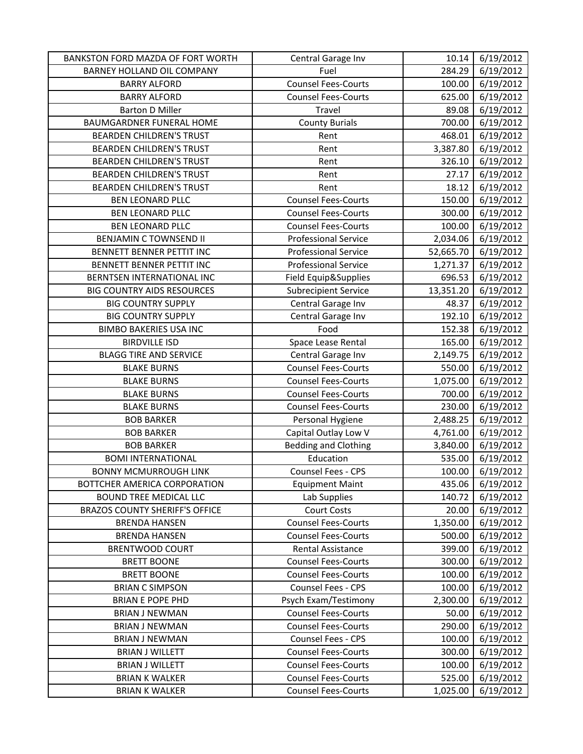| BANKSTON FORD MAZDA OF FORT WORTH | Central Garage Inv | 10.14 | 6/19/2012 |
|---|---|---|---|
| BARNEY HOLLAND OIL COMPANY | Fuel | 284.29 | 6/19/2012 |
| BARRY ALFORD | Counsel Fees-Courts | 100.00 | 6/19/2012 |
| BARRY ALFORD | Counsel Fees-Courts | 625.00 | 6/19/2012 |
| Barton D Miller | Travel | 89.08 | 6/19/2012 |
| BAUMGARDNER FUNERAL HOME | County Burials | 700.00 | 6/19/2012 |
| BEARDEN CHILDREN'S TRUST | Rent | 468.01 | 6/19/2012 |
| BEARDEN CHILDREN'S TRUST | Rent | 3,387.80 | 6/19/2012 |
| BEARDEN CHILDREN'S TRUST | Rent | 326.10 | 6/19/2012 |
| BEARDEN CHILDREN'S TRUST | Rent | 27.17 | 6/19/2012 |
| BEARDEN CHILDREN'S TRUST | Rent | 18.12 | 6/19/2012 |
| BEN LEONARD PLLC | Counsel Fees-Courts | 150.00 | 6/19/2012 |
| BEN LEONARD PLLC | Counsel Fees-Courts | 300.00 | 6/19/2012 |
| BEN LEONARD PLLC | Counsel Fees-Courts | 100.00 | 6/19/2012 |
| BENJAMIN C TOWNSEND II | Professional Service | 2,034.06 | 6/19/2012 |
| BENNETT BENNER PETTIT INC | Professional Service | 52,665.70 | 6/19/2012 |
| BENNETT BENNER PETTIT INC | Professional Service | 1,271.37 | 6/19/2012 |
| BERNTSEN INTERNATIONAL INC | Field Equip&Supplies | 696.53 | 6/19/2012 |
| BIG COUNTRY AIDS RESOURCES | Subrecipient Service | 13,351.20 | 6/19/2012 |
| BIG COUNTRY SUPPLY | Central Garage Inv | 48.37 | 6/19/2012 |
| BIG COUNTRY SUPPLY | Central Garage Inv | 192.10 | 6/19/2012 |
| BIMBO BAKERIES USA INC | Food | 152.38 | 6/19/2012 |
| BIRDVILLE ISD | Space Lease Rental | 165.00 | 6/19/2012 |
| BLAGG TIRE AND SERVICE | Central Garage Inv | 2,149.75 | 6/19/2012 |
| BLAKE BURNS | Counsel Fees-Courts | 550.00 | 6/19/2012 |
| BLAKE BURNS | Counsel Fees-Courts | 1,075.00 | 6/19/2012 |
| BLAKE BURNS | Counsel Fees-Courts | 700.00 | 6/19/2012 |
| BLAKE BURNS | Counsel Fees-Courts | 230.00 | 6/19/2012 |
| BOB BARKER | Personal Hygiene | 2,488.25 | 6/19/2012 |
| BOB BARKER | Capital Outlay Low V | 4,761.00 | 6/19/2012 |
| BOB BARKER | Bedding and Clothing | 3,840.00 | 6/19/2012 |
| BOMI INTERNATIONAL | Education | 535.00 | 6/19/2012 |
| BONNY MCMURROUGH LINK | Counsel Fees - CPS | 100.00 | 6/19/2012 |
| BOTTCHER AMERICA CORPORATION | Equipment Maint | 435.06 | 6/19/2012 |
| BOUND TREE MEDICAL LLC | Lab Supplies | 140.72 | 6/19/2012 |
| BRAZOS COUNTY SHERIFF'S OFFICE | Court Costs | 20.00 | 6/19/2012 |
| BRENDA HANSEN | Counsel Fees-Courts | 1,350.00 | 6/19/2012 |
| BRENDA HANSEN | Counsel Fees-Courts | 500.00 | 6/19/2012 |
| BRENTWOOD COURT | Rental Assistance | 399.00 | 6/19/2012 |
| BRETT BOONE | Counsel Fees-Courts | 300.00 | 6/19/2012 |
| BRETT BOONE | Counsel Fees-Courts | 100.00 | 6/19/2012 |
| BRIAN C SIMPSON | Counsel Fees - CPS | 100.00 | 6/19/2012 |
| BRIAN E POPE PHD | Psych Exam/Testimony | 2,300.00 | 6/19/2012 |
| BRIAN J NEWMAN | Counsel Fees-Courts | 50.00 | 6/19/2012 |
| BRIAN J NEWMAN | Counsel Fees-Courts | 290.00 | 6/19/2012 |
| BRIAN J NEWMAN | Counsel Fees - CPS | 100.00 | 6/19/2012 |
| BRIAN J WILLETT | Counsel Fees-Courts | 300.00 | 6/19/2012 |
| BRIAN J WILLETT | Counsel Fees-Courts | 100.00 | 6/19/2012 |
| BRIAN K WALKER | Counsel Fees-Courts | 525.00 | 6/19/2012 |
| BRIAN K WALKER | Counsel Fees-Courts | 1,025.00 | 6/19/2012 |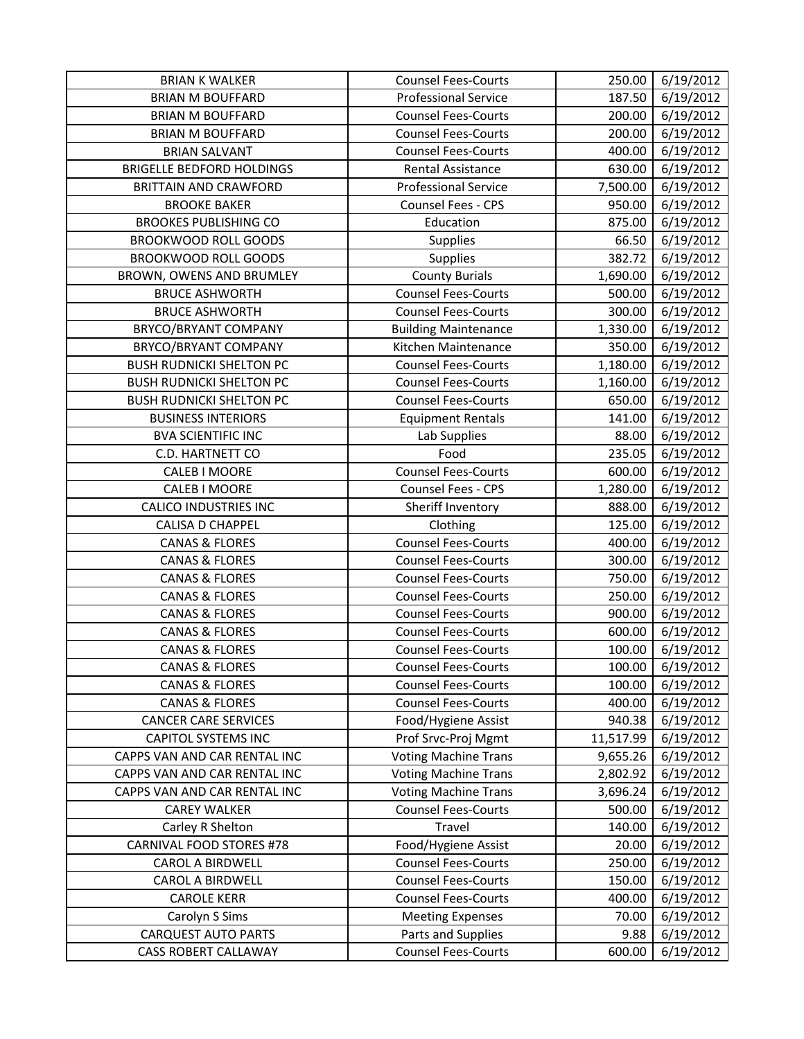| BRIAN K WALKER | Counsel Fees-Courts | 250.00 | 6/19/2012 |
|---|---|---|---|
| BRIAN M BOUFFARD | Professional Service | 187.50 | 6/19/2012 |
| BRIAN M BOUFFARD | Counsel Fees-Courts | 200.00 | 6/19/2012 |
| BRIAN M BOUFFARD | Counsel Fees-Courts | 200.00 | 6/19/2012 |
| BRIAN SALVANT | Counsel Fees-Courts | 400.00 | 6/19/2012 |
| BRIGELLE BEDFORD HOLDINGS | Rental Assistance | 630.00 | 6/19/2012 |
| BRITTAIN AND CRAWFORD | Professional Service | 7,500.00 | 6/19/2012 |
| BROOKE BAKER | Counsel Fees - CPS | 950.00 | 6/19/2012 |
| BROOKES PUBLISHING CO | Education | 875.00 | 6/19/2012 |
| BROOKWOOD ROLL GOODS | Supplies | 66.50 | 6/19/2012 |
| BROOKWOOD ROLL GOODS | Supplies | 382.72 | 6/19/2012 |
| BROWN, OWENS AND BRUMLEY | County Burials | 1,690.00 | 6/19/2012 |
| BRUCE ASHWORTH | Counsel Fees-Courts | 500.00 | 6/19/2012 |
| BRUCE ASHWORTH | Counsel Fees-Courts | 300.00 | 6/19/2012 |
| BRYCO/BRYANT COMPANY | Building Maintenance | 1,330.00 | 6/19/2012 |
| BRYCO/BRYANT COMPANY | Kitchen Maintenance | 350.00 | 6/19/2012 |
| BUSH RUDNICKI SHELTON PC | Counsel Fees-Courts | 1,180.00 | 6/19/2012 |
| BUSH RUDNICKI SHELTON PC | Counsel Fees-Courts | 1,160.00 | 6/19/2012 |
| BUSH RUDNICKI SHELTON PC | Counsel Fees-Courts | 650.00 | 6/19/2012 |
| BUSINESS INTERIORS | Equipment Rentals | 141.00 | 6/19/2012 |
| BVA SCIENTIFIC INC | Lab Supplies | 88.00 | 6/19/2012 |
| C.D. HARTNETT CO | Food | 235.05 | 6/19/2012 |
| CALEB I MOORE | Counsel Fees-Courts | 600.00 | 6/19/2012 |
| CALEB I MOORE | Counsel Fees - CPS | 1,280.00 | 6/19/2012 |
| CALICO INDUSTRIES INC | Sheriff Inventory | 888.00 | 6/19/2012 |
| CALISA D CHAPPEL | Clothing | 125.00 | 6/19/2012 |
| CANAS & FLORES | Counsel Fees-Courts | 400.00 | 6/19/2012 |
| CANAS & FLORES | Counsel Fees-Courts | 300.00 | 6/19/2012 |
| CANAS & FLORES | Counsel Fees-Courts | 750.00 | 6/19/2012 |
| CANAS & FLORES | Counsel Fees-Courts | 250.00 | 6/19/2012 |
| CANAS & FLORES | Counsel Fees-Courts | 900.00 | 6/19/2012 |
| CANAS & FLORES | Counsel Fees-Courts | 600.00 | 6/19/2012 |
| CANAS & FLORES | Counsel Fees-Courts | 100.00 | 6/19/2012 |
| CANAS & FLORES | Counsel Fees-Courts | 100.00 | 6/19/2012 |
| CANAS & FLORES | Counsel Fees-Courts | 100.00 | 6/19/2012 |
| CANAS & FLORES | Counsel Fees-Courts | 400.00 | 6/19/2012 |
| CANCER CARE SERVICES | Food/Hygiene Assist | 940.38 | 6/19/2012 |
| CAPITOL SYSTEMS INC | Prof Srvc-Proj Mgmt | 11,517.99 | 6/19/2012 |
| CAPPS VAN AND CAR RENTAL INC | Voting Machine Trans | 9,655.26 | 6/19/2012 |
| CAPPS VAN AND CAR RENTAL INC | Voting Machine Trans | 2,802.92 | 6/19/2012 |
| CAPPS VAN AND CAR RENTAL INC | Voting Machine Trans | 3,696.24 | 6/19/2012 |
| CAREY WALKER | Counsel Fees-Courts | 500.00 | 6/19/2012 |
| Carley R Shelton | Travel | 140.00 | 6/19/2012 |
| CARNIVAL FOOD STORES #78 | Food/Hygiene Assist | 20.00 | 6/19/2012 |
| CAROL A BIRDWELL | Counsel Fees-Courts | 250.00 | 6/19/2012 |
| CAROL A BIRDWELL | Counsel Fees-Courts | 150.00 | 6/19/2012 |
| CAROLE KERR | Counsel Fees-Courts | 400.00 | 6/19/2012 |
| Carolyn S Sims | Meeting Expenses | 70.00 | 6/19/2012 |
| CARQUEST AUTO PARTS | Parts and Supplies | 9.88 | 6/19/2012 |
| CASS ROBERT CALLAWAY | Counsel Fees-Courts | 600.00 | 6/19/2012 |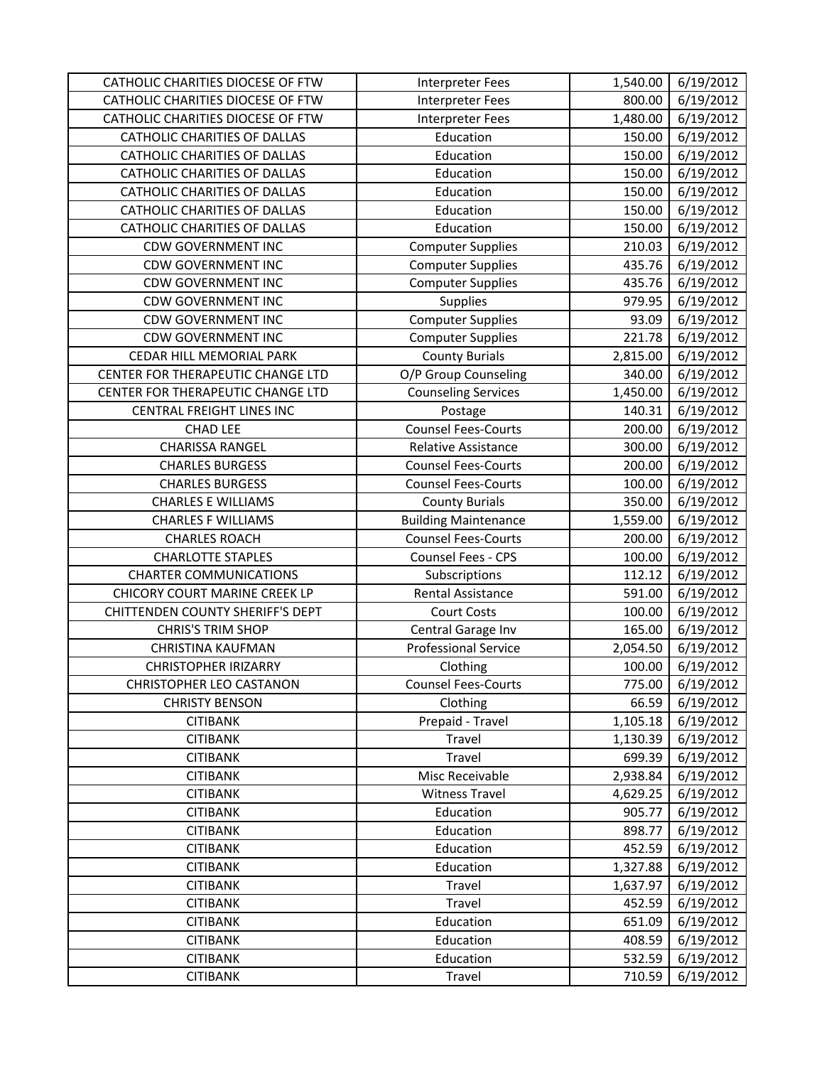| CATHOLIC CHARITIES DIOCESE OF FTW | Interpreter Fees | 1,540.00 | 6/19/2012 |
|---|---|---|---|
| CATHOLIC CHARITIES DIOCESE OF FTW | Interpreter Fees | 800.00 | 6/19/2012 |
| CATHOLIC CHARITIES DIOCESE OF FTW | Interpreter Fees | 1,480.00 | 6/19/2012 |
| CATHOLIC CHARITIES OF DALLAS | Education | 150.00 | 6/19/2012 |
| CATHOLIC CHARITIES OF DALLAS | Education | 150.00 | 6/19/2012 |
| CATHOLIC CHARITIES OF DALLAS | Education | 150.00 | 6/19/2012 |
| CATHOLIC CHARITIES OF DALLAS | Education | 150.00 | 6/19/2012 |
| CATHOLIC CHARITIES OF DALLAS | Education | 150.00 | 6/19/2012 |
| CATHOLIC CHARITIES OF DALLAS | Education | 150.00 | 6/19/2012 |
| CDW GOVERNMENT INC | Computer Supplies | 210.03 | 6/19/2012 |
| CDW GOVERNMENT INC | Computer Supplies | 435.76 | 6/19/2012 |
| CDW GOVERNMENT INC | Computer Supplies | 435.76 | 6/19/2012 |
| CDW GOVERNMENT INC | Supplies | 979.95 | 6/19/2012 |
| CDW GOVERNMENT INC | Computer Supplies | 93.09 | 6/19/2012 |
| CDW GOVERNMENT INC | Computer Supplies | 221.78 | 6/19/2012 |
| CEDAR HILL MEMORIAL PARK | County Burials | 2,815.00 | 6/19/2012 |
| CENTER FOR THERAPEUTIC CHANGE LTD | O/P Group Counseling | 340.00 | 6/19/2012 |
| CENTER FOR THERAPEUTIC CHANGE LTD | Counseling Services | 1,450.00 | 6/19/2012 |
| CENTRAL FREIGHT LINES INC | Postage | 140.31 | 6/19/2012 |
| CHAD LEE | Counsel Fees-Courts | 200.00 | 6/19/2012 |
| CHARISSA RANGEL | Relative Assistance | 300.00 | 6/19/2012 |
| CHARLES BURGESS | Counsel Fees-Courts | 200.00 | 6/19/2012 |
| CHARLES BURGESS | Counsel Fees-Courts | 100.00 | 6/19/2012 |
| CHARLES E WILLIAMS | County Burials | 350.00 | 6/19/2012 |
| CHARLES F WILLIAMS | Building Maintenance | 1,559.00 | 6/19/2012 |
| CHARLES ROACH | Counsel Fees-Courts | 200.00 | 6/19/2012 |
| CHARLOTTE STAPLES | Counsel Fees - CPS | 100.00 | 6/19/2012 |
| CHARTER COMMUNICATIONS | Subscriptions | 112.12 | 6/19/2012 |
| CHICORY COURT MARINE CREEK LP | Rental Assistance | 591.00 | 6/19/2012 |
| CHITTENDEN COUNTY SHERIFF'S DEPT | Court Costs | 100.00 | 6/19/2012 |
| CHRIS'S TRIM SHOP | Central Garage Inv | 165.00 | 6/19/2012 |
| CHRISTINA KAUFMAN | Professional Service | 2,054.50 | 6/19/2012 |
| CHRISTOPHER IRIZARRY | Clothing | 100.00 | 6/19/2012 |
| CHRISTOPHER LEO CASTANON | Counsel Fees-Courts | 775.00 | 6/19/2012 |
| CHRISTY BENSON | Clothing | 66.59 | 6/19/2012 |
| CITIBANK | Prepaid - Travel | 1,105.18 | 6/19/2012 |
| CITIBANK | Travel | 1,130.39 | 6/19/2012 |
| CITIBANK | Travel | 699.39 | 6/19/2012 |
| CITIBANK | Misc Receivable | 2,938.84 | 6/19/2012 |
| CITIBANK | Witness Travel | 4,629.25 | 6/19/2012 |
| CITIBANK | Education | 905.77 | 6/19/2012 |
| CITIBANK | Education | 898.77 | 6/19/2012 |
| CITIBANK | Education | 452.59 | 6/19/2012 |
| CITIBANK | Education | 1,327.88 | 6/19/2012 |
| CITIBANK | Travel | 1,637.97 | 6/19/2012 |
| CITIBANK | Travel | 452.59 | 6/19/2012 |
| CITIBANK | Education | 651.09 | 6/19/2012 |
| CITIBANK | Education | 408.59 | 6/19/2012 |
| CITIBANK | Education | 532.59 | 6/19/2012 |
| CITIBANK | Travel | 710.59 | 6/19/2012 |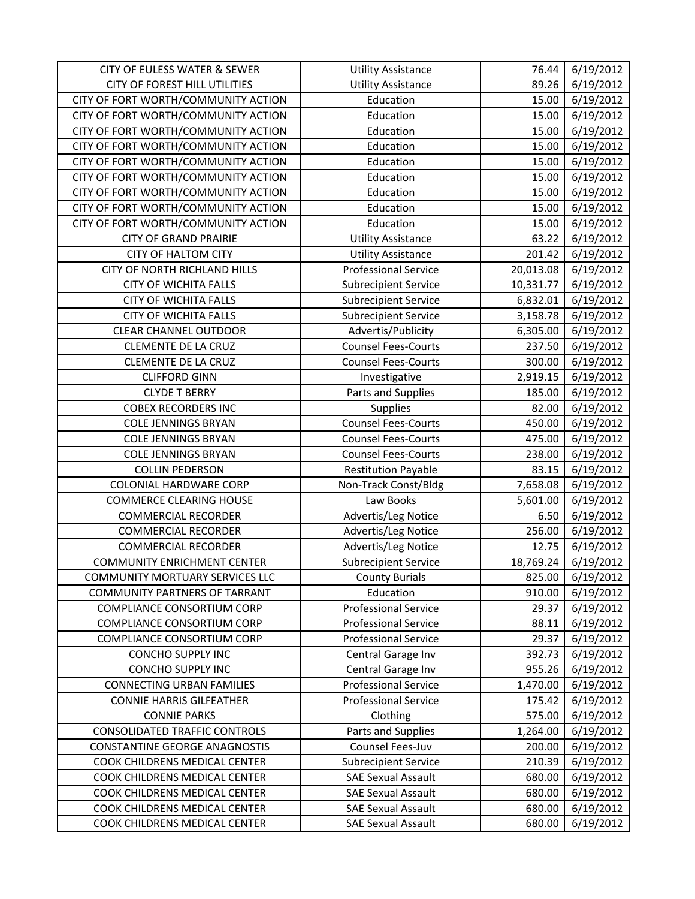| CITY OF EULESS WATER & SEWER | Utility Assistance | 76.44 | 6/19/2012 |
|---|---|---|---|
| CITY OF FOREST HILL UTILITIES | Utility Assistance | 89.26 | 6/19/2012 |
| CITY OF FORT WORTH/COMMUNITY ACTION | Education | 15.00 | 6/19/2012 |
| CITY OF FORT WORTH/COMMUNITY ACTION | Education | 15.00 | 6/19/2012 |
| CITY OF FORT WORTH/COMMUNITY ACTION | Education | 15.00 | 6/19/2012 |
| CITY OF FORT WORTH/COMMUNITY ACTION | Education | 15.00 | 6/19/2012 |
| CITY OF FORT WORTH/COMMUNITY ACTION | Education | 15.00 | 6/19/2012 |
| CITY OF FORT WORTH/COMMUNITY ACTION | Education | 15.00 | 6/19/2012 |
| CITY OF FORT WORTH/COMMUNITY ACTION | Education | 15.00 | 6/19/2012 |
| CITY OF FORT WORTH/COMMUNITY ACTION | Education | 15.00 | 6/19/2012 |
| CITY OF FORT WORTH/COMMUNITY ACTION | Education | 15.00 | 6/19/2012 |
| CITY OF GRAND PRAIRIE | Utility Assistance | 63.22 | 6/19/2012 |
| CITY OF HALTOM CITY | Utility Assistance | 201.42 | 6/19/2012 |
| CITY OF NORTH RICHLAND HILLS | Professional Service | 20,013.08 | 6/19/2012 |
| CITY OF WICHITA FALLS | Subrecipient Service | 10,331.77 | 6/19/2012 |
| CITY OF WICHITA FALLS | Subrecipient Service | 6,832.01 | 6/19/2012 |
| CITY OF WICHITA FALLS | Subrecipient Service | 3,158.78 | 6/19/2012 |
| CLEAR CHANNEL OUTDOOR | Advertis/Publicity | 6,305.00 | 6/19/2012 |
| CLEMENTE DE LA CRUZ | Counsel Fees-Courts | 237.50 | 6/19/2012 |
| CLEMENTE DE LA CRUZ | Counsel Fees-Courts | 300.00 | 6/19/2012 |
| CLIFFORD GINN | Investigative | 2,919.15 | 6/19/2012 |
| CLYDE T BERRY | Parts and Supplies | 185.00 | 6/19/2012 |
| COBEX RECORDERS INC | Supplies | 82.00 | 6/19/2012 |
| COLE JENNINGS BRYAN | Counsel Fees-Courts | 450.00 | 6/19/2012 |
| COLE JENNINGS BRYAN | Counsel Fees-Courts | 475.00 | 6/19/2012 |
| COLE JENNINGS BRYAN | Counsel Fees-Courts | 238.00 | 6/19/2012 |
| COLLIN PEDERSON | Restitution Payable | 83.15 | 6/19/2012 |
| COLONIAL HARDWARE CORP | Non-Track Const/Bldg | 7,658.08 | 6/19/2012 |
| COMMERCE CLEARING HOUSE | Law Books | 5,601.00 | 6/19/2012 |
| COMMERCIAL RECORDER | Advertis/Leg Notice | 6.50 | 6/19/2012 |
| COMMERCIAL RECORDER | Advertis/Leg Notice | 256.00 | 6/19/2012 |
| COMMERCIAL RECORDER | Advertis/Leg Notice | 12.75 | 6/19/2012 |
| COMMUNITY ENRICHMENT CENTER | Subrecipient Service | 18,769.24 | 6/19/2012 |
| COMMUNITY MORTUARY SERVICES LLC | County Burials | 825.00 | 6/19/2012 |
| COMMUNITY PARTNERS OF TARRANT | Education | 910.00 | 6/19/2012 |
| COMPLIANCE CONSORTIUM CORP | Professional Service | 29.37 | 6/19/2012 |
| COMPLIANCE CONSORTIUM CORP | Professional Service | 88.11 | 6/19/2012 |
| COMPLIANCE CONSORTIUM CORP | Professional Service | 29.37 | 6/19/2012 |
| CONCHO SUPPLY INC | Central Garage Inv | 392.73 | 6/19/2012 |
| CONCHO SUPPLY INC | Central Garage Inv | 955.26 | 6/19/2012 |
| CONNECTING URBAN FAMILIES | Professional Service | 1,470.00 | 6/19/2012 |
| CONNIE HARRIS GILFEATHER | Professional Service | 175.42 | 6/19/2012 |
| CONNIE PARKS | Clothing | 575.00 | 6/19/2012 |
| CONSOLIDATED TRAFFIC CONTROLS | Parts and Supplies | 1,264.00 | 6/19/2012 |
| CONSTANTINE GEORGE ANAGNOSTIS | Counsel Fees-Juv | 200.00 | 6/19/2012 |
| COOK CHILDRENS MEDICAL CENTER | Subrecipient Service | 210.39 | 6/19/2012 |
| COOK CHILDRENS MEDICAL CENTER | SAE Sexual Assault | 680.00 | 6/19/2012 |
| COOK CHILDRENS MEDICAL CENTER | SAE Sexual Assault | 680.00 | 6/19/2012 |
| COOK CHILDRENS MEDICAL CENTER | SAE Sexual Assault | 680.00 | 6/19/2012 |
| COOK CHILDRENS MEDICAL CENTER | SAE Sexual Assault | 680.00 | 6/19/2012 |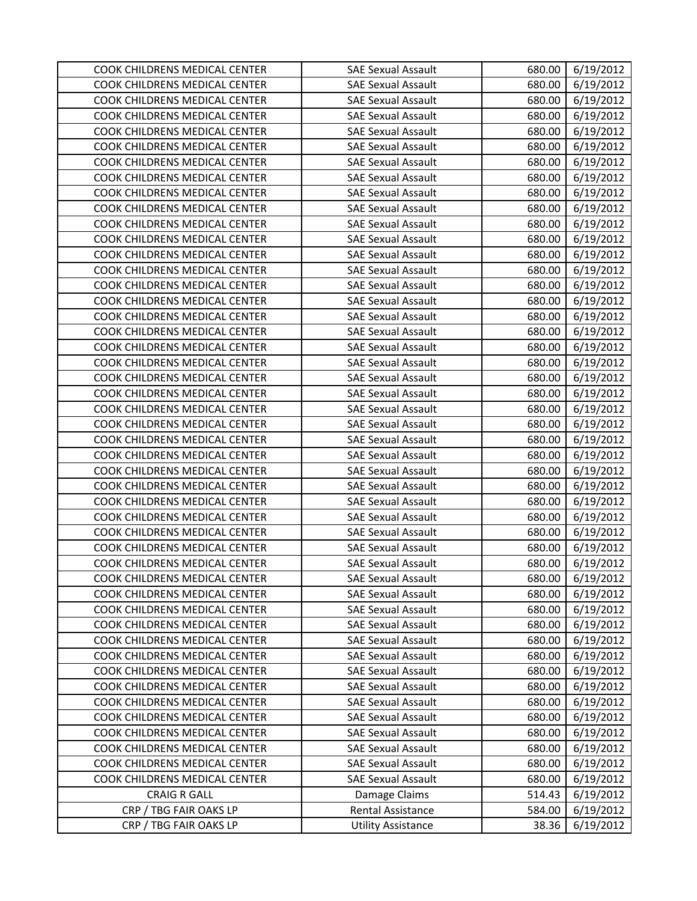| COOK CHILDRENS MEDICAL CENTER | SAE Sexual Assault | 680.00 | 6/19/2012 |
| --- | --- | --- | --- |
| COOK CHILDRENS MEDICAL CENTER | SAE Sexual Assault | 680.00 | 6/19/2012 |
| COOK CHILDRENS MEDICAL CENTER | SAE Sexual Assault | 680.00 | 6/19/2012 |
| COOK CHILDRENS MEDICAL CENTER | SAE Sexual Assault | 680.00 | 6/19/2012 |
| COOK CHILDRENS MEDICAL CENTER | SAE Sexual Assault | 680.00 | 6/19/2012 |
| COOK CHILDRENS MEDICAL CENTER | SAE Sexual Assault | 680.00 | 6/19/2012 |
| COOK CHILDRENS MEDICAL CENTER | SAE Sexual Assault | 680.00 | 6/19/2012 |
| COOK CHILDRENS MEDICAL CENTER | SAE Sexual Assault | 680.00 | 6/19/2012 |
| COOK CHILDRENS MEDICAL CENTER | SAE Sexual Assault | 680.00 | 6/19/2012 |
| COOK CHILDRENS MEDICAL CENTER | SAE Sexual Assault | 680.00 | 6/19/2012 |
| COOK CHILDRENS MEDICAL CENTER | SAE Sexual Assault | 680.00 | 6/19/2012 |
| COOK CHILDRENS MEDICAL CENTER | SAE Sexual Assault | 680.00 | 6/19/2012 |
| COOK CHILDRENS MEDICAL CENTER | SAE Sexual Assault | 680.00 | 6/19/2012 |
| COOK CHILDRENS MEDICAL CENTER | SAE Sexual Assault | 680.00 | 6/19/2012 |
| COOK CHILDRENS MEDICAL CENTER | SAE Sexual Assault | 680.00 | 6/19/2012 |
| COOK CHILDRENS MEDICAL CENTER | SAE Sexual Assault | 680.00 | 6/19/2012 |
| COOK CHILDRENS MEDICAL CENTER | SAE Sexual Assault | 680.00 | 6/19/2012 |
| COOK CHILDRENS MEDICAL CENTER | SAE Sexual Assault | 680.00 | 6/19/2012 |
| COOK CHILDRENS MEDICAL CENTER | SAE Sexual Assault | 680.00 | 6/19/2012 |
| COOK CHILDRENS MEDICAL CENTER | SAE Sexual Assault | 680.00 | 6/19/2012 |
| COOK CHILDRENS MEDICAL CENTER | SAE Sexual Assault | 680.00 | 6/19/2012 |
| COOK CHILDRENS MEDICAL CENTER | SAE Sexual Assault | 680.00 | 6/19/2012 |
| COOK CHILDRENS MEDICAL CENTER | SAE Sexual Assault | 680.00 | 6/19/2012 |
| COOK CHILDRENS MEDICAL CENTER | SAE Sexual Assault | 680.00 | 6/19/2012 |
| COOK CHILDRENS MEDICAL CENTER | SAE Sexual Assault | 680.00 | 6/19/2012 |
| COOK CHILDRENS MEDICAL CENTER | SAE Sexual Assault | 680.00 | 6/19/2012 |
| COOK CHILDRENS MEDICAL CENTER | SAE Sexual Assault | 680.00 | 6/19/2012 |
| COOK CHILDRENS MEDICAL CENTER | SAE Sexual Assault | 680.00 | 6/19/2012 |
| COOK CHILDRENS MEDICAL CENTER | SAE Sexual Assault | 680.00 | 6/19/2012 |
| COOK CHILDRENS MEDICAL CENTER | SAE Sexual Assault | 680.00 | 6/19/2012 |
| COOK CHILDRENS MEDICAL CENTER | SAE Sexual Assault | 680.00 | 6/19/2012 |
| COOK CHILDRENS MEDICAL CENTER | SAE Sexual Assault | 680.00 | 6/19/2012 |
| COOK CHILDRENS MEDICAL CENTER | SAE Sexual Assault | 680.00 | 6/19/2012 |
| COOK CHILDRENS MEDICAL CENTER | SAE Sexual Assault | 680.00 | 6/19/2012 |
| COOK CHILDRENS MEDICAL CENTER | SAE Sexual Assault | 680.00 | 6/19/2012 |
| COOK CHILDRENS MEDICAL CENTER | SAE Sexual Assault | 680.00 | 6/19/2012 |
| COOK CHILDRENS MEDICAL CENTER | SAE Sexual Assault | 680.00 | 6/19/2012 |
| COOK CHILDRENS MEDICAL CENTER | SAE Sexual Assault | 680.00 | 6/19/2012 |
| COOK CHILDRENS MEDICAL CENTER | SAE Sexual Assault | 680.00 | 6/19/2012 |
| COOK CHILDRENS MEDICAL CENTER | SAE Sexual Assault | 680.00 | 6/19/2012 |
| COOK CHILDRENS MEDICAL CENTER | SAE Sexual Assault | 680.00 | 6/19/2012 |
| COOK CHILDRENS MEDICAL CENTER | SAE Sexual Assault | 680.00 | 6/19/2012 |
| COOK CHILDRENS MEDICAL CENTER | SAE Sexual Assault | 680.00 | 6/19/2012 |
| COOK CHILDRENS MEDICAL CENTER | SAE Sexual Assault | 680.00 | 6/19/2012 |
| COOK CHILDRENS MEDICAL CENTER | SAE Sexual Assault | 680.00 | 6/19/2012 |
| COOK CHILDRENS MEDICAL CENTER | SAE Sexual Assault | 680.00 | 6/19/2012 |
| COOK CHILDRENS MEDICAL CENTER | SAE Sexual Assault | 680.00 | 6/19/2012 |
| CRAIG R GALL | Damage Claims | 514.43 | 6/19/2012 |
| CRP / TBG FAIR OAKS LP | Rental Assistance | 584.00 | 6/19/2012 |
| CRP / TBG FAIR OAKS LP | Utility Assistance | 38.36 | 6/19/2012 |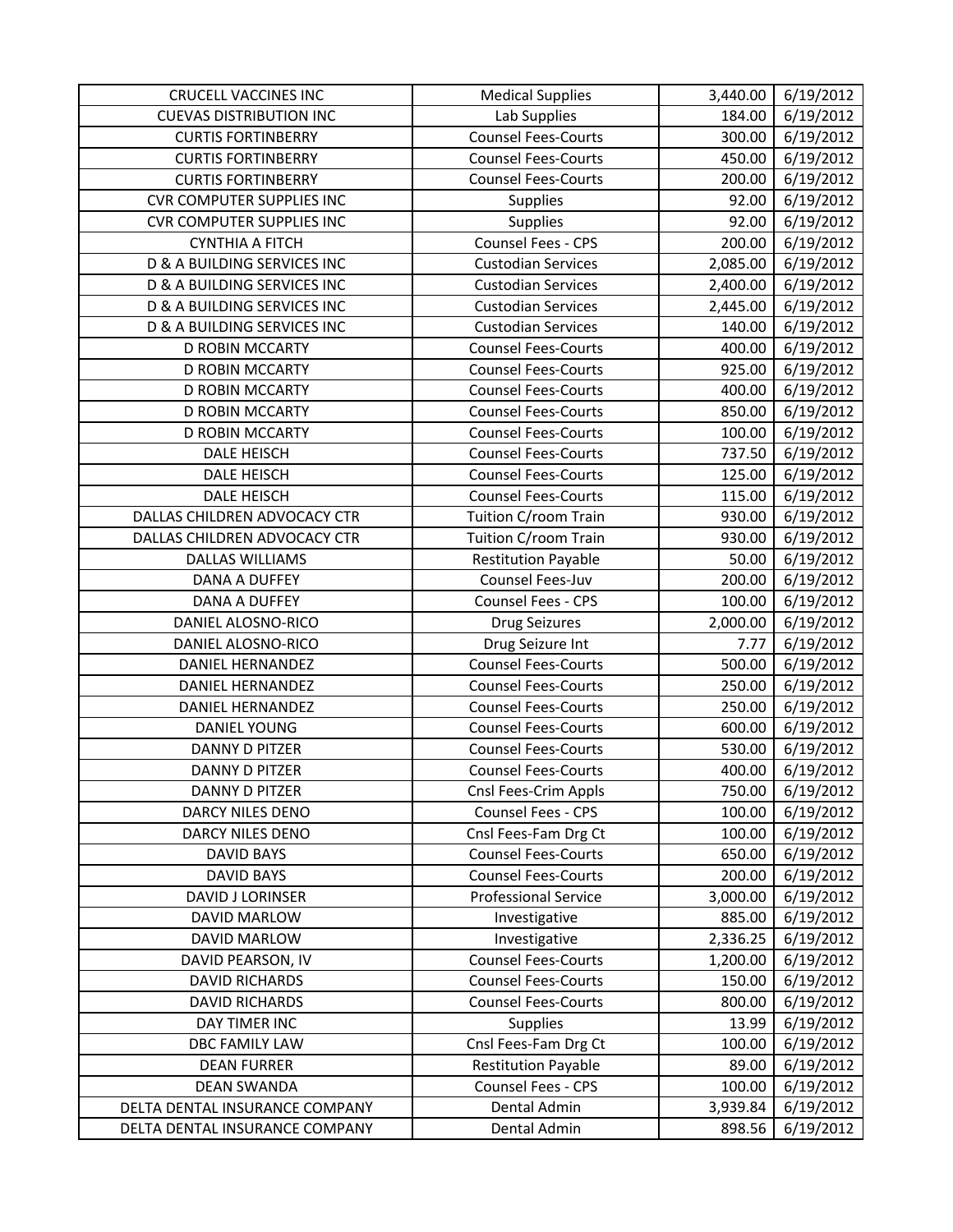| CRUCELL VACCINES INC | Medical Supplies | 3,440.00 | 6/19/2012 |
|---|---|---|---|
| CUEVAS DISTRIBUTION INC | Lab Supplies | 184.00 | 6/19/2012 |
| CURTIS FORTINBERRY | Counsel Fees-Courts | 300.00 | 6/19/2012 |
| CURTIS FORTINBERRY | Counsel Fees-Courts | 450.00 | 6/19/2012 |
| CURTIS FORTINBERRY | Counsel Fees-Courts | 200.00 | 6/19/2012 |
| CVR COMPUTER SUPPLIES INC | Supplies | 92.00 | 6/19/2012 |
| CVR COMPUTER SUPPLIES INC | Supplies | 92.00 | 6/19/2012 |
| CYNTHIA A FITCH | Counsel Fees - CPS | 200.00 | 6/19/2012 |
| D & A BUILDING SERVICES INC | Custodian Services | 2,085.00 | 6/19/2012 |
| D & A BUILDING SERVICES INC | Custodian Services | 2,400.00 | 6/19/2012 |
| D & A BUILDING SERVICES INC | Custodian Services | 2,445.00 | 6/19/2012 |
| D & A BUILDING SERVICES INC | Custodian Services | 140.00 | 6/19/2012 |
| D ROBIN MCCARTY | Counsel Fees-Courts | 400.00 | 6/19/2012 |
| D ROBIN MCCARTY | Counsel Fees-Courts | 925.00 | 6/19/2012 |
| D ROBIN MCCARTY | Counsel Fees-Courts | 400.00 | 6/19/2012 |
| D ROBIN MCCARTY | Counsel Fees-Courts | 850.00 | 6/19/2012 |
| D ROBIN MCCARTY | Counsel Fees-Courts | 100.00 | 6/19/2012 |
| DALE HEISCH | Counsel Fees-Courts | 737.50 | 6/19/2012 |
| DALE HEISCH | Counsel Fees-Courts | 125.00 | 6/19/2012 |
| DALE HEISCH | Counsel Fees-Courts | 115.00 | 6/19/2012 |
| DALLAS CHILDREN ADVOCACY CTR | Tuition C/room Train | 930.00 | 6/19/2012 |
| DALLAS CHILDREN ADVOCACY CTR | Tuition C/room Train | 930.00 | 6/19/2012 |
| DALLAS WILLIAMS | Restitution Payable | 50.00 | 6/19/2012 |
| DANA A DUFFEY | Counsel Fees-Juv | 200.00 | 6/19/2012 |
| DANA A DUFFEY | Counsel Fees - CPS | 100.00 | 6/19/2012 |
| DANIEL ALOSNO-RICO | Drug Seizures | 2,000.00 | 6/19/2012 |
| DANIEL ALOSNO-RICO | Drug Seizure Int | 7.77 | 6/19/2012 |
| DANIEL HERNANDEZ | Counsel Fees-Courts | 500.00 | 6/19/2012 |
| DANIEL HERNANDEZ | Counsel Fees-Courts | 250.00 | 6/19/2012 |
| DANIEL HERNANDEZ | Counsel Fees-Courts | 250.00 | 6/19/2012 |
| DANIEL YOUNG | Counsel Fees-Courts | 600.00 | 6/19/2012 |
| DANNY D PITZER | Counsel Fees-Courts | 530.00 | 6/19/2012 |
| DANNY D PITZER | Counsel Fees-Courts | 400.00 | 6/19/2012 |
| DANNY D PITZER | Cnsl Fees-Crim Appls | 750.00 | 6/19/2012 |
| DARCY NILES DENO | Counsel Fees - CPS | 100.00 | 6/19/2012 |
| DARCY NILES DENO | Cnsl Fees-Fam Drg Ct | 100.00 | 6/19/2012 |
| DAVID BAYS | Counsel Fees-Courts | 650.00 | 6/19/2012 |
| DAVID BAYS | Counsel Fees-Courts | 200.00 | 6/19/2012 |
| DAVID J LORINSER | Professional Service | 3,000.00 | 6/19/2012 |
| DAVID MARLOW | Investigative | 885.00 | 6/19/2012 |
| DAVID MARLOW | Investigative | 2,336.25 | 6/19/2012 |
| DAVID PEARSON, IV | Counsel Fees-Courts | 1,200.00 | 6/19/2012 |
| DAVID RICHARDS | Counsel Fees-Courts | 150.00 | 6/19/2012 |
| DAVID RICHARDS | Counsel Fees-Courts | 800.00 | 6/19/2012 |
| DAY TIMER INC | Supplies | 13.99 | 6/19/2012 |
| DBC FAMILY LAW | Cnsl Fees-Fam Drg Ct | 100.00 | 6/19/2012 |
| DEAN FURRER | Restitution Payable | 89.00 | 6/19/2012 |
| DEAN SWANDA | Counsel Fees - CPS | 100.00 | 6/19/2012 |
| DELTA DENTAL INSURANCE COMPANY | Dental Admin | 3,939.84 | 6/19/2012 |
| DELTA DENTAL INSURANCE COMPANY | Dental Admin | 898.56 | 6/19/2012 |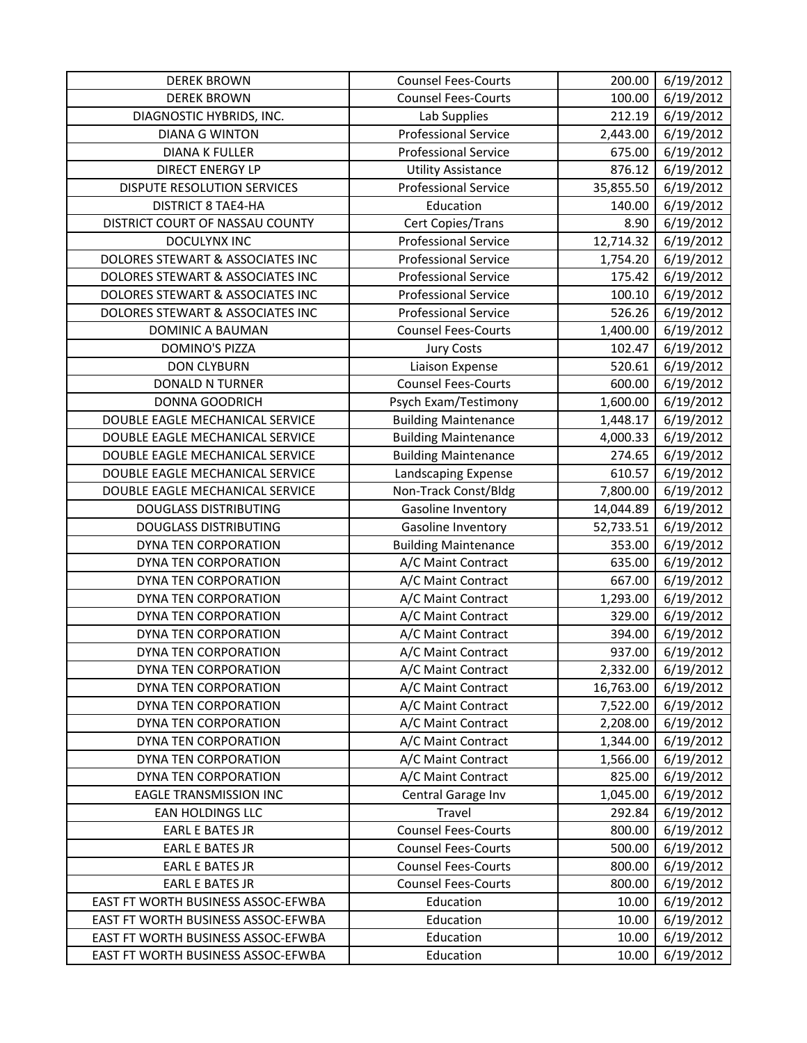| | | | |
|---|---|---|---|
| DEREK BROWN | Counsel Fees-Courts | 200.00 | 6/19/2012 |
| DEREK BROWN | Counsel Fees-Courts | 100.00 | 6/19/2012 |
| DIAGNOSTIC HYBRIDS, INC. | Lab Supplies | 212.19 | 6/19/2012 |
| DIANA G WINTON | Professional Service | 2,443.00 | 6/19/2012 |
| DIANA K FULLER | Professional Service | 675.00 | 6/19/2012 |
| DIRECT ENERGY LP | Utility Assistance | 876.12 | 6/19/2012 |
| DISPUTE RESOLUTION SERVICES | Professional Service | 35,855.50 | 6/19/2012 |
| DISTRICT 8 TAE4-HA | Education | 140.00 | 6/19/2012 |
| DISTRICT COURT OF NASSAU COUNTY | Cert Copies/Trans | 8.90 | 6/19/2012 |
| DOCULYNX INC | Professional Service | 12,714.32 | 6/19/2012 |
| DOLORES STEWART & ASSOCIATES INC | Professional Service | 1,754.20 | 6/19/2012 |
| DOLORES STEWART & ASSOCIATES INC | Professional Service | 175.42 | 6/19/2012 |
| DOLORES STEWART & ASSOCIATES INC | Professional Service | 100.10 | 6/19/2012 |
| DOLORES STEWART & ASSOCIATES INC | Professional Service | 526.26 | 6/19/2012 |
| DOMINIC A BAUMAN | Counsel Fees-Courts | 1,400.00 | 6/19/2012 |
| DOMINO'S PIZZA | Jury Costs | 102.47 | 6/19/2012 |
| DON CLYBURN | Liaison Expense | 520.61 | 6/19/2012 |
| DONALD N TURNER | Counsel Fees-Courts | 600.00 | 6/19/2012 |
| DONNA GOODRICH | Psych Exam/Testimony | 1,600.00 | 6/19/2012 |
| DOUBLE EAGLE MECHANICAL SERVICE | Building Maintenance | 1,448.17 | 6/19/2012 |
| DOUBLE EAGLE MECHANICAL SERVICE | Building Maintenance | 4,000.33 | 6/19/2012 |
| DOUBLE EAGLE MECHANICAL SERVICE | Building Maintenance | 274.65 | 6/19/2012 |
| DOUBLE EAGLE MECHANICAL SERVICE | Landscaping Expense | 610.57 | 6/19/2012 |
| DOUBLE EAGLE MECHANICAL SERVICE | Non-Track Const/Bldg | 7,800.00 | 6/19/2012 |
| DOUGLASS DISTRIBUTING | Gasoline Inventory | 14,044.89 | 6/19/2012 |
| DOUGLASS DISTRIBUTING | Gasoline Inventory | 52,733.51 | 6/19/2012 |
| DYNA TEN CORPORATION | Building Maintenance | 353.00 | 6/19/2012 |
| DYNA TEN CORPORATION | A/C Maint Contract | 635.00 | 6/19/2012 |
| DYNA TEN CORPORATION | A/C Maint Contract | 667.00 | 6/19/2012 |
| DYNA TEN CORPORATION | A/C Maint Contract | 1,293.00 | 6/19/2012 |
| DYNA TEN CORPORATION | A/C Maint Contract | 329.00 | 6/19/2012 |
| DYNA TEN CORPORATION | A/C Maint Contract | 394.00 | 6/19/2012 |
| DYNA TEN CORPORATION | A/C Maint Contract | 937.00 | 6/19/2012 |
| DYNA TEN CORPORATION | A/C Maint Contract | 2,332.00 | 6/19/2012 |
| DYNA TEN CORPORATION | A/C Maint Contract | 16,763.00 | 6/19/2012 |
| DYNA TEN CORPORATION | A/C Maint Contract | 7,522.00 | 6/19/2012 |
| DYNA TEN CORPORATION | A/C Maint Contract | 2,208.00 | 6/19/2012 |
| DYNA TEN CORPORATION | A/C Maint Contract | 1,344.00 | 6/19/2012 |
| DYNA TEN CORPORATION | A/C Maint Contract | 1,566.00 | 6/19/2012 |
| DYNA TEN CORPORATION | A/C Maint Contract | 825.00 | 6/19/2012 |
| EAGLE TRANSMISSION INC | Central Garage Inv | 1,045.00 | 6/19/2012 |
| EAN HOLDINGS LLC | Travel | 292.84 | 6/19/2012 |
| EARL E BATES JR | Counsel Fees-Courts | 800.00 | 6/19/2012 |
| EARL E BATES JR | Counsel Fees-Courts | 500.00 | 6/19/2012 |
| EARL E BATES JR | Counsel Fees-Courts | 800.00 | 6/19/2012 |
| EARL E BATES JR | Counsel Fees-Courts | 800.00 | 6/19/2012 |
| EAST FT WORTH BUSINESS ASSOC-EFWBA | Education | 10.00 | 6/19/2012 |
| EAST FT WORTH BUSINESS ASSOC-EFWBA | Education | 10.00 | 6/19/2012 |
| EAST FT WORTH BUSINESS ASSOC-EFWBA | Education | 10.00 | 6/19/2012 |
| EAST FT WORTH BUSINESS ASSOC-EFWBA | Education | 10.00 | 6/19/2012 |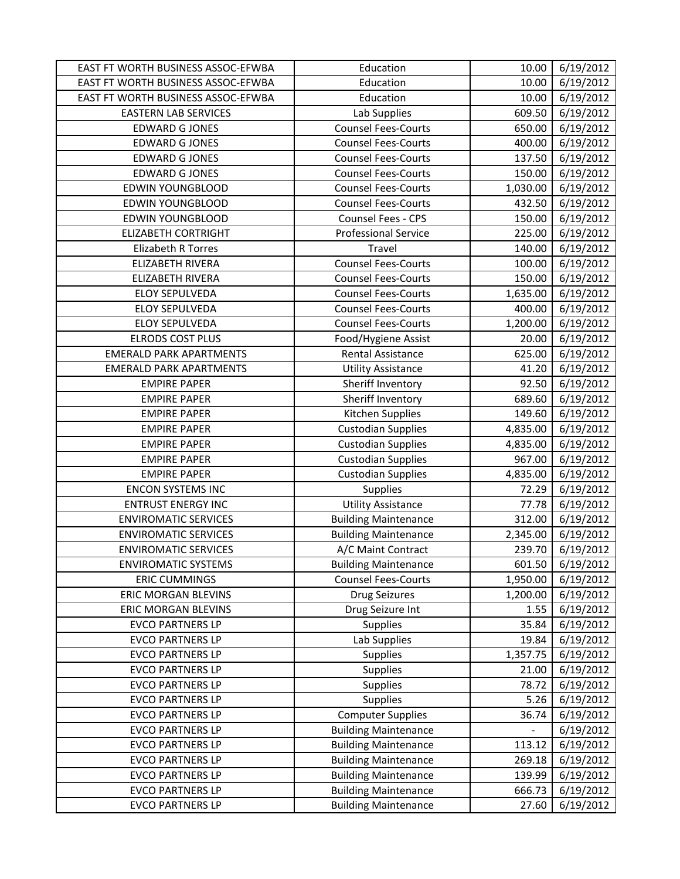| | | | |
|---|---|---|---|
| EAST FT WORTH BUSINESS ASSOC-EFWBA | Education | 10.00 | 6/19/2012 |
| EAST FT WORTH BUSINESS ASSOC-EFWBA | Education | 10.00 | 6/19/2012 |
| EAST FT WORTH BUSINESS ASSOC-EFWBA | Education | 10.00 | 6/19/2012 |
| EASTERN LAB SERVICES | Lab Supplies | 609.50 | 6/19/2012 |
| EDWARD G JONES | Counsel Fees-Courts | 650.00 | 6/19/2012 |
| EDWARD G JONES | Counsel Fees-Courts | 400.00 | 6/19/2012 |
| EDWARD G JONES | Counsel Fees-Courts | 137.50 | 6/19/2012 |
| EDWARD G JONES | Counsel Fees-Courts | 150.00 | 6/19/2012 |
| EDWIN YOUNGBLOOD | Counsel Fees-Courts | 1,030.00 | 6/19/2012 |
| EDWIN YOUNGBLOOD | Counsel Fees-Courts | 432.50 | 6/19/2012 |
| EDWIN YOUNGBLOOD | Counsel Fees - CPS | 150.00 | 6/19/2012 |
| ELIZABETH CORTRIGHT | Professional Service | 225.00 | 6/19/2012 |
| Elizabeth R Torres | Travel | 140.00 | 6/19/2012 |
| ELIZABETH RIVERA | Counsel Fees-Courts | 100.00 | 6/19/2012 |
| ELIZABETH RIVERA | Counsel Fees-Courts | 150.00 | 6/19/2012 |
| ELOY SEPULVEDA | Counsel Fees-Courts | 1,635.00 | 6/19/2012 |
| ELOY SEPULVEDA | Counsel Fees-Courts | 400.00 | 6/19/2012 |
| ELOY SEPULVEDA | Counsel Fees-Courts | 1,200.00 | 6/19/2012 |
| ELRODS COST PLUS | Food/Hygiene Assist | 20.00 | 6/19/2012 |
| EMERALD PARK APARTMENTS | Rental Assistance | 625.00 | 6/19/2012 |
| EMERALD PARK APARTMENTS | Utility Assistance | 41.20 | 6/19/2012 |
| EMPIRE PAPER | Sheriff Inventory | 92.50 | 6/19/2012 |
| EMPIRE PAPER | Sheriff Inventory | 689.60 | 6/19/2012 |
| EMPIRE PAPER | Kitchen Supplies | 149.60 | 6/19/2012 |
| EMPIRE PAPER | Custodian Supplies | 4,835.00 | 6/19/2012 |
| EMPIRE PAPER | Custodian Supplies | 4,835.00 | 6/19/2012 |
| EMPIRE PAPER | Custodian Supplies | 967.00 | 6/19/2012 |
| EMPIRE PAPER | Custodian Supplies | 4,835.00 | 6/19/2012 |
| ENCON SYSTEMS INC | Supplies | 72.29 | 6/19/2012 |
| ENTRUST ENERGY INC | Utility Assistance | 77.78 | 6/19/2012 |
| ENVIROMATIC SERVICES | Building Maintenance | 312.00 | 6/19/2012 |
| ENVIROMATIC SERVICES | Building Maintenance | 2,345.00 | 6/19/2012 |
| ENVIROMATIC SERVICES | A/C Maint Contract | 239.70 | 6/19/2012 |
| ENVIROMATIC SYSTEMS | Building Maintenance | 601.50 | 6/19/2012 |
| ERIC CUMMINGS | Counsel Fees-Courts | 1,950.00 | 6/19/2012 |
| ERIC MORGAN BLEVINS | Drug Seizures | 1,200.00 | 6/19/2012 |
| ERIC MORGAN BLEVINS | Drug Seizure Int | 1.55 | 6/19/2012 |
| EVCO PARTNERS LP | Supplies | 35.84 | 6/19/2012 |
| EVCO PARTNERS LP | Lab Supplies | 19.84 | 6/19/2012 |
| EVCO PARTNERS LP | Supplies | 1,357.75 | 6/19/2012 |
| EVCO PARTNERS LP | Supplies | 21.00 | 6/19/2012 |
| EVCO PARTNERS LP | Supplies | 78.72 | 6/19/2012 |
| EVCO PARTNERS LP | Supplies | 5.26 | 6/19/2012 |
| EVCO PARTNERS LP | Computer Supplies | 36.74 | 6/19/2012 |
| EVCO PARTNERS LP | Building Maintenance | - | 6/19/2012 |
| EVCO PARTNERS LP | Building Maintenance | 113.12 | 6/19/2012 |
| EVCO PARTNERS LP | Building Maintenance | 269.18 | 6/19/2012 |
| EVCO PARTNERS LP | Building Maintenance | 139.99 | 6/19/2012 |
| EVCO PARTNERS LP | Building Maintenance | 666.73 | 6/19/2012 |
| EVCO PARTNERS LP | Building Maintenance | 27.60 | 6/19/2012 |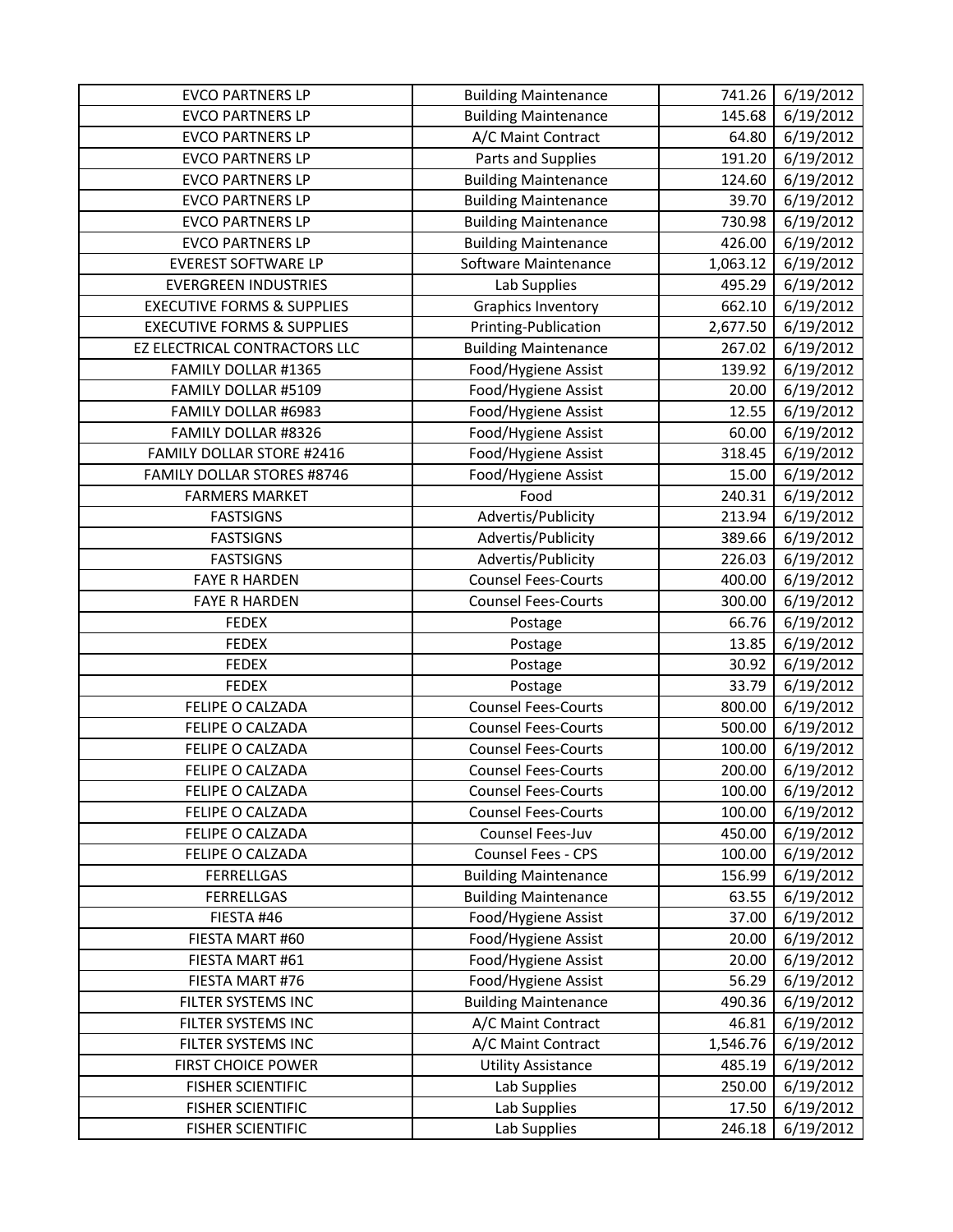| EVCO PARTNERS LP | Building Maintenance | 741.26 | 6/19/2012 |
|---|---|---|---|
| EVCO PARTNERS LP | Building Maintenance | 145.68 | 6/19/2012 |
| EVCO PARTNERS LP | A/C Maint Contract | 64.80 | 6/19/2012 |
| EVCO PARTNERS LP | Parts and Supplies | 191.20 | 6/19/2012 |
| EVCO PARTNERS LP | Building Maintenance | 124.60 | 6/19/2012 |
| EVCO PARTNERS LP | Building Maintenance | 39.70 | 6/19/2012 |
| EVCO PARTNERS LP | Building Maintenance | 730.98 | 6/19/2012 |
| EVCO PARTNERS LP | Building Maintenance | 426.00 | 6/19/2012 |
| EVEREST SOFTWARE LP | Software Maintenance | 1,063.12 | 6/19/2012 |
| EVERGREEN INDUSTRIES | Lab Supplies | 495.29 | 6/19/2012 |
| EXECUTIVE FORMS & SUPPLIES | Graphics Inventory | 662.10 | 6/19/2012 |
| EXECUTIVE FORMS & SUPPLIES | Printing-Publication | 2,677.50 | 6/19/2012 |
| EZ ELECTRICAL CONTRACTORS LLC | Building Maintenance | 267.02 | 6/19/2012 |
| FAMILY DOLLAR #1365 | Food/Hygiene Assist | 139.92 | 6/19/2012 |
| FAMILY DOLLAR #5109 | Food/Hygiene Assist | 20.00 | 6/19/2012 |
| FAMILY DOLLAR #6983 | Food/Hygiene Assist | 12.55 | 6/19/2012 |
| FAMILY DOLLAR #8326 | Food/Hygiene Assist | 60.00 | 6/19/2012 |
| FAMILY DOLLAR STORE #2416 | Food/Hygiene Assist | 318.45 | 6/19/2012 |
| FAMILY DOLLAR STORES #8746 | Food/Hygiene Assist | 15.00 | 6/19/2012 |
| FARMERS MARKET | Food | 240.31 | 6/19/2012 |
| FASTSIGNS | Advertis/Publicity | 213.94 | 6/19/2012 |
| FASTSIGNS | Advertis/Publicity | 389.66 | 6/19/2012 |
| FASTSIGNS | Advertis/Publicity | 226.03 | 6/19/2012 |
| FAYE R HARDEN | Counsel Fees-Courts | 400.00 | 6/19/2012 |
| FAYE R HARDEN | Counsel Fees-Courts | 300.00 | 6/19/2012 |
| FEDEX | Postage | 66.76 | 6/19/2012 |
| FEDEX | Postage | 13.85 | 6/19/2012 |
| FEDEX | Postage | 30.92 | 6/19/2012 |
| FEDEX | Postage | 33.79 | 6/19/2012 |
| FELIPE O CALZADA | Counsel Fees-Courts | 800.00 | 6/19/2012 |
| FELIPE O CALZADA | Counsel Fees-Courts | 500.00 | 6/19/2012 |
| FELIPE O CALZADA | Counsel Fees-Courts | 100.00 | 6/19/2012 |
| FELIPE O CALZADA | Counsel Fees-Courts | 200.00 | 6/19/2012 |
| FELIPE O CALZADA | Counsel Fees-Courts | 100.00 | 6/19/2012 |
| FELIPE O CALZADA | Counsel Fees-Courts | 100.00 | 6/19/2012 |
| FELIPE O CALZADA | Counsel Fees-Juv | 450.00 | 6/19/2012 |
| FELIPE O CALZADA | Counsel Fees - CPS | 100.00 | 6/19/2012 |
| FERRELLGAS | Building Maintenance | 156.99 | 6/19/2012 |
| FERRELLGAS | Building Maintenance | 63.55 | 6/19/2012 |
| FIESTA #46 | Food/Hygiene Assist | 37.00 | 6/19/2012 |
| FIESTA MART #60 | Food/Hygiene Assist | 20.00 | 6/19/2012 |
| FIESTA MART #61 | Food/Hygiene Assist | 20.00 | 6/19/2012 |
| FIESTA MART #76 | Food/Hygiene Assist | 56.29 | 6/19/2012 |
| FILTER SYSTEMS INC | Building Maintenance | 490.36 | 6/19/2012 |
| FILTER SYSTEMS INC | A/C Maint Contract | 46.81 | 6/19/2012 |
| FILTER SYSTEMS INC | A/C Maint Contract | 1,546.76 | 6/19/2012 |
| FIRST CHOICE POWER | Utility Assistance | 485.19 | 6/19/2012 |
| FISHER SCIENTIFIC | Lab Supplies | 250.00 | 6/19/2012 |
| FISHER SCIENTIFIC | Lab Supplies | 17.50 | 6/19/2012 |
| FISHER SCIENTIFIC | Lab Supplies | 246.18 | 6/19/2012 |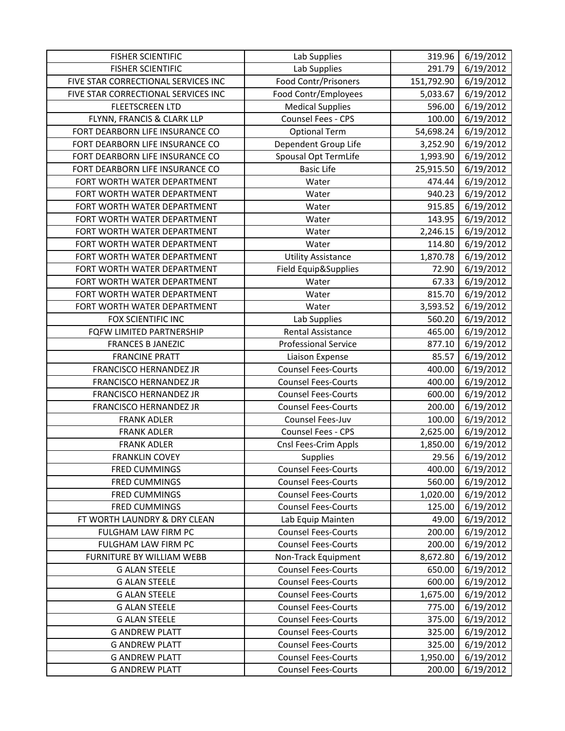| FISHER SCIENTIFIC | Lab Supplies | 319.96 | 6/19/2012 |
|---|---|---|---|
| FISHER SCIENTIFIC | Lab Supplies | 291.79 | 6/19/2012 |
| FIVE STAR CORRECTIONAL SERVICES INC | Food Contr/Prisoners | 151,792.90 | 6/19/2012 |
| FIVE STAR CORRECTIONAL SERVICES INC | Food Contr/Employees | 5,033.67 | 6/19/2012 |
| FLEETSCREEN LTD | Medical Supplies | 596.00 | 6/19/2012 |
| FLYNN, FRANCIS & CLARK LLP | Counsel Fees - CPS | 100.00 | 6/19/2012 |
| FORT DEARBORN LIFE INSURANCE CO | Optional Term | 54,698.24 | 6/19/2012 |
| FORT DEARBORN LIFE INSURANCE CO | Dependent Group Life | 3,252.90 | 6/19/2012 |
| FORT DEARBORN LIFE INSURANCE CO | Spousal Opt TermLife | 1,993.90 | 6/19/2012 |
| FORT DEARBORN LIFE INSURANCE CO | Basic Life | 25,915.50 | 6/19/2012 |
| FORT WORTH WATER DEPARTMENT | Water | 474.44 | 6/19/2012 |
| FORT WORTH WATER DEPARTMENT | Water | 940.23 | 6/19/2012 |
| FORT WORTH WATER DEPARTMENT | Water | 915.85 | 6/19/2012 |
| FORT WORTH WATER DEPARTMENT | Water | 143.95 | 6/19/2012 |
| FORT WORTH WATER DEPARTMENT | Water | 2,246.15 | 6/19/2012 |
| FORT WORTH WATER DEPARTMENT | Water | 114.80 | 6/19/2012 |
| FORT WORTH WATER DEPARTMENT | Utility Assistance | 1,870.78 | 6/19/2012 |
| FORT WORTH WATER DEPARTMENT | Field Equip&Supplies | 72.90 | 6/19/2012 |
| FORT WORTH WATER DEPARTMENT | Water | 67.33 | 6/19/2012 |
| FORT WORTH WATER DEPARTMENT | Water | 815.70 | 6/19/2012 |
| FORT WORTH WATER DEPARTMENT | Water | 3,593.52 | 6/19/2012 |
| FOX SCIENTIFIC INC | Lab Supplies | 560.20 | 6/19/2012 |
| FQFW LIMITED PARTNERSHIP | Rental Assistance | 465.00 | 6/19/2012 |
| FRANCES B JANEZIC | Professional Service | 877.10 | 6/19/2012 |
| FRANCINE PRATT | Liaison Expense | 85.57 | 6/19/2012 |
| FRANCISCO HERNANDEZ JR | Counsel Fees-Courts | 400.00 | 6/19/2012 |
| FRANCISCO HERNANDEZ JR | Counsel Fees-Courts | 400.00 | 6/19/2012 |
| FRANCISCO HERNANDEZ JR | Counsel Fees-Courts | 600.00 | 6/19/2012 |
| FRANCISCO HERNANDEZ JR | Counsel Fees-Courts | 200.00 | 6/19/2012 |
| FRANK ADLER | Counsel Fees-Juv | 100.00 | 6/19/2012 |
| FRANK ADLER | Counsel Fees - CPS | 2,625.00 | 6/19/2012 |
| FRANK ADLER | Cnsl Fees-Crim Appls | 1,850.00 | 6/19/2012 |
| FRANKLIN COVEY | Supplies | 29.56 | 6/19/2012 |
| FRED CUMMINGS | Counsel Fees-Courts | 400.00 | 6/19/2012 |
| FRED CUMMINGS | Counsel Fees-Courts | 560.00 | 6/19/2012 |
| FRED CUMMINGS | Counsel Fees-Courts | 1,020.00 | 6/19/2012 |
| FRED CUMMINGS | Counsel Fees-Courts | 125.00 | 6/19/2012 |
| FT WORTH LAUNDRY & DRY CLEAN | Lab Equip Mainten | 49.00 | 6/19/2012 |
| FULGHAM LAW FIRM PC | Counsel Fees-Courts | 200.00 | 6/19/2012 |
| FULGHAM LAW FIRM PC | Counsel Fees-Courts | 200.00 | 6/19/2012 |
| FURNITURE BY WILLIAM WEBB | Non-Track Equipment | 8,672.80 | 6/19/2012 |
| G ALAN STEELE | Counsel Fees-Courts | 650.00 | 6/19/2012 |
| G ALAN STEELE | Counsel Fees-Courts | 600.00 | 6/19/2012 |
| G ALAN STEELE | Counsel Fees-Courts | 1,675.00 | 6/19/2012 |
| G ALAN STEELE | Counsel Fees-Courts | 775.00 | 6/19/2012 |
| G ALAN STEELE | Counsel Fees-Courts | 375.00 | 6/19/2012 |
| G ANDREW PLATT | Counsel Fees-Courts | 325.00 | 6/19/2012 |
| G ANDREW PLATT | Counsel Fees-Courts | 325.00 | 6/19/2012 |
| G ANDREW PLATT | Counsel Fees-Courts | 1,950.00 | 6/19/2012 |
| G ANDREW PLATT | Counsel Fees-Courts | 200.00 | 6/19/2012 |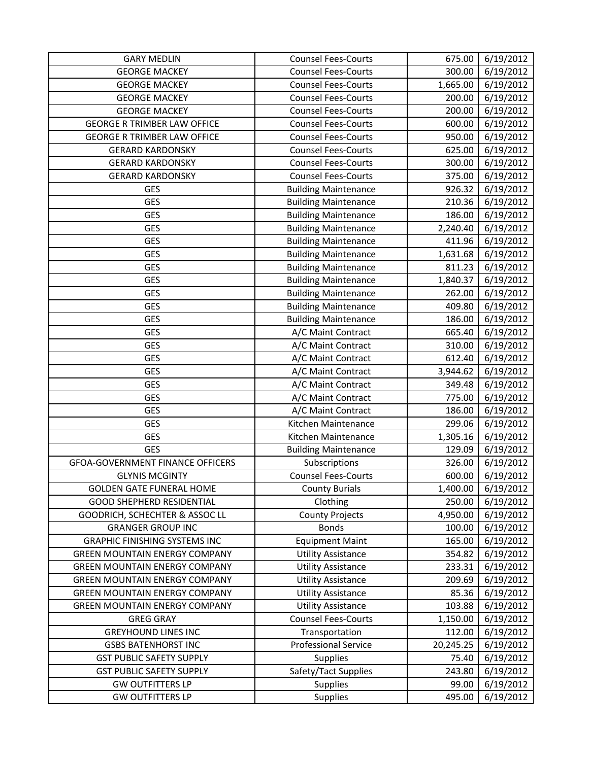| GARY MEDLIN | Counsel Fees-Courts | 675.00 | 6/19/2012 |
|---|---|---|---|
| GEORGE MACKEY | Counsel Fees-Courts | 300.00 | 6/19/2012 |
| GEORGE MACKEY | Counsel Fees-Courts | 1,665.00 | 6/19/2012 |
| GEORGE MACKEY | Counsel Fees-Courts | 200.00 | 6/19/2012 |
| GEORGE MACKEY | Counsel Fees-Courts | 200.00 | 6/19/2012 |
| GEORGE R TRIMBER LAW OFFICE | Counsel Fees-Courts | 600.00 | 6/19/2012 |
| GEORGE R TRIMBER LAW OFFICE | Counsel Fees-Courts | 950.00 | 6/19/2012 |
| GERARD KARDONSKY | Counsel Fees-Courts | 625.00 | 6/19/2012 |
| GERARD KARDONSKY | Counsel Fees-Courts | 300.00 | 6/19/2012 |
| GERARD KARDONSKY | Counsel Fees-Courts | 375.00 | 6/19/2012 |
| GES | Building Maintenance | 926.32 | 6/19/2012 |
| GES | Building Maintenance | 210.36 | 6/19/2012 |
| GES | Building Maintenance | 186.00 | 6/19/2012 |
| GES | Building Maintenance | 2,240.40 | 6/19/2012 |
| GES | Building Maintenance | 411.96 | 6/19/2012 |
| GES | Building Maintenance | 1,631.68 | 6/19/2012 |
| GES | Building Maintenance | 811.23 | 6/19/2012 |
| GES | Building Maintenance | 1,840.37 | 6/19/2012 |
| GES | Building Maintenance | 262.00 | 6/19/2012 |
| GES | Building Maintenance | 409.80 | 6/19/2012 |
| GES | Building Maintenance | 186.00 | 6/19/2012 |
| GES | A/C Maint Contract | 665.40 | 6/19/2012 |
| GES | A/C Maint Contract | 310.00 | 6/19/2012 |
| GES | A/C Maint Contract | 612.40 | 6/19/2012 |
| GES | A/C Maint Contract | 3,944.62 | 6/19/2012 |
| GES | A/C Maint Contract | 349.48 | 6/19/2012 |
| GES | A/C Maint Contract | 775.00 | 6/19/2012 |
| GES | A/C Maint Contract | 186.00 | 6/19/2012 |
| GES | Kitchen Maintenance | 299.06 | 6/19/2012 |
| GES | Kitchen Maintenance | 1,305.16 | 6/19/2012 |
| GES | Building Maintenance | 129.09 | 6/19/2012 |
| GFOA-GOVERNMENT FINANCE OFFICERS | Subscriptions | 326.00 | 6/19/2012 |
| GLYNIS MCGINTY | Counsel Fees-Courts | 600.00 | 6/19/2012 |
| GOLDEN GATE FUNERAL HOME | County Burials | 1,400.00 | 6/19/2012 |
| GOOD SHEPHERD RESIDENTIAL | Clothing | 250.00 | 6/19/2012 |
| GOODRICH, SCHECHTER & ASSOC LL | County Projects | 4,950.00 | 6/19/2012 |
| GRANGER GROUP INC | Bonds | 100.00 | 6/19/2012 |
| GRAPHIC FINISHING SYSTEMS INC | Equipment Maint | 165.00 | 6/19/2012 |
| GREEN MOUNTAIN ENERGY COMPANY | Utility Assistance | 354.82 | 6/19/2012 |
| GREEN MOUNTAIN ENERGY COMPANY | Utility Assistance | 233.31 | 6/19/2012 |
| GREEN MOUNTAIN ENERGY COMPANY | Utility Assistance | 209.69 | 6/19/2012 |
| GREEN MOUNTAIN ENERGY COMPANY | Utility Assistance | 85.36 | 6/19/2012 |
| GREEN MOUNTAIN ENERGY COMPANY | Utility Assistance | 103.88 | 6/19/2012 |
| GREG GRAY | Counsel Fees-Courts | 1,150.00 | 6/19/2012 |
| GREYHOUND LINES INC | Transportation | 112.00 | 6/19/2012 |
| GSBS BATENHORST INC | Professional Service | 20,245.25 | 6/19/2012 |
| GST PUBLIC SAFETY SUPPLY | Supplies | 75.40 | 6/19/2012 |
| GST PUBLIC SAFETY SUPPLY | Safety/Tact Supplies | 243.80 | 6/19/2012 |
| GW OUTFITTERS LP | Supplies | 99.00 | 6/19/2012 |
| GW OUTFITTERS LP | Supplies | 495.00 | 6/19/2012 |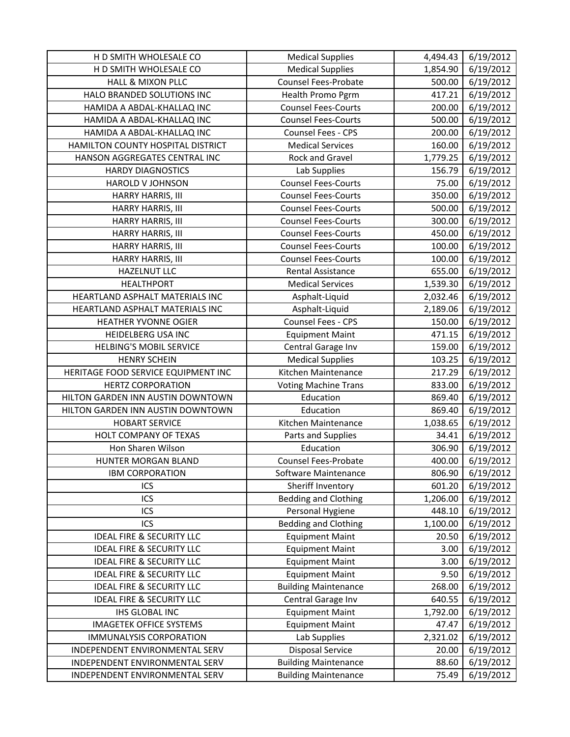| | | | |
|---|---|---|---|
| H D SMITH WHOLESALE CO | Medical Supplies | 4,494.43 | 6/19/2012 |
| H D SMITH WHOLESALE CO | Medical Supplies | 1,854.90 | 6/19/2012 |
| HALL & MIXON PLLC | Counsel Fees-Probate | 500.00 | 6/19/2012 |
| HALO BRANDED SOLUTIONS INC | Health Promo Pgrm | 417.21 | 6/19/2012 |
| HAMIDA A ABDAL-KHALLAQ INC | Counsel Fees-Courts | 200.00 | 6/19/2012 |
| HAMIDA A ABDAL-KHALLAQ INC | Counsel Fees-Courts | 500.00 | 6/19/2012 |
| HAMIDA A ABDAL-KHALLAQ INC | Counsel Fees - CPS | 200.00 | 6/19/2012 |
| HAMILTON COUNTY HOSPITAL DISTRICT | Medical Services | 160.00 | 6/19/2012 |
| HANSON AGGREGATES CENTRAL INC | Rock and Gravel | 1,779.25 | 6/19/2012 |
| HARDY DIAGNOSTICS | Lab Supplies | 156.79 | 6/19/2012 |
| HAROLD V JOHNSON | Counsel Fees-Courts | 75.00 | 6/19/2012 |
| HARRY HARRIS, III | Counsel Fees-Courts | 350.00 | 6/19/2012 |
| HARRY HARRIS, III | Counsel Fees-Courts | 500.00 | 6/19/2012 |
| HARRY HARRIS, III | Counsel Fees-Courts | 300.00 | 6/19/2012 |
| HARRY HARRIS, III | Counsel Fees-Courts | 450.00 | 6/19/2012 |
| HARRY HARRIS, III | Counsel Fees-Courts | 100.00 | 6/19/2012 |
| HARRY HARRIS, III | Counsel Fees-Courts | 100.00 | 6/19/2012 |
| HAZELNUT LLC | Rental Assistance | 655.00 | 6/19/2012 |
| HEALTHPORT | Medical Services | 1,539.30 | 6/19/2012 |
| HEARTLAND ASPHALT MATERIALS INC | Asphalt-Liquid | 2,032.46 | 6/19/2012 |
| HEARTLAND ASPHALT MATERIALS INC | Asphalt-Liquid | 2,189.06 | 6/19/2012 |
| HEATHER YVONNE OGIER | Counsel Fees - CPS | 150.00 | 6/19/2012 |
| HEIDELBERG USA INC | Equipment Maint | 471.15 | 6/19/2012 |
| HELBING'S MOBIL SERVICE | Central Garage Inv | 159.00 | 6/19/2012 |
| HENRY SCHEIN | Medical Supplies | 103.25 | 6/19/2012 |
| HERITAGE FOOD SERVICE EQUIPMENT INC | Kitchen Maintenance | 217.29 | 6/19/2012 |
| HERTZ CORPORATION | Voting Machine Trans | 833.00 | 6/19/2012 |
| HILTON GARDEN INN AUSTIN DOWNTOWN | Education | 869.40 | 6/19/2012 |
| HILTON GARDEN INN AUSTIN DOWNTOWN | Education | 869.40 | 6/19/2012 |
| HOBART SERVICE | Kitchen Maintenance | 1,038.65 | 6/19/2012 |
| HOLT COMPANY OF TEXAS | Parts and Supplies | 34.41 | 6/19/2012 |
| Hon Sharen Wilson | Education | 306.90 | 6/19/2012 |
| HUNTER MORGAN BLAND | Counsel Fees-Probate | 400.00 | 6/19/2012 |
| IBM CORPORATION | Software Maintenance | 806.90 | 6/19/2012 |
| ICS | Sheriff Inventory | 601.20 | 6/19/2012 |
| ICS | Bedding and Clothing | 1,206.00 | 6/19/2012 |
| ICS | Personal Hygiene | 448.10 | 6/19/2012 |
| ICS | Bedding and Clothing | 1,100.00 | 6/19/2012 |
| IDEAL FIRE & SECURITY LLC | Equipment Maint | 20.50 | 6/19/2012 |
| IDEAL FIRE & SECURITY LLC | Equipment Maint | 3.00 | 6/19/2012 |
| IDEAL FIRE & SECURITY LLC | Equipment Maint | 3.00 | 6/19/2012 |
| IDEAL FIRE & SECURITY LLC | Equipment Maint | 9.50 | 6/19/2012 |
| IDEAL FIRE & SECURITY LLC | Building Maintenance | 268.00 | 6/19/2012 |
| IDEAL FIRE & SECURITY LLC | Central Garage Inv | 640.55 | 6/19/2012 |
| IHS GLOBAL INC | Equipment Maint | 1,792.00 | 6/19/2012 |
| IMAGETEK OFFICE SYSTEMS | Equipment Maint | 47.47 | 6/19/2012 |
| IMMUNALYSIS CORPORATION | Lab Supplies | 2,321.02 | 6/19/2012 |
| INDEPENDENT ENVIRONMENTAL SERV | Disposal Service | 20.00 | 6/19/2012 |
| INDEPENDENT ENVIRONMENTAL SERV | Building Maintenance | 88.60 | 6/19/2012 |
| INDEPENDENT ENVIRONMENTAL SERV | Building Maintenance | 75.49 | 6/19/2012 |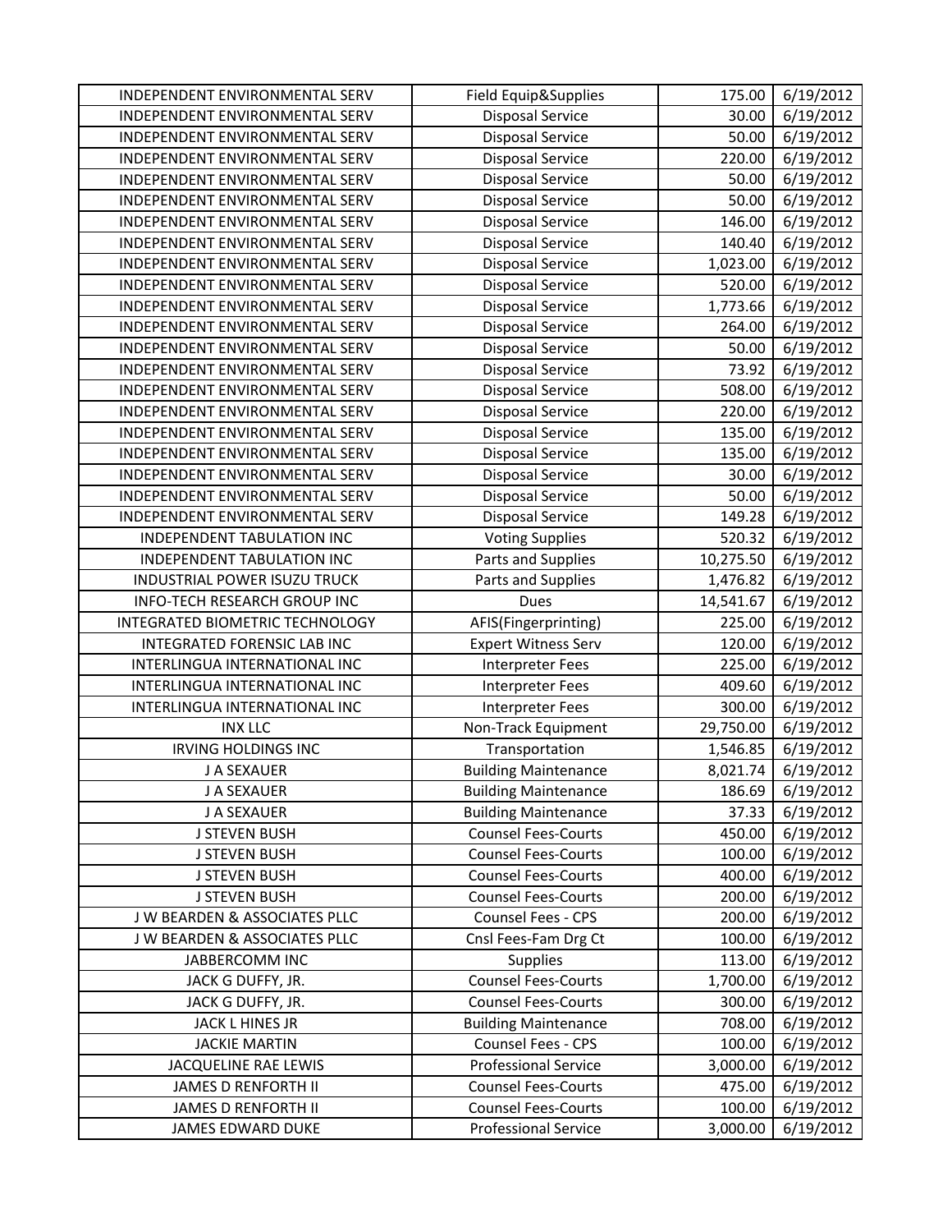| INDEPENDENT ENVIRONMENTAL SERV | Field Equip&Supplies | 175.00 | 6/19/2012 |
|---|---|---|---|
| INDEPENDENT ENVIRONMENTAL SERV | Disposal Service | 30.00 | 6/19/2012 |
| INDEPENDENT ENVIRONMENTAL SERV | Disposal Service | 50.00 | 6/19/2012 |
| INDEPENDENT ENVIRONMENTAL SERV | Disposal Service | 220.00 | 6/19/2012 |
| INDEPENDENT ENVIRONMENTAL SERV | Disposal Service | 50.00 | 6/19/2012 |
| INDEPENDENT ENVIRONMENTAL SERV | Disposal Service | 50.00 | 6/19/2012 |
| INDEPENDENT ENVIRONMENTAL SERV | Disposal Service | 146.00 | 6/19/2012 |
| INDEPENDENT ENVIRONMENTAL SERV | Disposal Service | 140.40 | 6/19/2012 |
| INDEPENDENT ENVIRONMENTAL SERV | Disposal Service | 1,023.00 | 6/19/2012 |
| INDEPENDENT ENVIRONMENTAL SERV | Disposal Service | 520.00 | 6/19/2012 |
| INDEPENDENT ENVIRONMENTAL SERV | Disposal Service | 1,773.66 | 6/19/2012 |
| INDEPENDENT ENVIRONMENTAL SERV | Disposal Service | 264.00 | 6/19/2012 |
| INDEPENDENT ENVIRONMENTAL SERV | Disposal Service | 50.00 | 6/19/2012 |
| INDEPENDENT ENVIRONMENTAL SERV | Disposal Service | 73.92 | 6/19/2012 |
| INDEPENDENT ENVIRONMENTAL SERV | Disposal Service | 508.00 | 6/19/2012 |
| INDEPENDENT ENVIRONMENTAL SERV | Disposal Service | 220.00 | 6/19/2012 |
| INDEPENDENT ENVIRONMENTAL SERV | Disposal Service | 135.00 | 6/19/2012 |
| INDEPENDENT ENVIRONMENTAL SERV | Disposal Service | 135.00 | 6/19/2012 |
| INDEPENDENT ENVIRONMENTAL SERV | Disposal Service | 30.00 | 6/19/2012 |
| INDEPENDENT ENVIRONMENTAL SERV | Disposal Service | 50.00 | 6/19/2012 |
| INDEPENDENT ENVIRONMENTAL SERV | Disposal Service | 149.28 | 6/19/2012 |
| INDEPENDENT TABULATION INC | Voting Supplies | 520.32 | 6/19/2012 |
| INDEPENDENT TABULATION INC | Parts and Supplies | 10,275.50 | 6/19/2012 |
| INDUSTRIAL POWER ISUZU TRUCK | Parts and Supplies | 1,476.82 | 6/19/2012 |
| INFO-TECH RESEARCH GROUP INC | Dues | 14,541.67 | 6/19/2012 |
| INTEGRATED BIOMETRIC TECHNOLOGY | AFIS(Fingerprinting) | 225.00 | 6/19/2012 |
| INTEGRATED FORENSIC LAB INC | Expert Witness Serv | 120.00 | 6/19/2012 |
| INTERLINGUA INTERNATIONAL INC | Interpreter Fees | 225.00 | 6/19/2012 |
| INTERLINGUA INTERNATIONAL INC | Interpreter Fees | 409.60 | 6/19/2012 |
| INTERLINGUA INTERNATIONAL INC | Interpreter Fees | 300.00 | 6/19/2012 |
| INX LLC | Non-Track Equipment | 29,750.00 | 6/19/2012 |
| IRVING HOLDINGS INC | Transportation | 1,546.85 | 6/19/2012 |
| J A SEXAUER | Building Maintenance | 8,021.74 | 6/19/2012 |
| J A SEXAUER | Building Maintenance | 186.69 | 6/19/2012 |
| J A SEXAUER | Building Maintenance | 37.33 | 6/19/2012 |
| J STEVEN BUSH | Counsel Fees-Courts | 450.00 | 6/19/2012 |
| J STEVEN BUSH | Counsel Fees-Courts | 100.00 | 6/19/2012 |
| J STEVEN BUSH | Counsel Fees-Courts | 400.00 | 6/19/2012 |
| J STEVEN BUSH | Counsel Fees-Courts | 200.00 | 6/19/2012 |
| J W BEARDEN & ASSOCIATES PLLC | Counsel Fees - CPS | 200.00 | 6/19/2012 |
| J W BEARDEN & ASSOCIATES PLLC | Cnsl Fees-Fam Drg Ct | 100.00 | 6/19/2012 |
| JABBERCOMM INC | Supplies | 113.00 | 6/19/2012 |
| JACK G DUFFY, JR. | Counsel Fees-Courts | 1,700.00 | 6/19/2012 |
| JACK G DUFFY, JR. | Counsel Fees-Courts | 300.00 | 6/19/2012 |
| JACK L HINES JR | Building Maintenance | 708.00 | 6/19/2012 |
| JACKIE MARTIN | Counsel Fees - CPS | 100.00 | 6/19/2012 |
| JACQUELINE RAE LEWIS | Professional Service | 3,000.00 | 6/19/2012 |
| JAMES D RENFORTH II | Counsel Fees-Courts | 475.00 | 6/19/2012 |
| JAMES D RENFORTH II | Counsel Fees-Courts | 100.00 | 6/19/2012 |
| JAMES EDWARD DUKE | Professional Service | 3,000.00 | 6/19/2012 |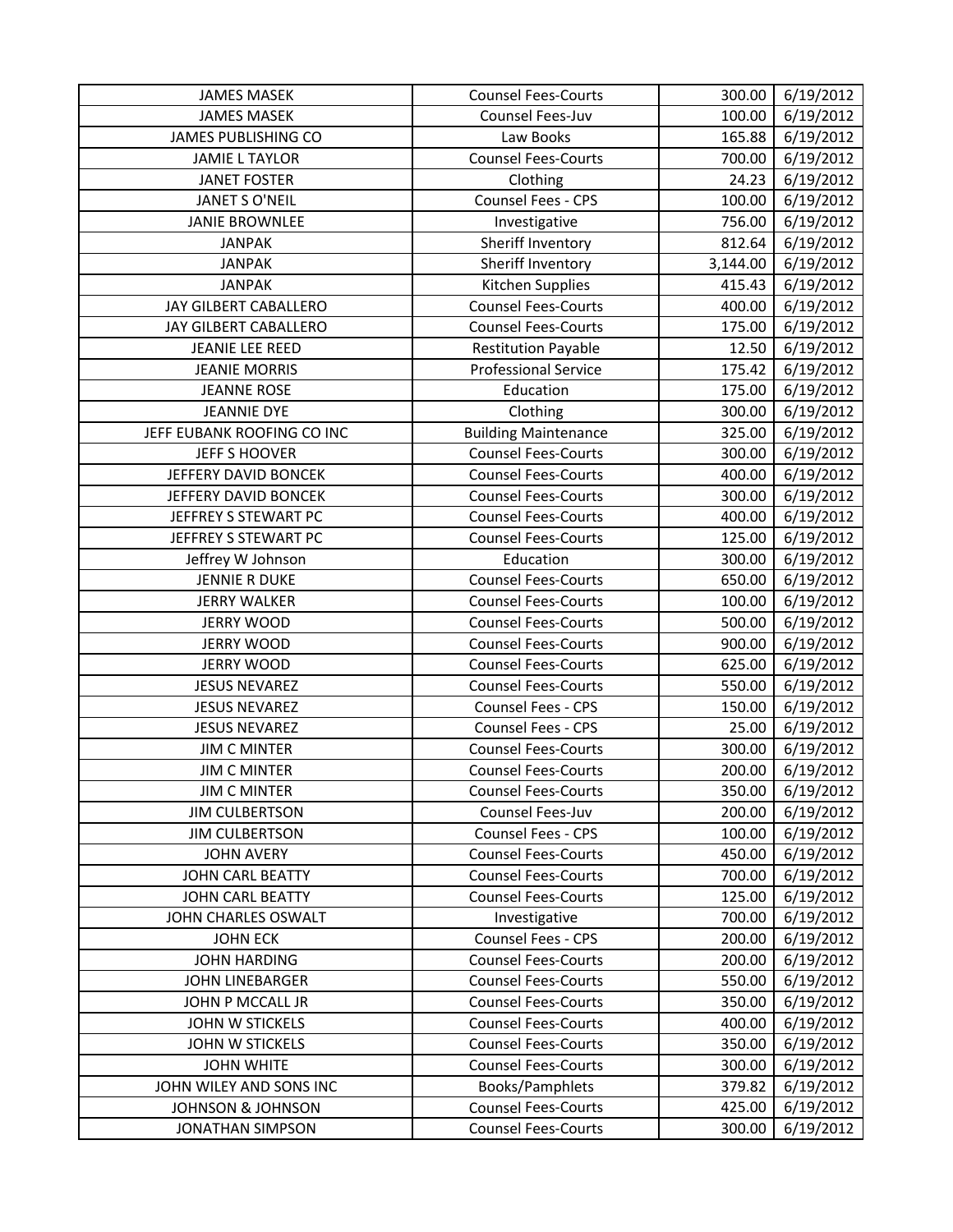| JAMES MASEK | Counsel Fees-Courts | 300.00 | 6/19/2012 |
|---|---|---|---|
| JAMES MASEK | Counsel Fees-Juv | 100.00 | 6/19/2012 |
| JAMES PUBLISHING CO | Law Books | 165.88 | 6/19/2012 |
| JAMIE L TAYLOR | Counsel Fees-Courts | 700.00 | 6/19/2012 |
| JANET FOSTER | Clothing | 24.23 | 6/19/2012 |
| JANET S O'NEIL | Counsel Fees - CPS | 100.00 | 6/19/2012 |
| JANIE BROWNLEE | Investigative | 756.00 | 6/19/2012 |
| JANPAK | Sheriff Inventory | 812.64 | 6/19/2012 |
| JANPAK | Sheriff Inventory | 3,144.00 | 6/19/2012 |
| JANPAK | Kitchen Supplies | 415.43 | 6/19/2012 |
| JAY GILBERT CABALLERO | Counsel Fees-Courts | 400.00 | 6/19/2012 |
| JAY GILBERT CABALLERO | Counsel Fees-Courts | 175.00 | 6/19/2012 |
| JEANIE LEE REED | Restitution Payable | 12.50 | 6/19/2012 |
| JEANIE MORRIS | Professional Service | 175.42 | 6/19/2012 |
| JEANNE ROSE | Education | 175.00 | 6/19/2012 |
| JEANNIE DYE | Clothing | 300.00 | 6/19/2012 |
| JEFF EUBANK ROOFING CO INC | Building Maintenance | 325.00 | 6/19/2012 |
| JEFF S HOOVER | Counsel Fees-Courts | 300.00 | 6/19/2012 |
| JEFFERY DAVID BONCEK | Counsel Fees-Courts | 400.00 | 6/19/2012 |
| JEFFERY DAVID BONCEK | Counsel Fees-Courts | 300.00 | 6/19/2012 |
| JEFFREY S STEWART PC | Counsel Fees-Courts | 400.00 | 6/19/2012 |
| JEFFREY S STEWART PC | Counsel Fees-Courts | 125.00 | 6/19/2012 |
| Jeffrey W Johnson | Education | 300.00 | 6/19/2012 |
| JENNIE R DUKE | Counsel Fees-Courts | 650.00 | 6/19/2012 |
| JERRY WALKER | Counsel Fees-Courts | 100.00 | 6/19/2012 |
| JERRY WOOD | Counsel Fees-Courts | 500.00 | 6/19/2012 |
| JERRY WOOD | Counsel Fees-Courts | 900.00 | 6/19/2012 |
| JERRY WOOD | Counsel Fees-Courts | 625.00 | 6/19/2012 |
| JESUS NEVAREZ | Counsel Fees-Courts | 550.00 | 6/19/2012 |
| JESUS NEVAREZ | Counsel Fees - CPS | 150.00 | 6/19/2012 |
| JESUS NEVAREZ | Counsel Fees - CPS | 25.00 | 6/19/2012 |
| JIM C MINTER | Counsel Fees-Courts | 300.00 | 6/19/2012 |
| JIM C MINTER | Counsel Fees-Courts | 200.00 | 6/19/2012 |
| JIM C MINTER | Counsel Fees-Courts | 350.00 | 6/19/2012 |
| JIM CULBERTSON | Counsel Fees-Juv | 200.00 | 6/19/2012 |
| JIM CULBERTSON | Counsel Fees - CPS | 100.00 | 6/19/2012 |
| JOHN AVERY | Counsel Fees-Courts | 450.00 | 6/19/2012 |
| JOHN CARL BEATTY | Counsel Fees-Courts | 700.00 | 6/19/2012 |
| JOHN CARL BEATTY | Counsel Fees-Courts | 125.00 | 6/19/2012 |
| JOHN CHARLES OSWALT | Investigative | 700.00 | 6/19/2012 |
| JOHN ECK | Counsel Fees - CPS | 200.00 | 6/19/2012 |
| JOHN HARDING | Counsel Fees-Courts | 200.00 | 6/19/2012 |
| JOHN LINEBARGER | Counsel Fees-Courts | 550.00 | 6/19/2012 |
| JOHN P MCCALL JR | Counsel Fees-Courts | 350.00 | 6/19/2012 |
| JOHN W STICKELS | Counsel Fees-Courts | 400.00 | 6/19/2012 |
| JOHN W STICKELS | Counsel Fees-Courts | 350.00 | 6/19/2012 |
| JOHN WHITE | Counsel Fees-Courts | 300.00 | 6/19/2012 |
| JOHN WILEY AND SONS INC | Books/Pamphlets | 379.82 | 6/19/2012 |
| JOHNSON & JOHNSON | Counsel Fees-Courts | 425.00 | 6/19/2012 |
| JONATHAN SIMPSON | Counsel Fees-Courts | 300.00 | 6/19/2012 |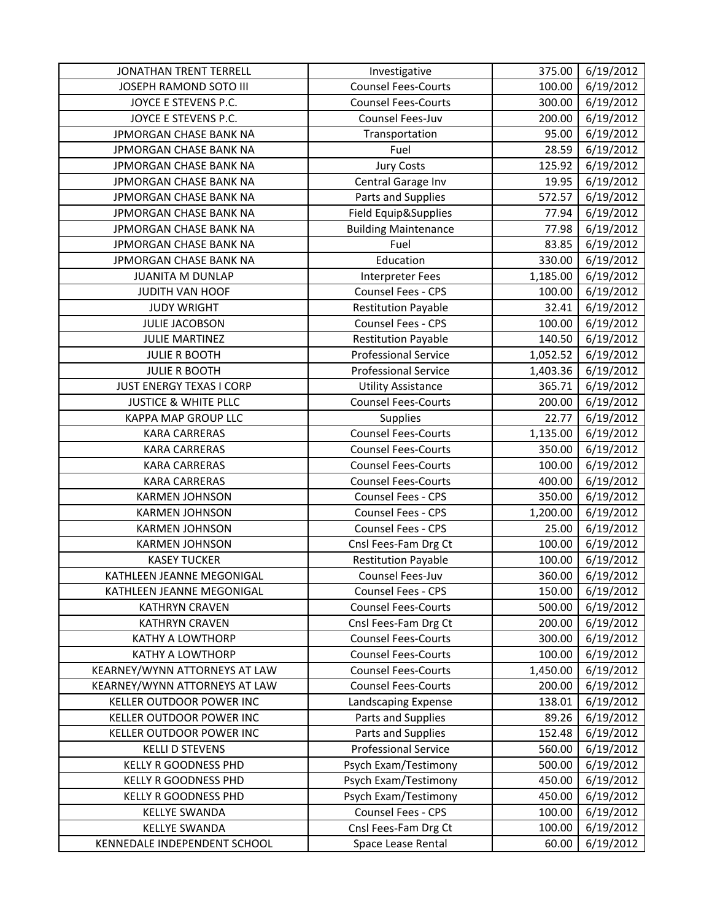| | | | |
|---|---|---|---|
| JONATHAN TRENT TERRELL | Investigative | 375.00 | 6/19/2012 |
| JOSEPH RAMOND SOTO III | Counsel Fees-Courts | 100.00 | 6/19/2012 |
| JOYCE E STEVENS P.C. | Counsel Fees-Courts | 300.00 | 6/19/2012 |
| JOYCE E STEVENS P.C. | Counsel Fees-Juv | 200.00 | 6/19/2012 |
| JPMORGAN CHASE BANK NA | Transportation | 95.00 | 6/19/2012 |
| JPMORGAN CHASE BANK NA | Fuel | 28.59 | 6/19/2012 |
| JPMORGAN CHASE BANK NA | Jury Costs | 125.92 | 6/19/2012 |
| JPMORGAN CHASE BANK NA | Central Garage Inv | 19.95 | 6/19/2012 |
| JPMORGAN CHASE BANK NA | Parts and Supplies | 572.57 | 6/19/2012 |
| JPMORGAN CHASE BANK NA | Field Equip&Supplies | 77.94 | 6/19/2012 |
| JPMORGAN CHASE BANK NA | Building Maintenance | 77.98 | 6/19/2012 |
| JPMORGAN CHASE BANK NA | Fuel | 83.85 | 6/19/2012 |
| JPMORGAN CHASE BANK NA | Education | 330.00 | 6/19/2012 |
| JUANITA M DUNLAP | Interpreter Fees | 1,185.00 | 6/19/2012 |
| JUDITH VAN HOOF | Counsel Fees - CPS | 100.00 | 6/19/2012 |
| JUDY WRIGHT | Restitution Payable | 32.41 | 6/19/2012 |
| JULIE JACOBSON | Counsel Fees - CPS | 100.00 | 6/19/2012 |
| JULIE MARTINEZ | Restitution Payable | 140.50 | 6/19/2012 |
| JULIE R BOOTH | Professional Service | 1,052.52 | 6/19/2012 |
| JULIE R BOOTH | Professional Service | 1,403.36 | 6/19/2012 |
| JUST ENERGY TEXAS I CORP | Utility Assistance | 365.71 | 6/19/2012 |
| JUSTICE & WHITE PLLC | Counsel Fees-Courts | 200.00 | 6/19/2012 |
| KAPPA MAP GROUP LLC | Supplies | 22.77 | 6/19/2012 |
| KARA CARRERAS | Counsel Fees-Courts | 1,135.00 | 6/19/2012 |
| KARA CARRERAS | Counsel Fees-Courts | 350.00 | 6/19/2012 |
| KARA CARRERAS | Counsel Fees-Courts | 100.00 | 6/19/2012 |
| KARA CARRERAS | Counsel Fees-Courts | 400.00 | 6/19/2012 |
| KARMEN JOHNSON | Counsel Fees - CPS | 350.00 | 6/19/2012 |
| KARMEN JOHNSON | Counsel Fees - CPS | 1,200.00 | 6/19/2012 |
| KARMEN JOHNSON | Counsel Fees - CPS | 25.00 | 6/19/2012 |
| KARMEN JOHNSON | Cnsl Fees-Fam Drg Ct | 100.00 | 6/19/2012 |
| KASEY TUCKER | Restitution Payable | 100.00 | 6/19/2012 |
| KATHLEEN JEANNE MEGONIGAL | Counsel Fees-Juv | 360.00 | 6/19/2012 |
| KATHLEEN JEANNE MEGONIGAL | Counsel Fees - CPS | 150.00 | 6/19/2012 |
| KATHRYN CRAVEN | Counsel Fees-Courts | 500.00 | 6/19/2012 |
| KATHRYN CRAVEN | Cnsl Fees-Fam Drg Ct | 200.00 | 6/19/2012 |
| KATHY A LOWTHORP | Counsel Fees-Courts | 300.00 | 6/19/2012 |
| KATHY A LOWTHORP | Counsel Fees-Courts | 100.00 | 6/19/2012 |
| KEARNEY/WYNN ATTORNEYS AT LAW | Counsel Fees-Courts | 1,450.00 | 6/19/2012 |
| KEARNEY/WYNN ATTORNEYS AT LAW | Counsel Fees-Courts | 200.00 | 6/19/2012 |
| KELLER OUTDOOR POWER INC | Landscaping Expense | 138.01 | 6/19/2012 |
| KELLER OUTDOOR POWER INC | Parts and Supplies | 89.26 | 6/19/2012 |
| KELLER OUTDOOR POWER INC | Parts and Supplies | 152.48 | 6/19/2012 |
| KELLI D STEVENS | Professional Service | 560.00 | 6/19/2012 |
| KELLY R GOODNESS PHD | Psych Exam/Testimony | 500.00 | 6/19/2012 |
| KELLY R GOODNESS PHD | Psych Exam/Testimony | 450.00 | 6/19/2012 |
| KELLY R GOODNESS PHD | Psych Exam/Testimony | 450.00 | 6/19/2012 |
| KELLYE SWANDA | Counsel Fees - CPS | 100.00 | 6/19/2012 |
| KELLYE SWANDA | Cnsl Fees-Fam Drg Ct | 100.00 | 6/19/2012 |
| KENNEDALE INDEPENDENT SCHOOL | Space Lease Rental | 60.00 | 6/19/2012 |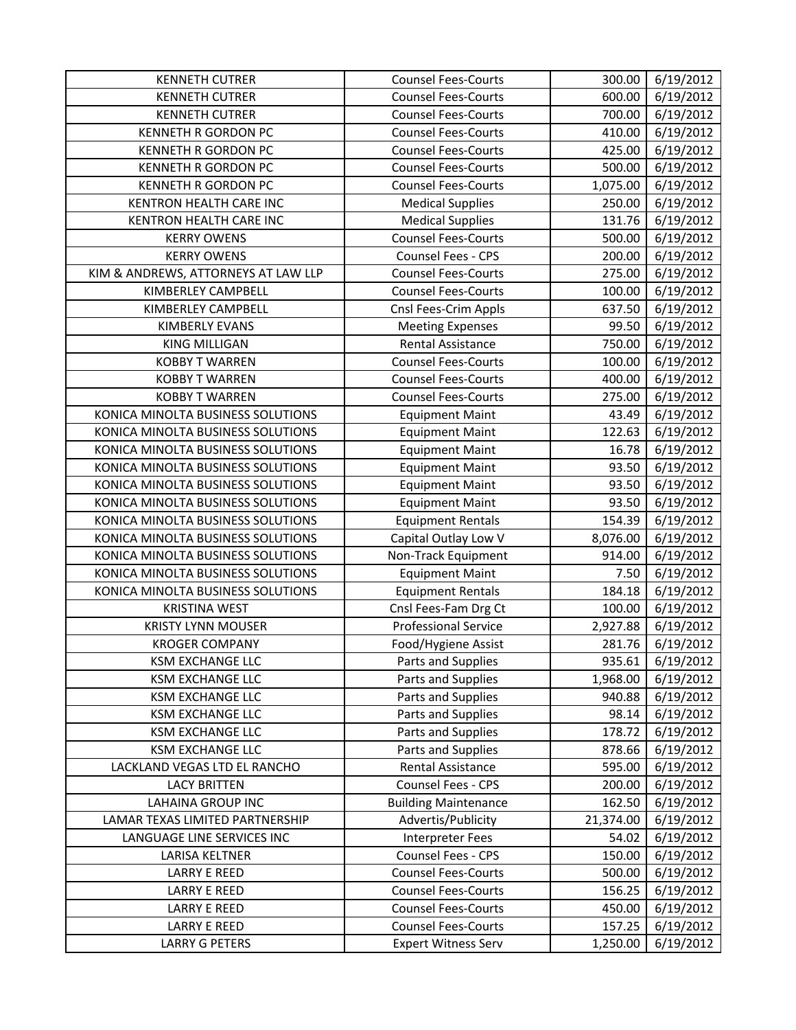| KENNETH CUTRER | Counsel Fees-Courts | 300.00 | 6/19/2012 |
|---|---|---|---|
| KENNETH CUTRER | Counsel Fees-Courts | 600.00 | 6/19/2012 |
| KENNETH CUTRER | Counsel Fees-Courts | 700.00 | 6/19/2012 |
| KENNETH R GORDON PC | Counsel Fees-Courts | 410.00 | 6/19/2012 |
| KENNETH R GORDON PC | Counsel Fees-Courts | 425.00 | 6/19/2012 |
| KENNETH R GORDON PC | Counsel Fees-Courts | 500.00 | 6/19/2012 |
| KENNETH R GORDON PC | Counsel Fees-Courts | 1,075.00 | 6/19/2012 |
| KENTRON HEALTH CARE INC | Medical Supplies | 250.00 | 6/19/2012 |
| KENTRON HEALTH CARE INC | Medical Supplies | 131.76 | 6/19/2012 |
| KERRY OWENS | Counsel Fees-Courts | 500.00 | 6/19/2012 |
| KERRY OWENS | Counsel Fees - CPS | 200.00 | 6/19/2012 |
| KIM & ANDREWS, ATTORNEYS AT LAW LLP | Counsel Fees-Courts | 275.00 | 6/19/2012 |
| KIMBERLEY CAMPBELL | Counsel Fees-Courts | 100.00 | 6/19/2012 |
| KIMBERLEY CAMPBELL | Cnsl Fees-Crim Appls | 637.50 | 6/19/2012 |
| KIMBERLY EVANS | Meeting Expenses | 99.50 | 6/19/2012 |
| KING MILLIGAN | Rental Assistance | 750.00 | 6/19/2012 |
| KOBBY T WARREN | Counsel Fees-Courts | 100.00 | 6/19/2012 |
| KOBBY T WARREN | Counsel Fees-Courts | 400.00 | 6/19/2012 |
| KOBBY T WARREN | Counsel Fees-Courts | 275.00 | 6/19/2012 |
| KONICA MINOLTA BUSINESS SOLUTIONS | Equipment Maint | 43.49 | 6/19/2012 |
| KONICA MINOLTA BUSINESS SOLUTIONS | Equipment Maint | 122.63 | 6/19/2012 |
| KONICA MINOLTA BUSINESS SOLUTIONS | Equipment Maint | 16.78 | 6/19/2012 |
| KONICA MINOLTA BUSINESS SOLUTIONS | Equipment Maint | 93.50 | 6/19/2012 |
| KONICA MINOLTA BUSINESS SOLUTIONS | Equipment Maint | 93.50 | 6/19/2012 |
| KONICA MINOLTA BUSINESS SOLUTIONS | Equipment Maint | 93.50 | 6/19/2012 |
| KONICA MINOLTA BUSINESS SOLUTIONS | Equipment Rentals | 154.39 | 6/19/2012 |
| KONICA MINOLTA BUSINESS SOLUTIONS | Capital Outlay Low V | 8,076.00 | 6/19/2012 |
| KONICA MINOLTA BUSINESS SOLUTIONS | Non-Track Equipment | 914.00 | 6/19/2012 |
| KONICA MINOLTA BUSINESS SOLUTIONS | Equipment Maint | 7.50 | 6/19/2012 |
| KONICA MINOLTA BUSINESS SOLUTIONS | Equipment Rentals | 184.18 | 6/19/2012 |
| KRISTINA WEST | Cnsl Fees-Fam Drg Ct | 100.00 | 6/19/2012 |
| KRISTY LYNN MOUSER | Professional Service | 2,927.88 | 6/19/2012 |
| KROGER COMPANY | Food/Hygiene Assist | 281.76 | 6/19/2012 |
| KSM EXCHANGE LLC | Parts and Supplies | 935.61 | 6/19/2012 |
| KSM EXCHANGE LLC | Parts and Supplies | 1,968.00 | 6/19/2012 |
| KSM EXCHANGE LLC | Parts and Supplies | 940.88 | 6/19/2012 |
| KSM EXCHANGE LLC | Parts and Supplies | 98.14 | 6/19/2012 |
| KSM EXCHANGE LLC | Parts and Supplies | 178.72 | 6/19/2012 |
| KSM EXCHANGE LLC | Parts and Supplies | 878.66 | 6/19/2012 |
| LACKLAND VEGAS LTD EL RANCHO | Rental Assistance | 595.00 | 6/19/2012 |
| LACY BRITTEN | Counsel Fees - CPS | 200.00 | 6/19/2012 |
| LAHAINA GROUP INC | Building Maintenance | 162.50 | 6/19/2012 |
| LAMAR TEXAS LIMITED PARTNERSHIP | Advertis/Publicity | 21,374.00 | 6/19/2012 |
| LANGUAGE LINE SERVICES INC | Interpreter Fees | 54.02 | 6/19/2012 |
| LARISA KELTNER | Counsel Fees - CPS | 150.00 | 6/19/2012 |
| LARRY E REED | Counsel Fees-Courts | 500.00 | 6/19/2012 |
| LARRY E REED | Counsel Fees-Courts | 156.25 | 6/19/2012 |
| LARRY E REED | Counsel Fees-Courts | 450.00 | 6/19/2012 |
| LARRY E REED | Counsel Fees-Courts | 157.25 | 6/19/2012 |
| LARRY G PETERS | Expert Witness Serv | 1,250.00 | 6/19/2012 |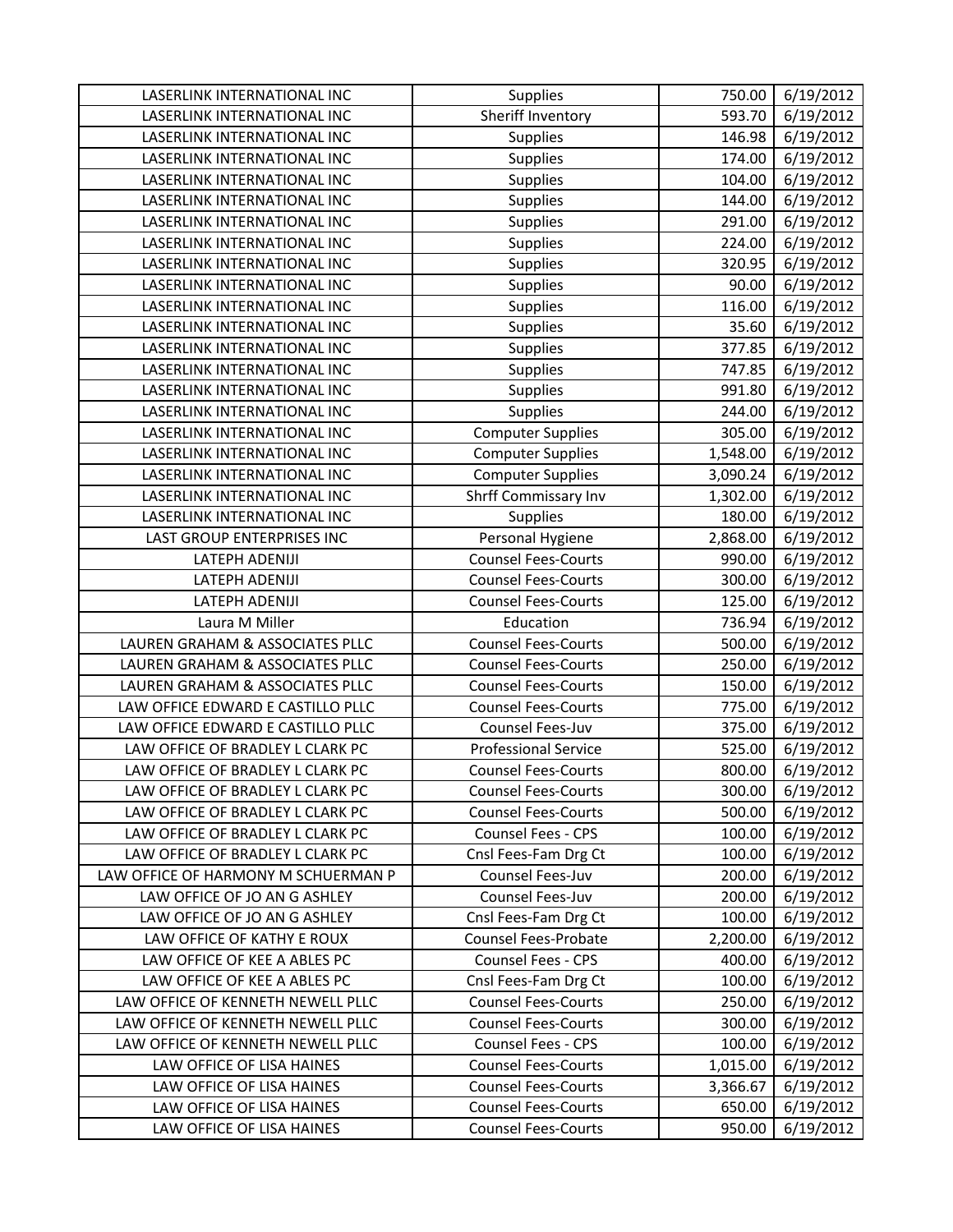| LASERLINK INTERNATIONAL INC | Supplies | 750.00 | 6/19/2012 |
|---|---|---|---|
| LASERLINK INTERNATIONAL INC | Sheriff Inventory | 593.70 | 6/19/2012 |
| LASERLINK INTERNATIONAL INC | Supplies | 146.98 | 6/19/2012 |
| LASERLINK INTERNATIONAL INC | Supplies | 174.00 | 6/19/2012 |
| LASERLINK INTERNATIONAL INC | Supplies | 104.00 | 6/19/2012 |
| LASERLINK INTERNATIONAL INC | Supplies | 144.00 | 6/19/2012 |
| LASERLINK INTERNATIONAL INC | Supplies | 291.00 | 6/19/2012 |
| LASERLINK INTERNATIONAL INC | Supplies | 224.00 | 6/19/2012 |
| LASERLINK INTERNATIONAL INC | Supplies | 320.95 | 6/19/2012 |
| LASERLINK INTERNATIONAL INC | Supplies | 90.00 | 6/19/2012 |
| LASERLINK INTERNATIONAL INC | Supplies | 116.00 | 6/19/2012 |
| LASERLINK INTERNATIONAL INC | Supplies | 35.60 | 6/19/2012 |
| LASERLINK INTERNATIONAL INC | Supplies | 377.85 | 6/19/2012 |
| LASERLINK INTERNATIONAL INC | Supplies | 747.85 | 6/19/2012 |
| LASERLINK INTERNATIONAL INC | Supplies | 991.80 | 6/19/2012 |
| LASERLINK INTERNATIONAL INC | Supplies | 244.00 | 6/19/2012 |
| LASERLINK INTERNATIONAL INC | Computer Supplies | 305.00 | 6/19/2012 |
| LASERLINK INTERNATIONAL INC | Computer Supplies | 1,548.00 | 6/19/2012 |
| LASERLINK INTERNATIONAL INC | Computer Supplies | 3,090.24 | 6/19/2012 |
| LASERLINK INTERNATIONAL INC | Shrff Commissary Inv | 1,302.00 | 6/19/2012 |
| LASERLINK INTERNATIONAL INC | Supplies | 180.00 | 6/19/2012 |
| LAST GROUP ENTERPRISES INC | Personal Hygiene | 2,868.00 | 6/19/2012 |
| LATEPH ADENIJI | Counsel Fees-Courts | 990.00 | 6/19/2012 |
| LATEPH ADENIJI | Counsel Fees-Courts | 300.00 | 6/19/2012 |
| LATEPH ADENIJI | Counsel Fees-Courts | 125.00 | 6/19/2012 |
| Laura M Miller | Education | 736.94 | 6/19/2012 |
| LAUREN GRAHAM & ASSOCIATES PLLC | Counsel Fees-Courts | 500.00 | 6/19/2012 |
| LAUREN GRAHAM & ASSOCIATES PLLC | Counsel Fees-Courts | 250.00 | 6/19/2012 |
| LAUREN GRAHAM & ASSOCIATES PLLC | Counsel Fees-Courts | 150.00 | 6/19/2012 |
| LAW OFFICE EDWARD E CASTILLO PLLC | Counsel Fees-Courts | 775.00 | 6/19/2012 |
| LAW OFFICE EDWARD E CASTILLO PLLC | Counsel Fees-Juv | 375.00 | 6/19/2012 |
| LAW OFFICE OF BRADLEY L CLARK PC | Professional Service | 525.00 | 6/19/2012 |
| LAW OFFICE OF BRADLEY L CLARK PC | Counsel Fees-Courts | 800.00 | 6/19/2012 |
| LAW OFFICE OF BRADLEY L CLARK PC | Counsel Fees-Courts | 300.00 | 6/19/2012 |
| LAW OFFICE OF BRADLEY L CLARK PC | Counsel Fees-Courts | 500.00 | 6/19/2012 |
| LAW OFFICE OF BRADLEY L CLARK PC | Counsel Fees - CPS | 100.00 | 6/19/2012 |
| LAW OFFICE OF BRADLEY L CLARK PC | Cnsl Fees-Fam Drg Ct | 100.00 | 6/19/2012 |
| LAW OFFICE OF HARMONY M SCHUERMAN P | Counsel Fees-Juv | 200.00 | 6/19/2012 |
| LAW OFFICE OF JO AN G ASHLEY | Counsel Fees-Juv | 200.00 | 6/19/2012 |
| LAW OFFICE OF JO AN G ASHLEY | Cnsl Fees-Fam Drg Ct | 100.00 | 6/19/2012 |
| LAW OFFICE OF KATHY E ROUX | Counsel Fees-Probate | 2,200.00 | 6/19/2012 |
| LAW OFFICE OF KEE A ABLES PC | Counsel Fees - CPS | 400.00 | 6/19/2012 |
| LAW OFFICE OF KEE A ABLES PC | Cnsl Fees-Fam Drg Ct | 100.00 | 6/19/2012 |
| LAW OFFICE OF KENNETH NEWELL PLLC | Counsel Fees-Courts | 250.00 | 6/19/2012 |
| LAW OFFICE OF KENNETH NEWELL PLLC | Counsel Fees-Courts | 300.00 | 6/19/2012 |
| LAW OFFICE OF KENNETH NEWELL PLLC | Counsel Fees - CPS | 100.00 | 6/19/2012 |
| LAW OFFICE OF LISA HAINES | Counsel Fees-Courts | 1,015.00 | 6/19/2012 |
| LAW OFFICE OF LISA HAINES | Counsel Fees-Courts | 3,366.67 | 6/19/2012 |
| LAW OFFICE OF LISA HAINES | Counsel Fees-Courts | 650.00 | 6/19/2012 |
| LAW OFFICE OF LISA HAINES | Counsel Fees-Courts | 950.00 | 6/19/2012 |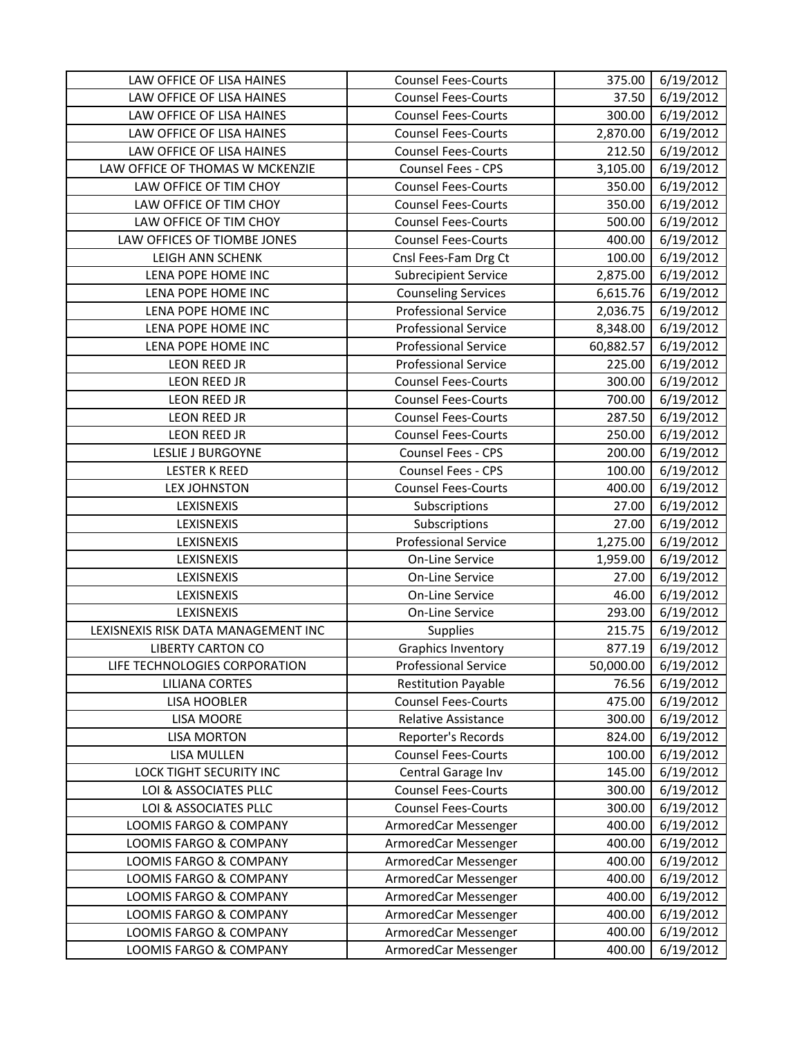| LAW OFFICE OF LISA HAINES | Counsel Fees-Courts | 375.00 | 6/19/2012 |
|---|---|---|---|
| LAW OFFICE OF LISA HAINES | Counsel Fees-Courts | 37.50 | 6/19/2012 |
| LAW OFFICE OF LISA HAINES | Counsel Fees-Courts | 300.00 | 6/19/2012 |
| LAW OFFICE OF LISA HAINES | Counsel Fees-Courts | 2,870.00 | 6/19/2012 |
| LAW OFFICE OF LISA HAINES | Counsel Fees-Courts | 212.50 | 6/19/2012 |
| LAW OFFICE OF THOMAS W MCKENZIE | Counsel Fees - CPS | 3,105.00 | 6/19/2012 |
| LAW OFFICE OF TIM CHOY | Counsel Fees-Courts | 350.00 | 6/19/2012 |
| LAW OFFICE OF TIM CHOY | Counsel Fees-Courts | 350.00 | 6/19/2012 |
| LAW OFFICE OF TIM CHOY | Counsel Fees-Courts | 500.00 | 6/19/2012 |
| LAW OFFICES OF TIOMBE JONES | Counsel Fees-Courts | 400.00 | 6/19/2012 |
| LEIGH ANN SCHENK | Cnsl Fees-Fam Drg Ct | 100.00 | 6/19/2012 |
| LENA POPE HOME INC | Subrecipient Service | 2,875.00 | 6/19/2012 |
| LENA POPE HOME INC | Counseling Services | 6,615.76 | 6/19/2012 |
| LENA POPE HOME INC | Professional Service | 2,036.75 | 6/19/2012 |
| LENA POPE HOME INC | Professional Service | 8,348.00 | 6/19/2012 |
| LENA POPE HOME INC | Professional Service | 60,882.57 | 6/19/2012 |
| LEON REED JR | Professional Service | 225.00 | 6/19/2012 |
| LEON REED JR | Counsel Fees-Courts | 300.00 | 6/19/2012 |
| LEON REED JR | Counsel Fees-Courts | 700.00 | 6/19/2012 |
| LEON REED JR | Counsel Fees-Courts | 287.50 | 6/19/2012 |
| LEON REED JR | Counsel Fees-Courts | 250.00 | 6/19/2012 |
| LESLIE J BURGOYNE | Counsel Fees - CPS | 200.00 | 6/19/2012 |
| LESTER K REED | Counsel Fees - CPS | 100.00 | 6/19/2012 |
| LEX JOHNSTON | Counsel Fees-Courts | 400.00 | 6/19/2012 |
| LEXISNEXIS | Subscriptions | 27.00 | 6/19/2012 |
| LEXISNEXIS | Subscriptions | 27.00 | 6/19/2012 |
| LEXISNEXIS | Professional Service | 1,275.00 | 6/19/2012 |
| LEXISNEXIS | On-Line Service | 1,959.00 | 6/19/2012 |
| LEXISNEXIS | On-Line Service | 27.00 | 6/19/2012 |
| LEXISNEXIS | On-Line Service | 46.00 | 6/19/2012 |
| LEXISNEXIS | On-Line Service | 293.00 | 6/19/2012 |
| LEXISNEXIS RISK DATA MANAGEMENT INC | Supplies | 215.75 | 6/19/2012 |
| LIBERTY CARTON CO | Graphics Inventory | 877.19 | 6/19/2012 |
| LIFE TECHNOLOGIES CORPORATION | Professional Service | 50,000.00 | 6/19/2012 |
| LILIANA CORTES | Restitution Payable | 76.56 | 6/19/2012 |
| LISA HOOBLER | Counsel Fees-Courts | 475.00 | 6/19/2012 |
| LISA MOORE | Relative Assistance | 300.00 | 6/19/2012 |
| LISA MORTON | Reporter's Records | 824.00 | 6/19/2012 |
| LISA MULLEN | Counsel Fees-Courts | 100.00 | 6/19/2012 |
| LOCK TIGHT SECURITY INC | Central Garage Inv | 145.00 | 6/19/2012 |
| LOI & ASSOCIATES PLLC | Counsel Fees-Courts | 300.00 | 6/19/2012 |
| LOI & ASSOCIATES PLLC | Counsel Fees-Courts | 300.00 | 6/19/2012 |
| LOOMIS FARGO & COMPANY | ArmoredCar Messenger | 400.00 | 6/19/2012 |
| LOOMIS FARGO & COMPANY | ArmoredCar Messenger | 400.00 | 6/19/2012 |
| LOOMIS FARGO & COMPANY | ArmoredCar Messenger | 400.00 | 6/19/2012 |
| LOOMIS FARGO & COMPANY | ArmoredCar Messenger | 400.00 | 6/19/2012 |
| LOOMIS FARGO & COMPANY | ArmoredCar Messenger | 400.00 | 6/19/2012 |
| LOOMIS FARGO & COMPANY | ArmoredCar Messenger | 400.00 | 6/19/2012 |
| LOOMIS FARGO & COMPANY | ArmoredCar Messenger | 400.00 | 6/19/2012 |
| LOOMIS FARGO & COMPANY | ArmoredCar Messenger | 400.00 | 6/19/2012 |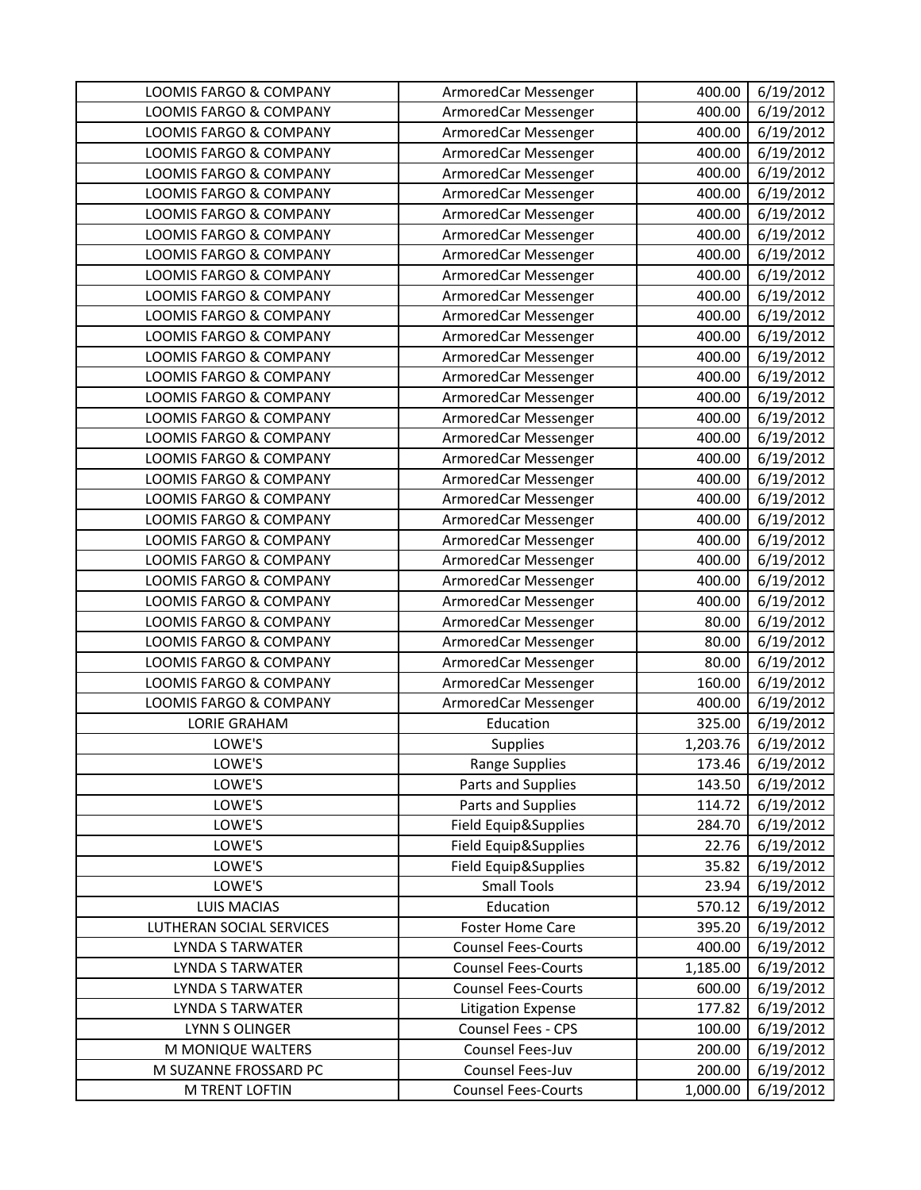| LOOMIS FARGO & COMPANY | ArmoredCar Messenger | 400.00 | 6/19/2012 |
|---|---|---|---|
| LOOMIS FARGO & COMPANY | ArmoredCar Messenger | 400.00 | 6/19/2012 |
| LOOMIS FARGO & COMPANY | ArmoredCar Messenger | 400.00 | 6/19/2012 |
| LOOMIS FARGO & COMPANY | ArmoredCar Messenger | 400.00 | 6/19/2012 |
| LOOMIS FARGO & COMPANY | ArmoredCar Messenger | 400.00 | 6/19/2012 |
| LOOMIS FARGO & COMPANY | ArmoredCar Messenger | 400.00 | 6/19/2012 |
| LOOMIS FARGO & COMPANY | ArmoredCar Messenger | 400.00 | 6/19/2012 |
| LOOMIS FARGO & COMPANY | ArmoredCar Messenger | 400.00 | 6/19/2012 |
| LOOMIS FARGO & COMPANY | ArmoredCar Messenger | 400.00 | 6/19/2012 |
| LOOMIS FARGO & COMPANY | ArmoredCar Messenger | 400.00 | 6/19/2012 |
| LOOMIS FARGO & COMPANY | ArmoredCar Messenger | 400.00 | 6/19/2012 |
| LOOMIS FARGO & COMPANY | ArmoredCar Messenger | 400.00 | 6/19/2012 |
| LOOMIS FARGO & COMPANY | ArmoredCar Messenger | 400.00 | 6/19/2012 |
| LOOMIS FARGO & COMPANY | ArmoredCar Messenger | 400.00 | 6/19/2012 |
| LOOMIS FARGO & COMPANY | ArmoredCar Messenger | 400.00 | 6/19/2012 |
| LOOMIS FARGO & COMPANY | ArmoredCar Messenger | 400.00 | 6/19/2012 |
| LOOMIS FARGO & COMPANY | ArmoredCar Messenger | 400.00 | 6/19/2012 |
| LOOMIS FARGO & COMPANY | ArmoredCar Messenger | 400.00 | 6/19/2012 |
| LOOMIS FARGO & COMPANY | ArmoredCar Messenger | 400.00 | 6/19/2012 |
| LOOMIS FARGO & COMPANY | ArmoredCar Messenger | 400.00 | 6/19/2012 |
| LOOMIS FARGO & COMPANY | ArmoredCar Messenger | 400.00 | 6/19/2012 |
| LOOMIS FARGO & COMPANY | ArmoredCar Messenger | 400.00 | 6/19/2012 |
| LOOMIS FARGO & COMPANY | ArmoredCar Messenger | 400.00 | 6/19/2012 |
| LOOMIS FARGO & COMPANY | ArmoredCar Messenger | 400.00 | 6/19/2012 |
| LOOMIS FARGO & COMPANY | ArmoredCar Messenger | 400.00 | 6/19/2012 |
| LOOMIS FARGO & COMPANY | ArmoredCar Messenger | 400.00 | 6/19/2012 |
| LOOMIS FARGO & COMPANY | ArmoredCar Messenger | 80.00 | 6/19/2012 |
| LOOMIS FARGO & COMPANY | ArmoredCar Messenger | 80.00 | 6/19/2012 |
| LOOMIS FARGO & COMPANY | ArmoredCar Messenger | 80.00 | 6/19/2012 |
| LOOMIS FARGO & COMPANY | ArmoredCar Messenger | 160.00 | 6/19/2012 |
| LOOMIS FARGO & COMPANY | ArmoredCar Messenger | 400.00 | 6/19/2012 |
| LORIE GRAHAM | Education | 325.00 | 6/19/2012 |
| LOWE'S | Supplies | 1,203.76 | 6/19/2012 |
| LOWE'S | Range Supplies | 173.46 | 6/19/2012 |
| LOWE'S | Parts and Supplies | 143.50 | 6/19/2012 |
| LOWE'S | Parts and Supplies | 114.72 | 6/19/2012 |
| LOWE'S | Field Equip&Supplies | 284.70 | 6/19/2012 |
| LOWE'S | Field Equip&Supplies | 22.76 | 6/19/2012 |
| LOWE'S | Field Equip&Supplies | 35.82 | 6/19/2012 |
| LOWE'S | Small Tools | 23.94 | 6/19/2012 |
| LUIS MACIAS | Education | 570.12 | 6/19/2012 |
| LUTHERAN SOCIAL SERVICES | Foster Home Care | 395.20 | 6/19/2012 |
| LYNDA S TARWATER | Counsel Fees-Courts | 400.00 | 6/19/2012 |
| LYNDA S TARWATER | Counsel Fees-Courts | 1,185.00 | 6/19/2012 |
| LYNDA S TARWATER | Counsel Fees-Courts | 600.00 | 6/19/2012 |
| LYNDA S TARWATER | Litigation Expense | 177.82 | 6/19/2012 |
| LYNN S OLINGER | Counsel Fees - CPS | 100.00 | 6/19/2012 |
| M MONIQUE WALTERS | Counsel Fees-Juv | 200.00 | 6/19/2012 |
| M SUZANNE FROSSARD PC | Counsel Fees-Juv | 200.00 | 6/19/2012 |
| M TRENT LOFTIN | Counsel Fees-Courts | 1,000.00 | 6/19/2012 |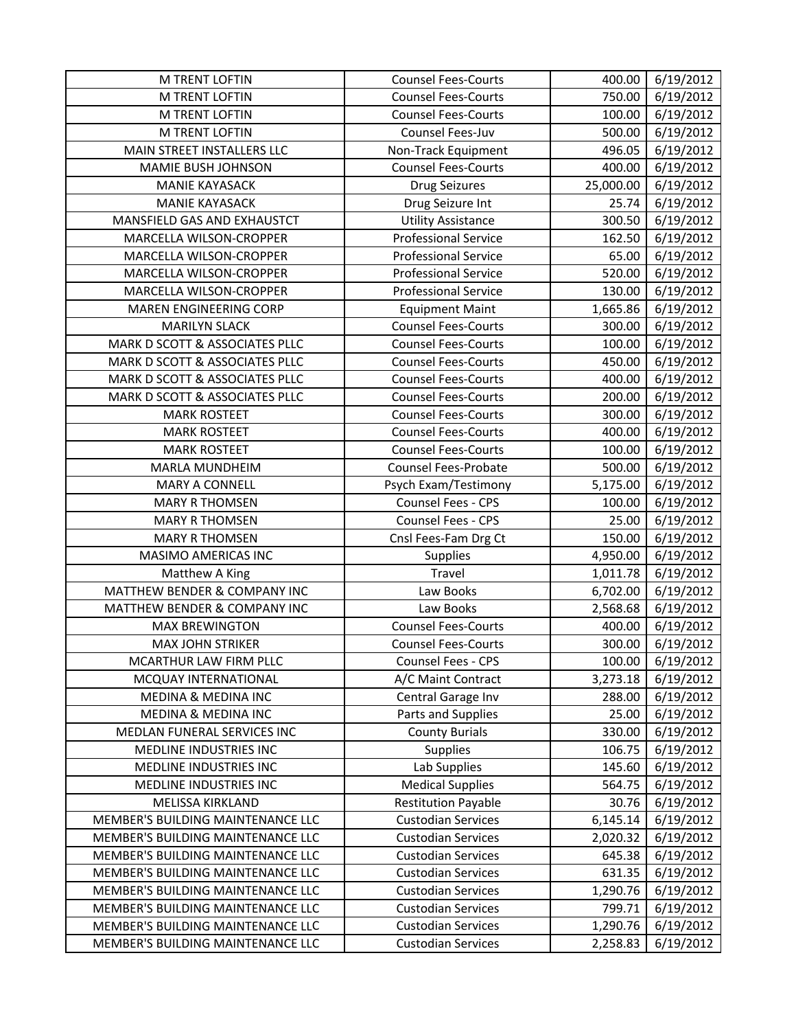| | | | |
|---|---|---|---|
| M TRENT LOFTIN | Counsel Fees-Courts | 400.00 | 6/19/2012 |
| M TRENT LOFTIN | Counsel Fees-Courts | 750.00 | 6/19/2012 |
| M TRENT LOFTIN | Counsel Fees-Courts | 100.00 | 6/19/2012 |
| M TRENT LOFTIN | Counsel Fees-Juv | 500.00 | 6/19/2012 |
| MAIN STREET INSTALLERS LLC | Non-Track Equipment | 496.05 | 6/19/2012 |
| MAMIE BUSH JOHNSON | Counsel Fees-Courts | 400.00 | 6/19/2012 |
| MANIE KAYASACK | Drug Seizures | 25,000.00 | 6/19/2012 |
| MANIE KAYASACK | Drug Seizure Int | 25.74 | 6/19/2012 |
| MANSFIELD GAS AND EXHAUSTCT | Utility Assistance | 300.50 | 6/19/2012 |
| MARCELLA WILSON-CROPPER | Professional Service | 162.50 | 6/19/2012 |
| MARCELLA WILSON-CROPPER | Professional Service | 65.00 | 6/19/2012 |
| MARCELLA WILSON-CROPPER | Professional Service | 520.00 | 6/19/2012 |
| MARCELLA WILSON-CROPPER | Professional Service | 130.00 | 6/19/2012 |
| MAREN ENGINEERING CORP | Equipment Maint | 1,665.86 | 6/19/2012 |
| MARILYN SLACK | Counsel Fees-Courts | 300.00 | 6/19/2012 |
| MARK D SCOTT & ASSOCIATES PLLC | Counsel Fees-Courts | 100.00 | 6/19/2012 |
| MARK D SCOTT & ASSOCIATES PLLC | Counsel Fees-Courts | 450.00 | 6/19/2012 |
| MARK D SCOTT & ASSOCIATES PLLC | Counsel Fees-Courts | 400.00 | 6/19/2012 |
| MARK D SCOTT & ASSOCIATES PLLC | Counsel Fees-Courts | 200.00 | 6/19/2012 |
| MARK ROSTEET | Counsel Fees-Courts | 300.00 | 6/19/2012 |
| MARK ROSTEET | Counsel Fees-Courts | 400.00 | 6/19/2012 |
| MARK ROSTEET | Counsel Fees-Courts | 100.00 | 6/19/2012 |
| MARLA MUNDHEIM | Counsel Fees-Probate | 500.00 | 6/19/2012 |
| MARY A CONNELL | Psych Exam/Testimony | 5,175.00 | 6/19/2012 |
| MARY R THOMSEN | Counsel Fees - CPS | 100.00 | 6/19/2012 |
| MARY R THOMSEN | Counsel Fees - CPS | 25.00 | 6/19/2012 |
| MARY R THOMSEN | Cnsl Fees-Fam Drg Ct | 150.00 | 6/19/2012 |
| MASIMO AMERICAS INC | Supplies | 4,950.00 | 6/19/2012 |
| Matthew A King | Travel | 1,011.78 | 6/19/2012 |
| MATTHEW BENDER & COMPANY INC | Law Books | 6,702.00 | 6/19/2012 |
| MATTHEW BENDER & COMPANY INC | Law Books | 2,568.68 | 6/19/2012 |
| MAX BREWINGTON | Counsel Fees-Courts | 400.00 | 6/19/2012 |
| MAX JOHN STRIKER | Counsel Fees-Courts | 300.00 | 6/19/2012 |
| MCARTHUR LAW FIRM PLLC | Counsel Fees - CPS | 100.00 | 6/19/2012 |
| MCQUAY INTERNATIONAL | A/C Maint Contract | 3,273.18 | 6/19/2012 |
| MEDINA & MEDINA INC | Central Garage Inv | 288.00 | 6/19/2012 |
| MEDINA & MEDINA INC | Parts and Supplies | 25.00 | 6/19/2012 |
| MEDLAN FUNERAL SERVICES INC | County Burials | 330.00 | 6/19/2012 |
| MEDLINE INDUSTRIES INC | Supplies | 106.75 | 6/19/2012 |
| MEDLINE INDUSTRIES INC | Lab Supplies | 145.60 | 6/19/2012 |
| MEDLINE INDUSTRIES INC | Medical Supplies | 564.75 | 6/19/2012 |
| MELISSA KIRKLAND | Restitution Payable | 30.76 | 6/19/2012 |
| MEMBER'S BUILDING MAINTENANCE LLC | Custodian Services | 6,145.14 | 6/19/2012 |
| MEMBER'S BUILDING MAINTENANCE LLC | Custodian Services | 2,020.32 | 6/19/2012 |
| MEMBER'S BUILDING MAINTENANCE LLC | Custodian Services | 645.38 | 6/19/2012 |
| MEMBER'S BUILDING MAINTENANCE LLC | Custodian Services | 631.35 | 6/19/2012 |
| MEMBER'S BUILDING MAINTENANCE LLC | Custodian Services | 1,290.76 | 6/19/2012 |
| MEMBER'S BUILDING MAINTENANCE LLC | Custodian Services | 799.71 | 6/19/2012 |
| MEMBER'S BUILDING MAINTENANCE LLC | Custodian Services | 1,290.76 | 6/19/2012 |
| MEMBER'S BUILDING MAINTENANCE LLC | Custodian Services | 2,258.83 | 6/19/2012 |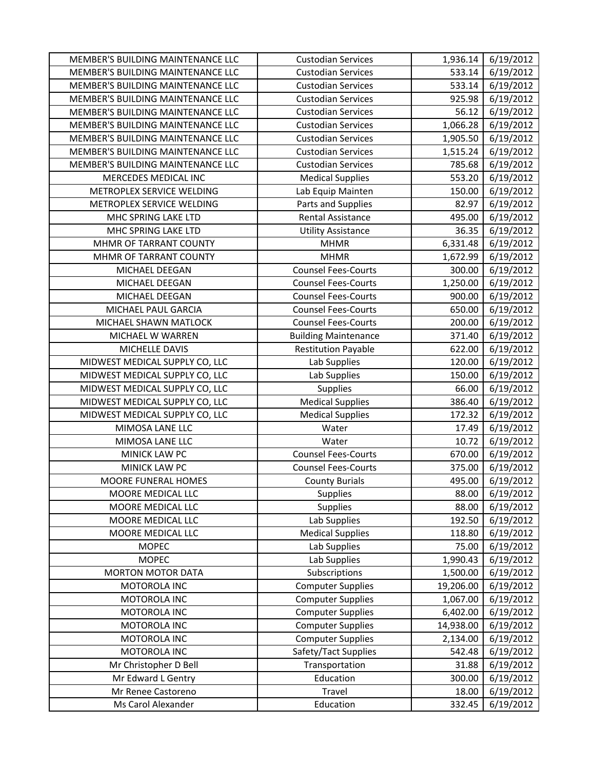| | | | |
|---|---|---|---|
| MEMBER'S BUILDING MAINTENANCE LLC | Custodian Services | 1,936.14 | 6/19/2012 |
| MEMBER'S BUILDING MAINTENANCE LLC | Custodian Services | 533.14 | 6/19/2012 |
| MEMBER'S BUILDING MAINTENANCE LLC | Custodian Services | 533.14 | 6/19/2012 |
| MEMBER'S BUILDING MAINTENANCE LLC | Custodian Services | 925.98 | 6/19/2012 |
| MEMBER'S BUILDING MAINTENANCE LLC | Custodian Services | 56.12 | 6/19/2012 |
| MEMBER'S BUILDING MAINTENANCE LLC | Custodian Services | 1,066.28 | 6/19/2012 |
| MEMBER'S BUILDING MAINTENANCE LLC | Custodian Services | 1,905.50 | 6/19/2012 |
| MEMBER'S BUILDING MAINTENANCE LLC | Custodian Services | 1,515.24 | 6/19/2012 |
| MEMBER'S BUILDING MAINTENANCE LLC | Custodian Services | 785.68 | 6/19/2012 |
| MERCEDES MEDICAL INC | Medical Supplies | 553.20 | 6/19/2012 |
| METROPLEX SERVICE WELDING | Lab Equip Mainten | 150.00 | 6/19/2012 |
| METROPLEX SERVICE WELDING | Parts and Supplies | 82.97 | 6/19/2012 |
| MHC SPRING LAKE LTD | Rental Assistance | 495.00 | 6/19/2012 |
| MHC SPRING LAKE LTD | Utility Assistance | 36.35 | 6/19/2012 |
| MHMR OF TARRANT COUNTY | MHMR | 6,331.48 | 6/19/2012 |
| MHMR OF TARRANT COUNTY | MHMR | 1,672.99 | 6/19/2012 |
| MICHAEL DEEGAN | Counsel Fees-Courts | 300.00 | 6/19/2012 |
| MICHAEL DEEGAN | Counsel Fees-Courts | 1,250.00 | 6/19/2012 |
| MICHAEL DEEGAN | Counsel Fees-Courts | 900.00 | 6/19/2012 |
| MICHAEL PAUL GARCIA | Counsel Fees-Courts | 650.00 | 6/19/2012 |
| MICHAEL SHAWN MATLOCK | Counsel Fees-Courts | 200.00 | 6/19/2012 |
| MICHAEL W WARREN | Building Maintenance | 371.40 | 6/19/2012 |
| MICHELLE DAVIS | Restitution Payable | 622.00 | 6/19/2012 |
| MIDWEST MEDICAL SUPPLY CO, LLC | Lab Supplies | 120.00 | 6/19/2012 |
| MIDWEST MEDICAL SUPPLY CO, LLC | Lab Supplies | 150.00 | 6/19/2012 |
| MIDWEST MEDICAL SUPPLY CO, LLC | Supplies | 66.00 | 6/19/2012 |
| MIDWEST MEDICAL SUPPLY CO, LLC | Medical Supplies | 386.40 | 6/19/2012 |
| MIDWEST MEDICAL SUPPLY CO, LLC | Medical Supplies | 172.32 | 6/19/2012 |
| MIMOSA LANE LLC | Water | 17.49 | 6/19/2012 |
| MIMOSA LANE LLC | Water | 10.72 | 6/19/2012 |
| MINICK LAW PC | Counsel Fees-Courts | 670.00 | 6/19/2012 |
| MINICK LAW PC | Counsel Fees-Courts | 375.00 | 6/19/2012 |
| MOORE FUNERAL HOMES | County Burials | 495.00 | 6/19/2012 |
| MOORE MEDICAL LLC | Supplies | 88.00 | 6/19/2012 |
| MOORE MEDICAL LLC | Supplies | 88.00 | 6/19/2012 |
| MOORE MEDICAL LLC | Lab Supplies | 192.50 | 6/19/2012 |
| MOORE MEDICAL LLC | Medical Supplies | 118.80 | 6/19/2012 |
| MOPEC | Lab Supplies | 75.00 | 6/19/2012 |
| MOPEC | Lab Supplies | 1,990.43 | 6/19/2012 |
| MORTON MOTOR DATA | Subscriptions | 1,500.00 | 6/19/2012 |
| MOTOROLA INC | Computer Supplies | 19,206.00 | 6/19/2012 |
| MOTOROLA INC | Computer Supplies | 1,067.00 | 6/19/2012 |
| MOTOROLA INC | Computer Supplies | 6,402.00 | 6/19/2012 |
| MOTOROLA INC | Computer Supplies | 14,938.00 | 6/19/2012 |
| MOTOROLA INC | Computer Supplies | 2,134.00 | 6/19/2012 |
| MOTOROLA INC | Safety/Tact Supplies | 542.48 | 6/19/2012 |
| Mr Christopher D Bell | Transportation | 31.88 | 6/19/2012 |
| Mr Edward L Gentry | Education | 300.00 | 6/19/2012 |
| Mr Renee Castoreno | Travel | 18.00 | 6/19/2012 |
| Ms Carol Alexander | Education | 332.45 | 6/19/2012 |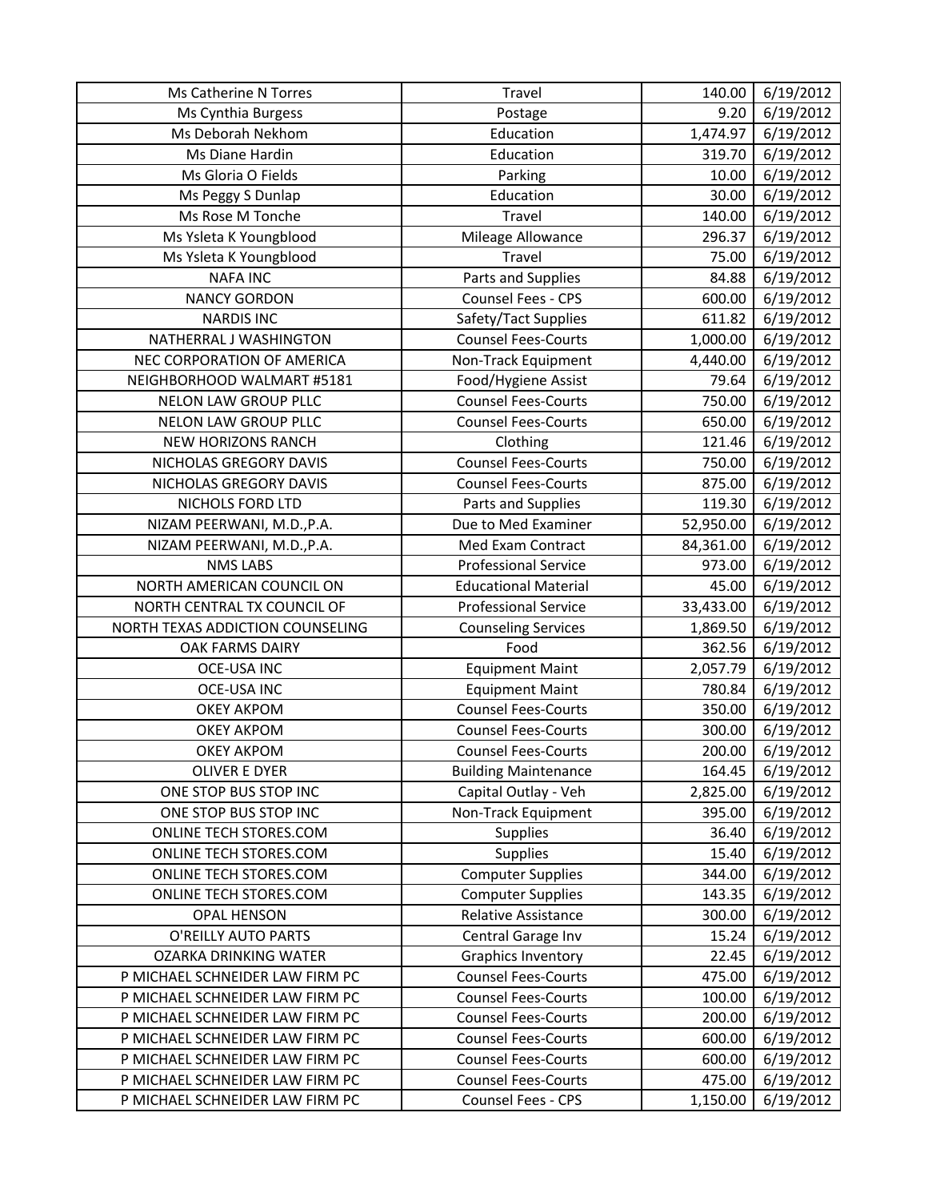| | | | |
|---|---|---|---|
| Ms Catherine N Torres | Travel | 140.00 | 6/19/2012 |
| Ms Cynthia Burgess | Postage | 9.20 | 6/19/2012 |
| Ms Deborah Nekhom | Education | 1,474.97 | 6/19/2012 |
| Ms Diane Hardin | Education | 319.70 | 6/19/2012 |
| Ms Gloria O Fields | Parking | 10.00 | 6/19/2012 |
| Ms Peggy S Dunlap | Education | 30.00 | 6/19/2012 |
| Ms Rose M Tonche | Travel | 140.00 | 6/19/2012 |
| Ms Ysleta K Youngblood | Mileage Allowance | 296.37 | 6/19/2012 |
| Ms Ysleta K Youngblood | Travel | 75.00 | 6/19/2012 |
| NAFA INC | Parts and Supplies | 84.88 | 6/19/2012 |
| NANCY GORDON | Counsel Fees - CPS | 600.00 | 6/19/2012 |
| NARDIS INC | Safety/Tact Supplies | 611.82 | 6/19/2012 |
| NATHERRAL J WASHINGTON | Counsel Fees-Courts | 1,000.00 | 6/19/2012 |
| NEC CORPORATION OF AMERICA | Non-Track Equipment | 4,440.00 | 6/19/2012 |
| NEIGHBORHOOD WALMART #5181 | Food/Hygiene Assist | 79.64 | 6/19/2012 |
| NELON LAW GROUP PLLC | Counsel Fees-Courts | 750.00 | 6/19/2012 |
| NELON LAW GROUP PLLC | Counsel Fees-Courts | 650.00 | 6/19/2012 |
| NEW HORIZONS RANCH | Clothing | 121.46 | 6/19/2012 |
| NICHOLAS GREGORY DAVIS | Counsel Fees-Courts | 750.00 | 6/19/2012 |
| NICHOLAS GREGORY DAVIS | Counsel Fees-Courts | 875.00 | 6/19/2012 |
| NICHOLS FORD LTD | Parts and Supplies | 119.30 | 6/19/2012 |
| NIZAM PEERWANI, M.D.,P.A. | Due to Med Examiner | 52,950.00 | 6/19/2012 |
| NIZAM PEERWANI, M.D.,P.A. | Med Exam Contract | 84,361.00 | 6/19/2012 |
| NMS LABS | Professional Service | 973.00 | 6/19/2012 |
| NORTH AMERICAN COUNCIL ON | Educational Material | 45.00 | 6/19/2012 |
| NORTH CENTRAL TX COUNCIL OF | Professional Service | 33,433.00 | 6/19/2012 |
| NORTH TEXAS ADDICTION COUNSELING | Counseling Services | 1,869.50 | 6/19/2012 |
| OAK FARMS DAIRY | Food | 362.56 | 6/19/2012 |
| OCE-USA INC | Equipment Maint | 2,057.79 | 6/19/2012 |
| OCE-USA INC | Equipment Maint | 780.84 | 6/19/2012 |
| OKEY AKPOM | Counsel Fees-Courts | 350.00 | 6/19/2012 |
| OKEY AKPOM | Counsel Fees-Courts | 300.00 | 6/19/2012 |
| OKEY AKPOM | Counsel Fees-Courts | 200.00 | 6/19/2012 |
| OLIVER E DYER | Building Maintenance | 164.45 | 6/19/2012 |
| ONE STOP BUS STOP INC | Capital Outlay - Veh | 2,825.00 | 6/19/2012 |
| ONE STOP BUS STOP INC | Non-Track Equipment | 395.00 | 6/19/2012 |
| ONLINE TECH STORES.COM | Supplies | 36.40 | 6/19/2012 |
| ONLINE TECH STORES.COM | Supplies | 15.40 | 6/19/2012 |
| ONLINE TECH STORES.COM | Computer Supplies | 344.00 | 6/19/2012 |
| ONLINE TECH STORES.COM | Computer Supplies | 143.35 | 6/19/2012 |
| OPAL HENSON | Relative Assistance | 300.00 | 6/19/2012 |
| O'REILLY AUTO PARTS | Central Garage Inv | 15.24 | 6/19/2012 |
| OZARKA DRINKING WATER | Graphics Inventory | 22.45 | 6/19/2012 |
| P MICHAEL SCHNEIDER LAW FIRM PC | Counsel Fees-Courts | 475.00 | 6/19/2012 |
| P MICHAEL SCHNEIDER LAW FIRM PC | Counsel Fees-Courts | 100.00 | 6/19/2012 |
| P MICHAEL SCHNEIDER LAW FIRM PC | Counsel Fees-Courts | 200.00 | 6/19/2012 |
| P MICHAEL SCHNEIDER LAW FIRM PC | Counsel Fees-Courts | 600.00 | 6/19/2012 |
| P MICHAEL SCHNEIDER LAW FIRM PC | Counsel Fees-Courts | 600.00 | 6/19/2012 |
| P MICHAEL SCHNEIDER LAW FIRM PC | Counsel Fees-Courts | 475.00 | 6/19/2012 |
| P MICHAEL SCHNEIDER LAW FIRM PC | Counsel Fees - CPS | 1,150.00 | 6/19/2012 |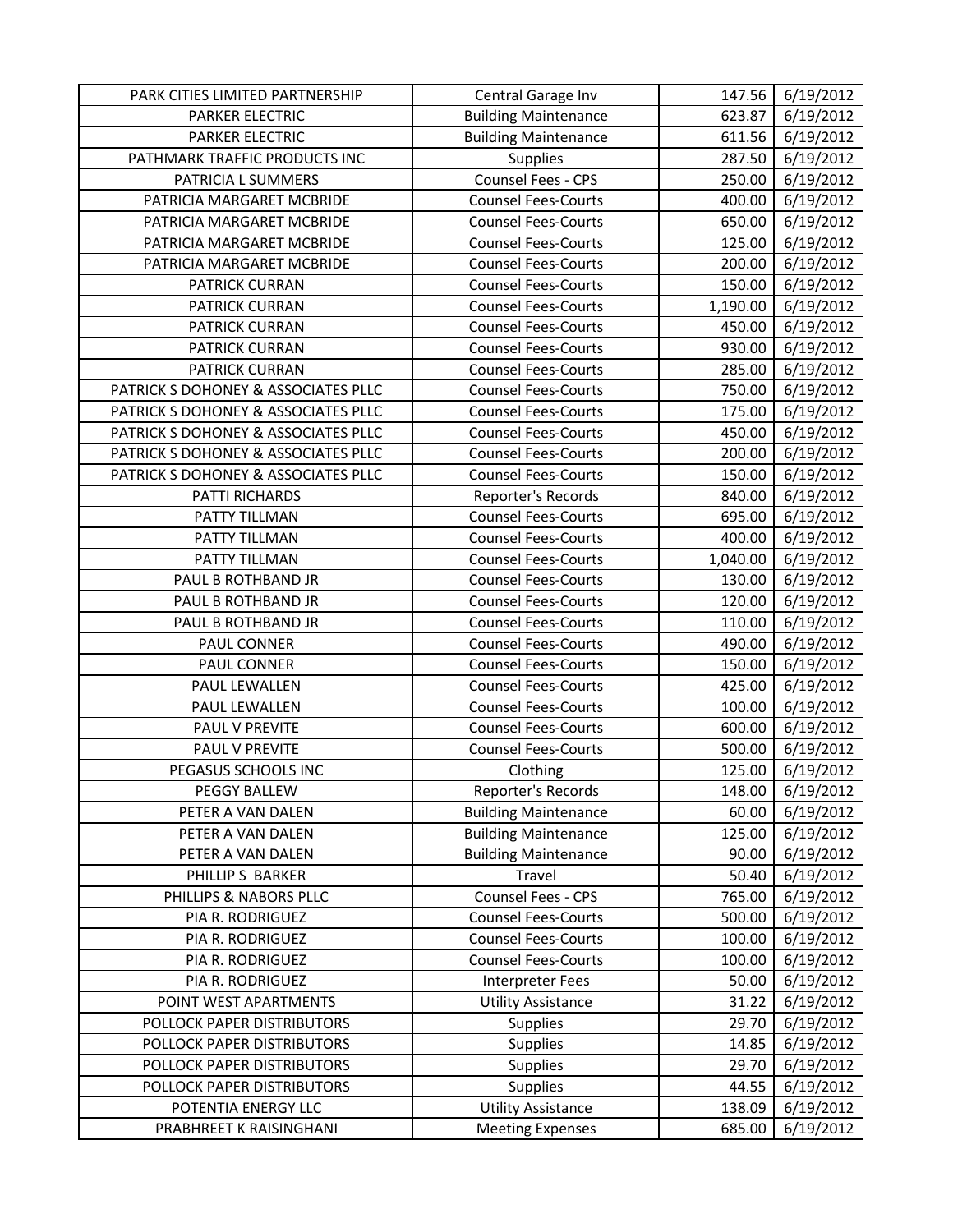| PARK CITIES LIMITED PARTNERSHIP | Central Garage Inv | 147.56 | 6/19/2012 |
|---|---|---|---|
| PARKER ELECTRIC | Building Maintenance | 623.87 | 6/19/2012 |
| PARKER ELECTRIC | Building Maintenance | 611.56 | 6/19/2012 |
| PATHMARK TRAFFIC PRODUCTS INC | Supplies | 287.50 | 6/19/2012 |
| PATRICIA L SUMMERS | Counsel Fees - CPS | 250.00 | 6/19/2012 |
| PATRICIA MARGARET MCBRIDE | Counsel Fees-Courts | 400.00 | 6/19/2012 |
| PATRICIA MARGARET MCBRIDE | Counsel Fees-Courts | 650.00 | 6/19/2012 |
| PATRICIA MARGARET MCBRIDE | Counsel Fees-Courts | 125.00 | 6/19/2012 |
| PATRICIA MARGARET MCBRIDE | Counsel Fees-Courts | 200.00 | 6/19/2012 |
| PATRICK CURRAN | Counsel Fees-Courts | 150.00 | 6/19/2012 |
| PATRICK CURRAN | Counsel Fees-Courts | 1,190.00 | 6/19/2012 |
| PATRICK CURRAN | Counsel Fees-Courts | 450.00 | 6/19/2012 |
| PATRICK CURRAN | Counsel Fees-Courts | 930.00 | 6/19/2012 |
| PATRICK CURRAN | Counsel Fees-Courts | 285.00 | 6/19/2012 |
| PATRICK S DOHONEY & ASSOCIATES PLLC | Counsel Fees-Courts | 750.00 | 6/19/2012 |
| PATRICK S DOHONEY & ASSOCIATES PLLC | Counsel Fees-Courts | 175.00 | 6/19/2012 |
| PATRICK S DOHONEY & ASSOCIATES PLLC | Counsel Fees-Courts | 450.00 | 6/19/2012 |
| PATRICK S DOHONEY & ASSOCIATES PLLC | Counsel Fees-Courts | 200.00 | 6/19/2012 |
| PATRICK S DOHONEY & ASSOCIATES PLLC | Counsel Fees-Courts | 150.00 | 6/19/2012 |
| PATTI RICHARDS | Reporter's Records | 840.00 | 6/19/2012 |
| PATTY TILLMAN | Counsel Fees-Courts | 695.00 | 6/19/2012 |
| PATTY TILLMAN | Counsel Fees-Courts | 400.00 | 6/19/2012 |
| PATTY TILLMAN | Counsel Fees-Courts | 1,040.00 | 6/19/2012 |
| PAUL B ROTHBAND JR | Counsel Fees-Courts | 130.00 | 6/19/2012 |
| PAUL B ROTHBAND JR | Counsel Fees-Courts | 120.00 | 6/19/2012 |
| PAUL B ROTHBAND JR | Counsel Fees-Courts | 110.00 | 6/19/2012 |
| PAUL CONNER | Counsel Fees-Courts | 490.00 | 6/19/2012 |
| PAUL CONNER | Counsel Fees-Courts | 150.00 | 6/19/2012 |
| PAUL LEWALLEN | Counsel Fees-Courts | 425.00 | 6/19/2012 |
| PAUL LEWALLEN | Counsel Fees-Courts | 100.00 | 6/19/2012 |
| PAUL V PREVITE | Counsel Fees-Courts | 600.00 | 6/19/2012 |
| PAUL V PREVITE | Counsel Fees-Courts | 500.00 | 6/19/2012 |
| PEGASUS SCHOOLS INC | Clothing | 125.00 | 6/19/2012 |
| PEGGY BALLEW | Reporter's Records | 148.00 | 6/19/2012 |
| PETER A VAN DALEN | Building Maintenance | 60.00 | 6/19/2012 |
| PETER A VAN DALEN | Building Maintenance | 125.00 | 6/19/2012 |
| PETER A VAN DALEN | Building Maintenance | 90.00 | 6/19/2012 |
| PHILLIP S BARKER | Travel | 50.40 | 6/19/2012 |
| PHILLIPS & NABORS PLLC | Counsel Fees - CPS | 765.00 | 6/19/2012 |
| PIA R. RODRIGUEZ | Counsel Fees-Courts | 500.00 | 6/19/2012 |
| PIA R. RODRIGUEZ | Counsel Fees-Courts | 100.00 | 6/19/2012 |
| PIA R. RODRIGUEZ | Counsel Fees-Courts | 100.00 | 6/19/2012 |
| PIA R. RODRIGUEZ | Interpreter Fees | 50.00 | 6/19/2012 |
| POINT WEST APARTMENTS | Utility Assistance | 31.22 | 6/19/2012 |
| POLLOCK PAPER DISTRIBUTORS | Supplies | 29.70 | 6/19/2012 |
| POLLOCK PAPER DISTRIBUTORS | Supplies | 14.85 | 6/19/2012 |
| POLLOCK PAPER DISTRIBUTORS | Supplies | 29.70 | 6/19/2012 |
| POLLOCK PAPER DISTRIBUTORS | Supplies | 44.55 | 6/19/2012 |
| POTENTIA ENERGY LLC | Utility Assistance | 138.09 | 6/19/2012 |
| PRABHREET K RAISINGHANI | Meeting Expenses | 685.00 | 6/19/2012 |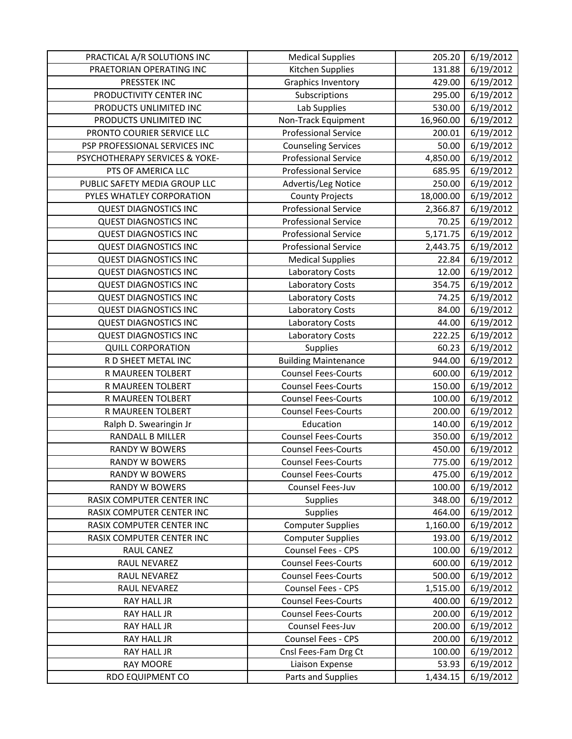| PRACTICAL A/R SOLUTIONS INC | Medical Supplies | 205.20 | 6/19/2012 |
|---|---|---|---|
| PRAETORIAN OPERATING INC | Kitchen Supplies | 131.88 | 6/19/2012 |
| PRESSTEK INC | Graphics Inventory | 429.00 | 6/19/2012 |
| PRODUCTIVITY CENTER INC | Subscriptions | 295.00 | 6/19/2012 |
| PRODUCTS UNLIMITED INC | Lab Supplies | 530.00 | 6/19/2012 |
| PRODUCTS UNLIMITED INC | Non-Track Equipment | 16,960.00 | 6/19/2012 |
| PRONTO COURIER SERVICE LLC | Professional Service | 200.01 | 6/19/2012 |
| PSP PROFESSIONAL SERVICES INC | Counseling Services | 50.00 | 6/19/2012 |
| PSYCHOTHERAPY SERVICES & YOKE- | Professional Service | 4,850.00 | 6/19/2012 |
| PTS OF AMERICA LLC | Professional Service | 685.95 | 6/19/2012 |
| PUBLIC SAFETY MEDIA GROUP LLC | Advertis/Leg Notice | 250.00 | 6/19/2012 |
| PYLES WHATLEY CORPORATION | County Projects | 18,000.00 | 6/19/2012 |
| QUEST DIAGNOSTICS INC | Professional Service | 2,366.87 | 6/19/2012 |
| QUEST DIAGNOSTICS INC | Professional Service | 70.25 | 6/19/2012 |
| QUEST DIAGNOSTICS INC | Professional Service | 5,171.75 | 6/19/2012 |
| QUEST DIAGNOSTICS INC | Professional Service | 2,443.75 | 6/19/2012 |
| QUEST DIAGNOSTICS INC | Medical Supplies | 22.84 | 6/19/2012 |
| QUEST DIAGNOSTICS INC | Laboratory Costs | 12.00 | 6/19/2012 |
| QUEST DIAGNOSTICS INC | Laboratory Costs | 354.75 | 6/19/2012 |
| QUEST DIAGNOSTICS INC | Laboratory Costs | 74.25 | 6/19/2012 |
| QUEST DIAGNOSTICS INC | Laboratory Costs | 84.00 | 6/19/2012 |
| QUEST DIAGNOSTICS INC | Laboratory Costs | 44.00 | 6/19/2012 |
| QUEST DIAGNOSTICS INC | Laboratory Costs | 222.25 | 6/19/2012 |
| QUILL CORPORATION | Supplies | 60.23 | 6/19/2012 |
| R D SHEET METAL INC | Building Maintenance | 944.00 | 6/19/2012 |
| R MAUREEN TOLBERT | Counsel Fees-Courts | 600.00 | 6/19/2012 |
| R MAUREEN TOLBERT | Counsel Fees-Courts | 150.00 | 6/19/2012 |
| R MAUREEN TOLBERT | Counsel Fees-Courts | 100.00 | 6/19/2012 |
| R MAUREEN TOLBERT | Counsel Fees-Courts | 200.00 | 6/19/2012 |
| Ralph D. Swearingin Jr | Education | 140.00 | 6/19/2012 |
| RANDALL B MILLER | Counsel Fees-Courts | 350.00 | 6/19/2012 |
| RANDY W BOWERS | Counsel Fees-Courts | 450.00 | 6/19/2012 |
| RANDY W BOWERS | Counsel Fees-Courts | 775.00 | 6/19/2012 |
| RANDY W BOWERS | Counsel Fees-Courts | 475.00 | 6/19/2012 |
| RANDY W BOWERS | Counsel Fees-Juv | 100.00 | 6/19/2012 |
| RASIX COMPUTER CENTER INC | Supplies | 348.00 | 6/19/2012 |
| RASIX COMPUTER CENTER INC | Supplies | 464.00 | 6/19/2012 |
| RASIX COMPUTER CENTER INC | Computer Supplies | 1,160.00 | 6/19/2012 |
| RASIX COMPUTER CENTER INC | Computer Supplies | 193.00 | 6/19/2012 |
| RAUL CANEZ | Counsel Fees - CPS | 100.00 | 6/19/2012 |
| RAUL NEVAREZ | Counsel Fees-Courts | 600.00 | 6/19/2012 |
| RAUL NEVAREZ | Counsel Fees-Courts | 500.00 | 6/19/2012 |
| RAUL NEVAREZ | Counsel Fees - CPS | 1,515.00 | 6/19/2012 |
| RAY HALL JR | Counsel Fees-Courts | 400.00 | 6/19/2012 |
| RAY HALL JR | Counsel Fees-Courts | 200.00 | 6/19/2012 |
| RAY HALL JR | Counsel Fees-Juv | 200.00 | 6/19/2012 |
| RAY HALL JR | Counsel Fees - CPS | 200.00 | 6/19/2012 |
| RAY HALL JR | Cnsl Fees-Fam Drg Ct | 100.00 | 6/19/2012 |
| RAY MOORE | Liaison Expense | 53.93 | 6/19/2012 |
| RDO EQUIPMENT CO | Parts and Supplies | 1,434.15 | 6/19/2012 |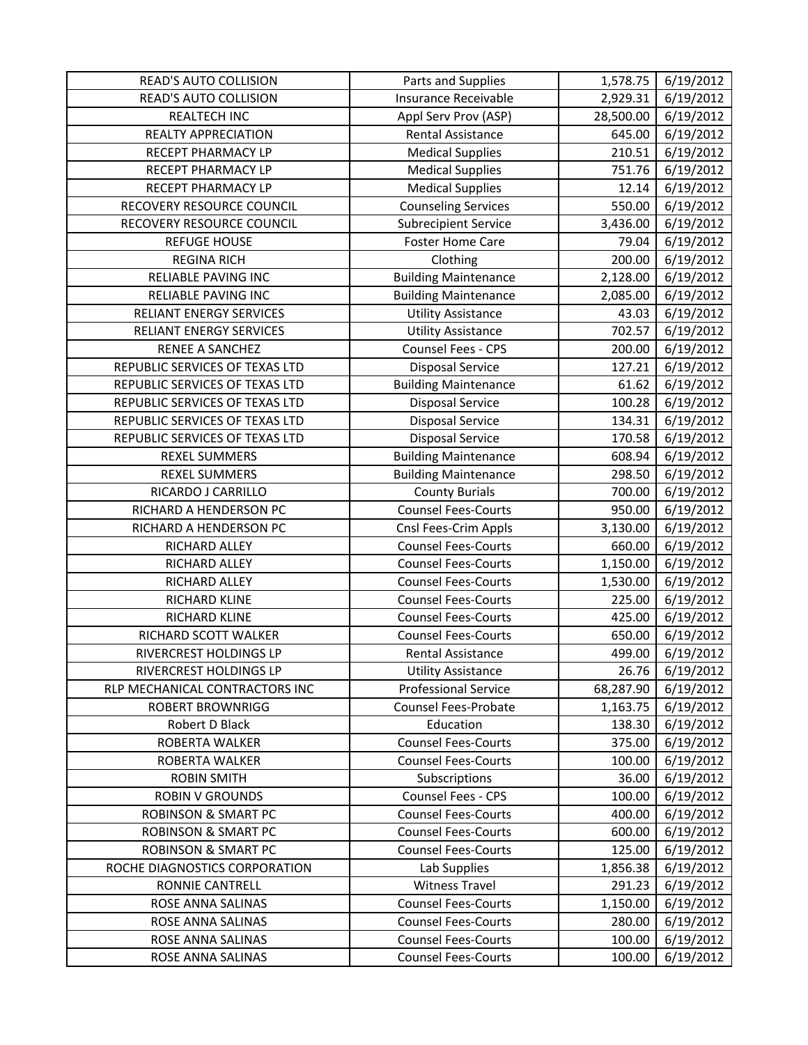| READ'S AUTO COLLISION | Parts and Supplies | 1,578.75 | 6/19/2012 |
|---|---|---|---|
| READ'S AUTO COLLISION | Insurance Receivable | 2,929.31 | 6/19/2012 |
| REALTECH INC | Appl Serv Prov (ASP) | 28,500.00 | 6/19/2012 |
| REALTY APPRECIATION | Rental Assistance | 645.00 | 6/19/2012 |
| RECEPT PHARMACY LP | Medical Supplies | 210.51 | 6/19/2012 |
| RECEPT PHARMACY LP | Medical Supplies | 751.76 | 6/19/2012 |
| RECEPT PHARMACY LP | Medical Supplies | 12.14 | 6/19/2012 |
| RECOVERY RESOURCE COUNCIL | Counseling Services | 550.00 | 6/19/2012 |
| RECOVERY RESOURCE COUNCIL | Subrecipient Service | 3,436.00 | 6/19/2012 |
| REFUGE HOUSE | Foster Home Care | 79.04 | 6/19/2012 |
| REGINA RICH | Clothing | 200.00 | 6/19/2012 |
| RELIABLE PAVING INC | Building Maintenance | 2,128.00 | 6/19/2012 |
| RELIABLE PAVING INC | Building Maintenance | 2,085.00 | 6/19/2012 |
| RELIANT ENERGY SERVICES | Utility Assistance | 43.03 | 6/19/2012 |
| RELIANT ENERGY SERVICES | Utility Assistance | 702.57 | 6/19/2012 |
| RENEE A SANCHEZ | Counsel Fees - CPS | 200.00 | 6/19/2012 |
| REPUBLIC SERVICES OF TEXAS LTD | Disposal Service | 127.21 | 6/19/2012 |
| REPUBLIC SERVICES OF TEXAS LTD | Building Maintenance | 61.62 | 6/19/2012 |
| REPUBLIC SERVICES OF TEXAS LTD | Disposal Service | 100.28 | 6/19/2012 |
| REPUBLIC SERVICES OF TEXAS LTD | Disposal Service | 134.31 | 6/19/2012 |
| REPUBLIC SERVICES OF TEXAS LTD | Disposal Service | 170.58 | 6/19/2012 |
| REXEL SUMMERS | Building Maintenance | 608.94 | 6/19/2012 |
| REXEL SUMMERS | Building Maintenance | 298.50 | 6/19/2012 |
| RICARDO J CARRILLO | County Burials | 700.00 | 6/19/2012 |
| RICHARD A HENDERSON PC | Counsel Fees-Courts | 950.00 | 6/19/2012 |
| RICHARD A HENDERSON PC | Cnsl Fees-Crim Appls | 3,130.00 | 6/19/2012 |
| RICHARD ALLEY | Counsel Fees-Courts | 660.00 | 6/19/2012 |
| RICHARD ALLEY | Counsel Fees-Courts | 1,150.00 | 6/19/2012 |
| RICHARD ALLEY | Counsel Fees-Courts | 1,530.00 | 6/19/2012 |
| RICHARD KLINE | Counsel Fees-Courts | 225.00 | 6/19/2012 |
| RICHARD KLINE | Counsel Fees-Courts | 425.00 | 6/19/2012 |
| RICHARD SCOTT WALKER | Counsel Fees-Courts | 650.00 | 6/19/2012 |
| RIVERCREST HOLDINGS LP | Rental Assistance | 499.00 | 6/19/2012 |
| RIVERCREST HOLDINGS LP | Utility Assistance | 26.76 | 6/19/2012 |
| RLP MECHANICAL CONTRACTORS INC | Professional Service | 68,287.90 | 6/19/2012 |
| ROBERT BROWNRIGG | Counsel Fees-Probate | 1,163.75 | 6/19/2012 |
| Robert D Black | Education | 138.30 | 6/19/2012 |
| ROBERTA WALKER | Counsel Fees-Courts | 375.00 | 6/19/2012 |
| ROBERTA WALKER | Counsel Fees-Courts | 100.00 | 6/19/2012 |
| ROBIN SMITH | Subscriptions | 36.00 | 6/19/2012 |
| ROBIN V GROUNDS | Counsel Fees - CPS | 100.00 | 6/19/2012 |
| ROBINSON & SMART PC | Counsel Fees-Courts | 400.00 | 6/19/2012 |
| ROBINSON & SMART PC | Counsel Fees-Courts | 600.00 | 6/19/2012 |
| ROBINSON & SMART PC | Counsel Fees-Courts | 125.00 | 6/19/2012 |
| ROCHE DIAGNOSTICS CORPORATION | Lab Supplies | 1,856.38 | 6/19/2012 |
| RONNIE CANTRELL | Witness Travel | 291.23 | 6/19/2012 |
| ROSE ANNA SALINAS | Counsel Fees-Courts | 1,150.00 | 6/19/2012 |
| ROSE ANNA SALINAS | Counsel Fees-Courts | 280.00 | 6/19/2012 |
| ROSE ANNA SALINAS | Counsel Fees-Courts | 100.00 | 6/19/2012 |
| ROSE ANNA SALINAS | Counsel Fees-Courts | 100.00 | 6/19/2012 |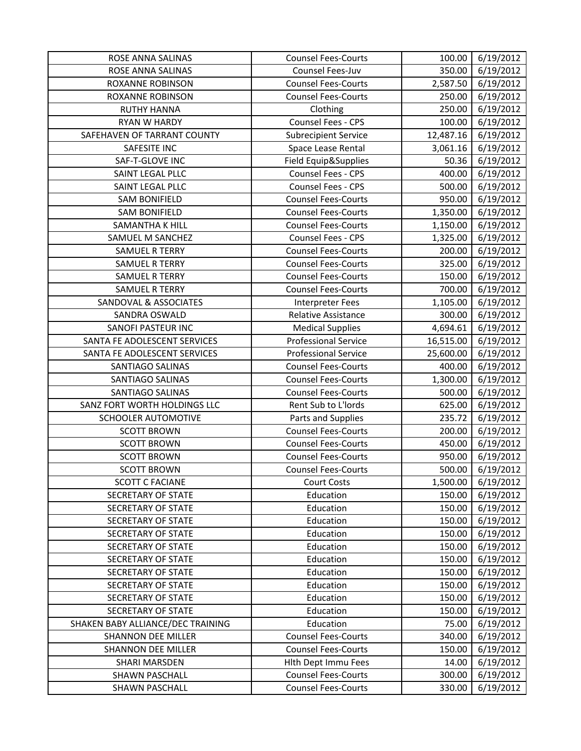| | | | |
|---|---|---|---|
| ROSE ANNA SALINAS | Counsel Fees-Courts | 100.00 | 6/19/2012 |
| ROSE ANNA SALINAS | Counsel Fees-Juv | 350.00 | 6/19/2012 |
| ROXANNE ROBINSON | Counsel Fees-Courts | 2,587.50 | 6/19/2012 |
| ROXANNE ROBINSON | Counsel Fees-Courts | 250.00 | 6/19/2012 |
| RUTHY HANNA | Clothing | 250.00 | 6/19/2012 |
| RYAN W HARDY | Counsel Fees - CPS | 100.00 | 6/19/2012 |
| SAFEHAVEN OF TARRANT COUNTY | Subrecipient Service | 12,487.16 | 6/19/2012 |
| SAFESITE INC | Space Lease Rental | 3,061.16 | 6/19/2012 |
| SAF-T-GLOVE INC | Field Equip&Supplies | 50.36 | 6/19/2012 |
| SAINT LEGAL PLLC | Counsel Fees - CPS | 400.00 | 6/19/2012 |
| SAINT LEGAL PLLC | Counsel Fees - CPS | 500.00 | 6/19/2012 |
| SAM BONIFIELD | Counsel Fees-Courts | 950.00 | 6/19/2012 |
| SAM BONIFIELD | Counsel Fees-Courts | 1,350.00 | 6/19/2012 |
| SAMANTHA K HILL | Counsel Fees-Courts | 1,150.00 | 6/19/2012 |
| SAMUEL M SANCHEZ | Counsel Fees - CPS | 1,325.00 | 6/19/2012 |
| SAMUEL R TERRY | Counsel Fees-Courts | 200.00 | 6/19/2012 |
| SAMUEL R TERRY | Counsel Fees-Courts | 325.00 | 6/19/2012 |
| SAMUEL R TERRY | Counsel Fees-Courts | 150.00 | 6/19/2012 |
| SAMUEL R TERRY | Counsel Fees-Courts | 700.00 | 6/19/2012 |
| SANDOVAL & ASSOCIATES | Interpreter Fees | 1,105.00 | 6/19/2012 |
| SANDRA OSWALD | Relative Assistance | 300.00 | 6/19/2012 |
| SANOFI PASTEUR INC | Medical Supplies | 4,694.61 | 6/19/2012 |
| SANTA FE ADOLESCENT SERVICES | Professional Service | 16,515.00 | 6/19/2012 |
| SANTA FE ADOLESCENT SERVICES | Professional Service | 25,600.00 | 6/19/2012 |
| SANTIAGO SALINAS | Counsel Fees-Courts | 400.00 | 6/19/2012 |
| SANTIAGO SALINAS | Counsel Fees-Courts | 1,300.00 | 6/19/2012 |
| SANTIAGO SALINAS | Counsel Fees-Courts | 500.00 | 6/19/2012 |
| SANZ FORT WORTH HOLDINGS LLC | Rent Sub to L'lords | 625.00 | 6/19/2012 |
| SCHOOLER AUTOMOTIVE | Parts and Supplies | 235.72 | 6/19/2012 |
| SCOTT BROWN | Counsel Fees-Courts | 200.00 | 6/19/2012 |
| SCOTT BROWN | Counsel Fees-Courts | 450.00 | 6/19/2012 |
| SCOTT BROWN | Counsel Fees-Courts | 950.00 | 6/19/2012 |
| SCOTT BROWN | Counsel Fees-Courts | 500.00 | 6/19/2012 |
| SCOTT C FACIANE | Court Costs | 1,500.00 | 6/19/2012 |
| SECRETARY OF STATE | Education | 150.00 | 6/19/2012 |
| SECRETARY OF STATE | Education | 150.00 | 6/19/2012 |
| SECRETARY OF STATE | Education | 150.00 | 6/19/2012 |
| SECRETARY OF STATE | Education | 150.00 | 6/19/2012 |
| SECRETARY OF STATE | Education | 150.00 | 6/19/2012 |
| SECRETARY OF STATE | Education | 150.00 | 6/19/2012 |
| SECRETARY OF STATE | Education | 150.00 | 6/19/2012 |
| SECRETARY OF STATE | Education | 150.00 | 6/19/2012 |
| SECRETARY OF STATE | Education | 150.00 | 6/19/2012 |
| SECRETARY OF STATE | Education | 150.00 | 6/19/2012 |
| SHAKEN BABY ALLIANCE/DEC TRAINING | Education | 75.00 | 6/19/2012 |
| SHANNON DEE MILLER | Counsel Fees-Courts | 340.00 | 6/19/2012 |
| SHANNON DEE MILLER | Counsel Fees-Courts | 150.00 | 6/19/2012 |
| SHARI MARSDEN | Hlth Dept Immu Fees | 14.00 | 6/19/2012 |
| SHAWN PASCHALL | Counsel Fees-Courts | 300.00 | 6/19/2012 |
| SHAWN PASCHALL | Counsel Fees-Courts | 330.00 | 6/19/2012 |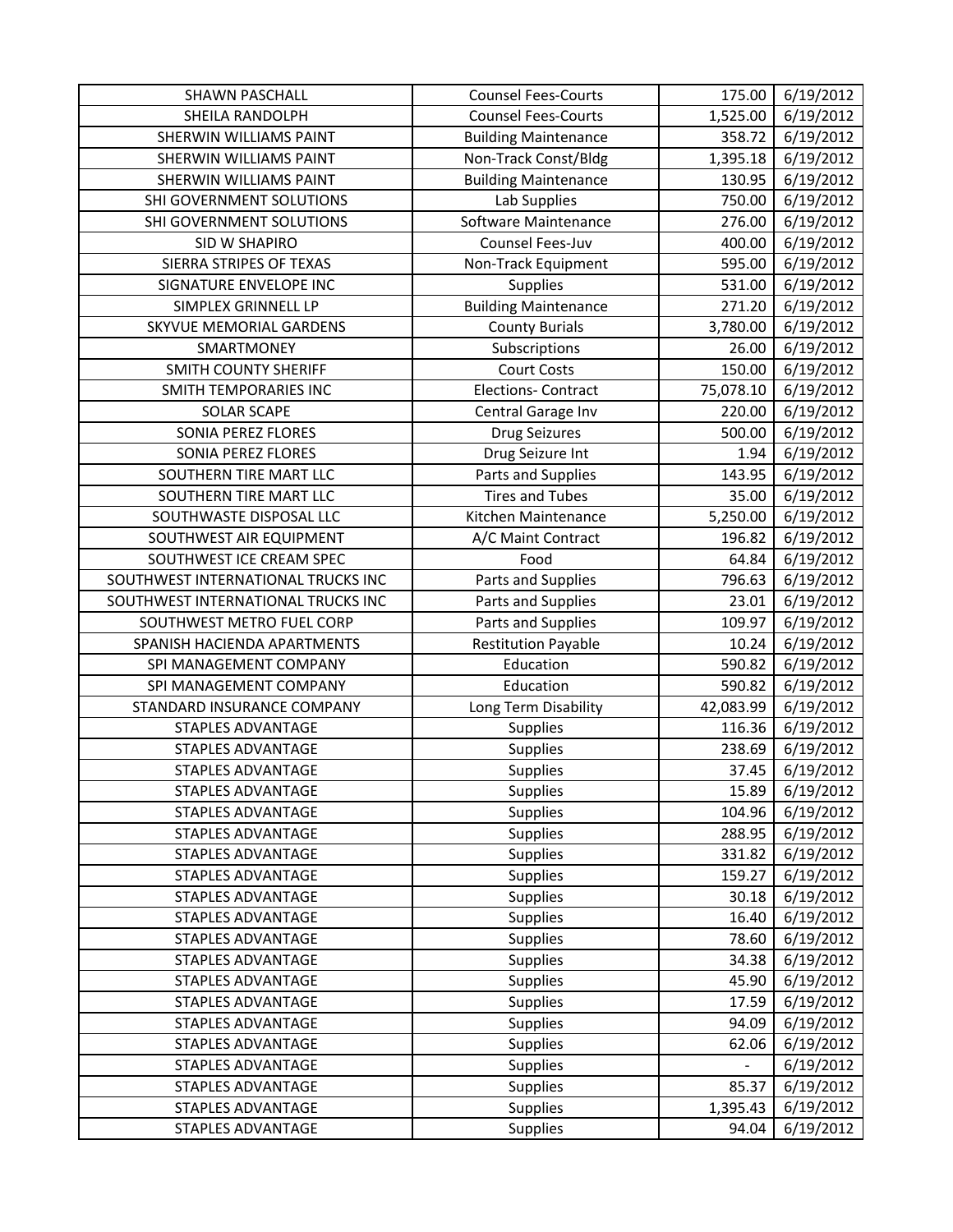| SHAWN PASCHALL | Counsel Fees-Courts | 175.00 | 6/19/2012 |
|---|---|---|---|
| SHEILA RANDOLPH | Counsel Fees-Courts | 1,525.00 | 6/19/2012 |
| SHERWIN WILLIAMS PAINT | Building Maintenance | 358.72 | 6/19/2012 |
| SHERWIN WILLIAMS PAINT | Non-Track Const/Bldg | 1,395.18 | 6/19/2012 |
| SHERWIN WILLIAMS PAINT | Building Maintenance | 130.95 | 6/19/2012 |
| SHI GOVERNMENT SOLUTIONS | Lab Supplies | 750.00 | 6/19/2012 |
| SHI GOVERNMENT SOLUTIONS | Software Maintenance | 276.00 | 6/19/2012 |
| SID W SHAPIRO | Counsel Fees-Juv | 400.00 | 6/19/2012 |
| SIERRA STRIPES OF TEXAS | Non-Track Equipment | 595.00 | 6/19/2012 |
| SIGNATURE ENVELOPE INC | Supplies | 531.00 | 6/19/2012 |
| SIMPLEX GRINNELL LP | Building Maintenance | 271.20 | 6/19/2012 |
| SKYVUE MEMORIAL GARDENS | County Burials | 3,780.00 | 6/19/2012 |
| SMARTMONEY | Subscriptions | 26.00 | 6/19/2012 |
| SMITH COUNTY SHERIFF | Court Costs | 150.00 | 6/19/2012 |
| SMITH TEMPORARIES INC | Elections- Contract | 75,078.10 | 6/19/2012 |
| SOLAR SCAPE | Central Garage Inv | 220.00 | 6/19/2012 |
| SONIA PEREZ FLORES | Drug Seizures | 500.00 | 6/19/2012 |
| SONIA PEREZ FLORES | Drug Seizure Int | 1.94 | 6/19/2012 |
| SOUTHERN TIRE MART LLC | Parts and Supplies | 143.95 | 6/19/2012 |
| SOUTHERN TIRE MART LLC | Tires and Tubes | 35.00 | 6/19/2012 |
| SOUTHWASTE DISPOSAL LLC | Kitchen Maintenance | 5,250.00 | 6/19/2012 |
| SOUTHWEST AIR EQUIPMENT | A/C Maint Contract | 196.82 | 6/19/2012 |
| SOUTHWEST ICE CREAM SPEC | Food | 64.84 | 6/19/2012 |
| SOUTHWEST INTERNATIONAL TRUCKS INC | Parts and Supplies | 796.63 | 6/19/2012 |
| SOUTHWEST INTERNATIONAL TRUCKS INC | Parts and Supplies | 23.01 | 6/19/2012 |
| SOUTHWEST METRO FUEL CORP | Parts and Supplies | 109.97 | 6/19/2012 |
| SPANISH HACIENDA APARTMENTS | Restitution Payable | 10.24 | 6/19/2012 |
| SPI MANAGEMENT COMPANY | Education | 590.82 | 6/19/2012 |
| SPI MANAGEMENT COMPANY | Education | 590.82 | 6/19/2012 |
| STANDARD INSURANCE COMPANY | Long Term Disability | 42,083.99 | 6/19/2012 |
| STAPLES ADVANTAGE | Supplies | 116.36 | 6/19/2012 |
| STAPLES ADVANTAGE | Supplies | 238.69 | 6/19/2012 |
| STAPLES ADVANTAGE | Supplies | 37.45 | 6/19/2012 |
| STAPLES ADVANTAGE | Supplies | 15.89 | 6/19/2012 |
| STAPLES ADVANTAGE | Supplies | 104.96 | 6/19/2012 |
| STAPLES ADVANTAGE | Supplies | 288.95 | 6/19/2012 |
| STAPLES ADVANTAGE | Supplies | 331.82 | 6/19/2012 |
| STAPLES ADVANTAGE | Supplies | 159.27 | 6/19/2012 |
| STAPLES ADVANTAGE | Supplies | 30.18 | 6/19/2012 |
| STAPLES ADVANTAGE | Supplies | 16.40 | 6/19/2012 |
| STAPLES ADVANTAGE | Supplies | 78.60 | 6/19/2012 |
| STAPLES ADVANTAGE | Supplies | 34.38 | 6/19/2012 |
| STAPLES ADVANTAGE | Supplies | 45.90 | 6/19/2012 |
| STAPLES ADVANTAGE | Supplies | 17.59 | 6/19/2012 |
| STAPLES ADVANTAGE | Supplies | 94.09 | 6/19/2012 |
| STAPLES ADVANTAGE | Supplies | 62.06 | 6/19/2012 |
| STAPLES ADVANTAGE | Supplies | - | 6/19/2012 |
| STAPLES ADVANTAGE | Supplies | 85.37 | 6/19/2012 |
| STAPLES ADVANTAGE | Supplies | 1,395.43 | 6/19/2012 |
| STAPLES ADVANTAGE | Supplies | 94.04 | 6/19/2012 |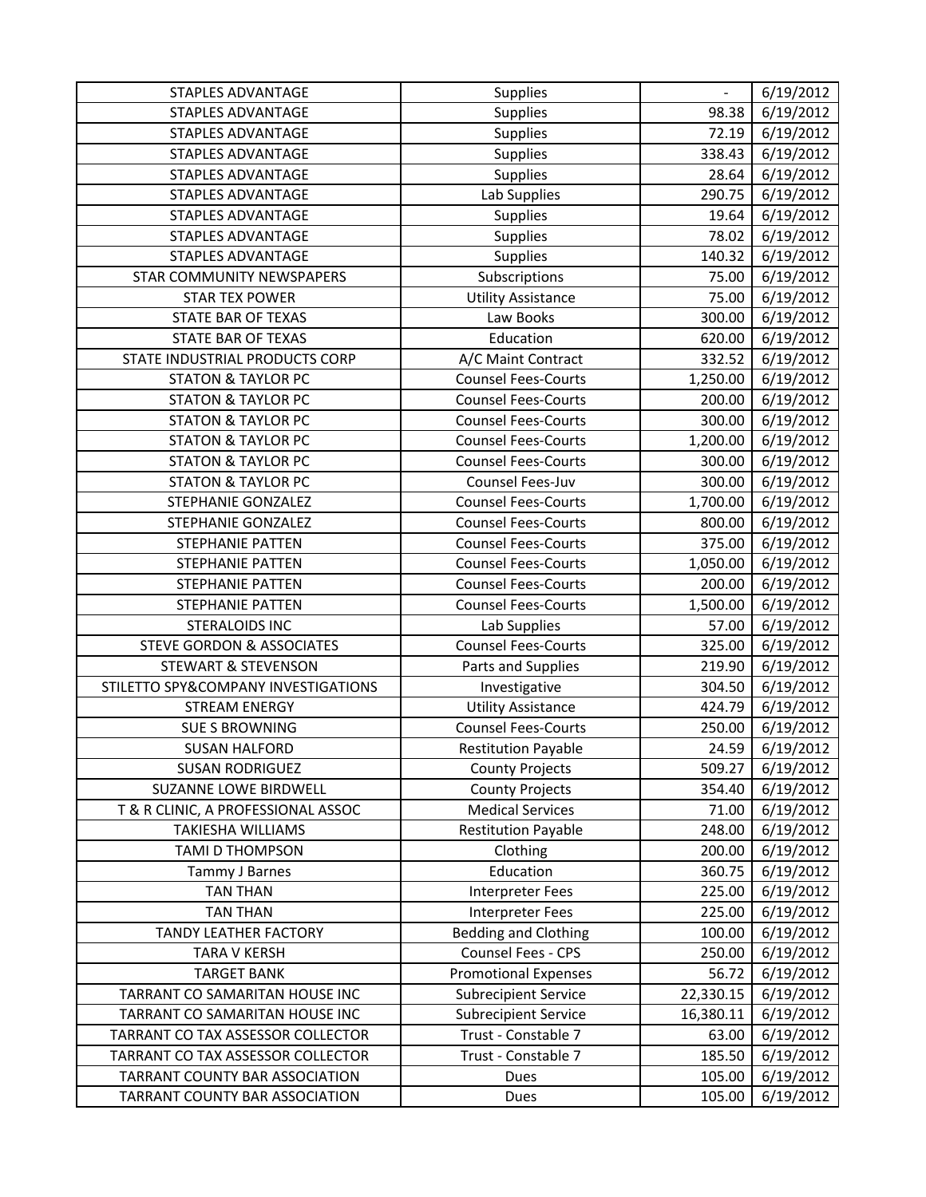| | | | |
|---|---|---|---|
| STAPLES ADVANTAGE | Supplies | - | 6/19/2012 |
| STAPLES ADVANTAGE | Supplies | 98.38 | 6/19/2012 |
| STAPLES ADVANTAGE | Supplies | 72.19 | 6/19/2012 |
| STAPLES ADVANTAGE | Supplies | 338.43 | 6/19/2012 |
| STAPLES ADVANTAGE | Supplies | 28.64 | 6/19/2012 |
| STAPLES ADVANTAGE | Lab Supplies | 290.75 | 6/19/2012 |
| STAPLES ADVANTAGE | Supplies | 19.64 | 6/19/2012 |
| STAPLES ADVANTAGE | Supplies | 78.02 | 6/19/2012 |
| STAPLES ADVANTAGE | Supplies | 140.32 | 6/19/2012 |
| STAR COMMUNITY NEWSPAPERS | Subscriptions | 75.00 | 6/19/2012 |
| STAR TEX POWER | Utility Assistance | 75.00 | 6/19/2012 |
| STATE BAR OF TEXAS | Law Books | 300.00 | 6/19/2012 |
| STATE BAR OF TEXAS | Education | 620.00 | 6/19/2012 |
| STATE INDUSTRIAL PRODUCTS CORP | A/C Maint Contract | 332.52 | 6/19/2012 |
| STATON & TAYLOR PC | Counsel Fees-Courts | 1,250.00 | 6/19/2012 |
| STATON & TAYLOR PC | Counsel Fees-Courts | 200.00 | 6/19/2012 |
| STATON & TAYLOR PC | Counsel Fees-Courts | 300.00 | 6/19/2012 |
| STATON & TAYLOR PC | Counsel Fees-Courts | 1,200.00 | 6/19/2012 |
| STATON & TAYLOR PC | Counsel Fees-Courts | 300.00 | 6/19/2012 |
| STATON & TAYLOR PC | Counsel Fees-Juv | 300.00 | 6/19/2012 |
| STEPHANIE GONZALEZ | Counsel Fees-Courts | 1,700.00 | 6/19/2012 |
| STEPHANIE GONZALEZ | Counsel Fees-Courts | 800.00 | 6/19/2012 |
| STEPHANIE PATTEN | Counsel Fees-Courts | 375.00 | 6/19/2012 |
| STEPHANIE PATTEN | Counsel Fees-Courts | 1,050.00 | 6/19/2012 |
| STEPHANIE PATTEN | Counsel Fees-Courts | 200.00 | 6/19/2012 |
| STEPHANIE PATTEN | Counsel Fees-Courts | 1,500.00 | 6/19/2012 |
| STERALOIDS INC | Lab Supplies | 57.00 | 6/19/2012 |
| STEVE GORDON & ASSOCIATES | Counsel Fees-Courts | 325.00 | 6/19/2012 |
| STEWART & STEVENSON | Parts and Supplies | 219.90 | 6/19/2012 |
| STILETTO SPY&COMPANY INVESTIGATIONS | Investigative | 304.50 | 6/19/2012 |
| STREAM ENERGY | Utility Assistance | 424.79 | 6/19/2012 |
| SUE S BROWNING | Counsel Fees-Courts | 250.00 | 6/19/2012 |
| SUSAN HALFORD | Restitution Payable | 24.59 | 6/19/2012 |
| SUSAN RODRIGUEZ | County Projects | 509.27 | 6/19/2012 |
| SUZANNE LOWE BIRDWELL | County Projects | 354.40 | 6/19/2012 |
| T & R CLINIC, A PROFESSIONAL ASSOC | Medical Services | 71.00 | 6/19/2012 |
| TAKIESHA WILLIAMS | Restitution Payable | 248.00 | 6/19/2012 |
| TAMI D THOMPSON | Clothing | 200.00 | 6/19/2012 |
| Tammy J Barnes | Education | 360.75 | 6/19/2012 |
| TAN THAN | Interpreter Fees | 225.00 | 6/19/2012 |
| TAN THAN | Interpreter Fees | 225.00 | 6/19/2012 |
| TANDY LEATHER FACTORY | Bedding and Clothing | 100.00 | 6/19/2012 |
| TARA V KERSH | Counsel Fees - CPS | 250.00 | 6/19/2012 |
| TARGET BANK | Promotional Expenses | 56.72 | 6/19/2012 |
| TARRANT CO SAMARITAN HOUSE INC | Subrecipient Service | 22,330.15 | 6/19/2012 |
| TARRANT CO SAMARITAN HOUSE INC | Subrecipient Service | 16,380.11 | 6/19/2012 |
| TARRANT CO TAX ASSESSOR COLLECTOR | Trust - Constable 7 | 63.00 | 6/19/2012 |
| TARRANT CO TAX ASSESSOR COLLECTOR | Trust - Constable 7 | 185.50 | 6/19/2012 |
| TARRANT COUNTY BAR ASSOCIATION | Dues | 105.00 | 6/19/2012 |
| TARRANT COUNTY BAR ASSOCIATION | Dues | 105.00 | 6/19/2012 |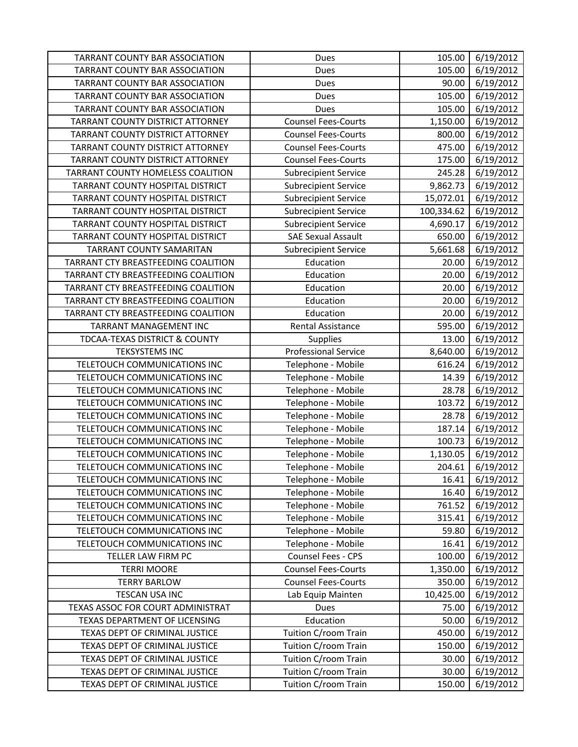| | | | |
|---|---|---|---|
| TARRANT COUNTY BAR ASSOCIATION | Dues | 105.00 | 6/19/2012 |
| TARRANT COUNTY BAR ASSOCIATION | Dues | 105.00 | 6/19/2012 |
| TARRANT COUNTY BAR ASSOCIATION | Dues | 90.00 | 6/19/2012 |
| TARRANT COUNTY BAR ASSOCIATION | Dues | 105.00 | 6/19/2012 |
| TARRANT COUNTY BAR ASSOCIATION | Dues | 105.00 | 6/19/2012 |
| TARRANT COUNTY DISTRICT ATTORNEY | Counsel Fees-Courts | 1,150.00 | 6/19/2012 |
| TARRANT COUNTY DISTRICT ATTORNEY | Counsel Fees-Courts | 800.00 | 6/19/2012 |
| TARRANT COUNTY DISTRICT ATTORNEY | Counsel Fees-Courts | 475.00 | 6/19/2012 |
| TARRANT COUNTY DISTRICT ATTORNEY | Counsel Fees-Courts | 175.00 | 6/19/2012 |
| TARRANT COUNTY HOMELESS COALITION | Subrecipient Service | 245.28 | 6/19/2012 |
| TARRANT COUNTY HOSPITAL DISTRICT | Subrecipient Service | 9,862.73 | 6/19/2012 |
| TARRANT COUNTY HOSPITAL DISTRICT | Subrecipient Service | 15,072.01 | 6/19/2012 |
| TARRANT COUNTY HOSPITAL DISTRICT | Subrecipient Service | 100,334.62 | 6/19/2012 |
| TARRANT COUNTY HOSPITAL DISTRICT | Subrecipient Service | 4,690.17 | 6/19/2012 |
| TARRANT COUNTY HOSPITAL DISTRICT | SAE Sexual Assault | 650.00 | 6/19/2012 |
| TARRANT COUNTY SAMARITAN | Subrecipient Service | 5,661.68 | 6/19/2012 |
| TARRANT CTY BREASTFEEDING COALITION | Education | 20.00 | 6/19/2012 |
| TARRANT CTY BREASTFEEDING COALITION | Education | 20.00 | 6/19/2012 |
| TARRANT CTY BREASTFEEDING COALITION | Education | 20.00 | 6/19/2012 |
| TARRANT CTY BREASTFEEDING COALITION | Education | 20.00 | 6/19/2012 |
| TARRANT CTY BREASTFEEDING COALITION | Education | 20.00 | 6/19/2012 |
| TARRANT MANAGEMENT INC | Rental Assistance | 595.00 | 6/19/2012 |
| TDCAA-TEXAS DISTRICT & COUNTY | Supplies | 13.00 | 6/19/2012 |
| TEKSYSTEMS INC | Professional Service | 8,640.00 | 6/19/2012 |
| TELETOUCH COMMUNICATIONS INC | Telephone - Mobile | 616.24 | 6/19/2012 |
| TELETOUCH COMMUNICATIONS INC | Telephone - Mobile | 14.39 | 6/19/2012 |
| TELETOUCH COMMUNICATIONS INC | Telephone - Mobile | 28.78 | 6/19/2012 |
| TELETOUCH COMMUNICATIONS INC | Telephone - Mobile | 103.72 | 6/19/2012 |
| TELETOUCH COMMUNICATIONS INC | Telephone - Mobile | 28.78 | 6/19/2012 |
| TELETOUCH COMMUNICATIONS INC | Telephone - Mobile | 187.14 | 6/19/2012 |
| TELETOUCH COMMUNICATIONS INC | Telephone - Mobile | 100.73 | 6/19/2012 |
| TELETOUCH COMMUNICATIONS INC | Telephone - Mobile | 1,130.05 | 6/19/2012 |
| TELETOUCH COMMUNICATIONS INC | Telephone - Mobile | 204.61 | 6/19/2012 |
| TELETOUCH COMMUNICATIONS INC | Telephone - Mobile | 16.41 | 6/19/2012 |
| TELETOUCH COMMUNICATIONS INC | Telephone - Mobile | 16.40 | 6/19/2012 |
| TELETOUCH COMMUNICATIONS INC | Telephone - Mobile | 761.52 | 6/19/2012 |
| TELETOUCH COMMUNICATIONS INC | Telephone - Mobile | 315.41 | 6/19/2012 |
| TELETOUCH COMMUNICATIONS INC | Telephone - Mobile | 59.80 | 6/19/2012 |
| TELETOUCH COMMUNICATIONS INC | Telephone - Mobile | 16.41 | 6/19/2012 |
| TELLER LAW FIRM PC | Counsel Fees - CPS | 100.00 | 6/19/2012 |
| TERRI MOORE | Counsel Fees-Courts | 1,350.00 | 6/19/2012 |
| TERRY BARLOW | Counsel Fees-Courts | 350.00 | 6/19/2012 |
| TESCAN USA INC | Lab Equip Mainten | 10,425.00 | 6/19/2012 |
| TEXAS ASSOC FOR COURT ADMINISTRAT | Dues | 75.00 | 6/19/2012 |
| TEXAS DEPARTMENT OF LICENSING | Education | 50.00 | 6/19/2012 |
| TEXAS DEPT OF CRIMINAL JUSTICE | Tuition C/room Train | 450.00 | 6/19/2012 |
| TEXAS DEPT OF CRIMINAL JUSTICE | Tuition C/room Train | 150.00 | 6/19/2012 |
| TEXAS DEPT OF CRIMINAL JUSTICE | Tuition C/room Train | 30.00 | 6/19/2012 |
| TEXAS DEPT OF CRIMINAL JUSTICE | Tuition C/room Train | 30.00 | 6/19/2012 |
| TEXAS DEPT OF CRIMINAL JUSTICE | Tuition C/room Train | 150.00 | 6/19/2012 |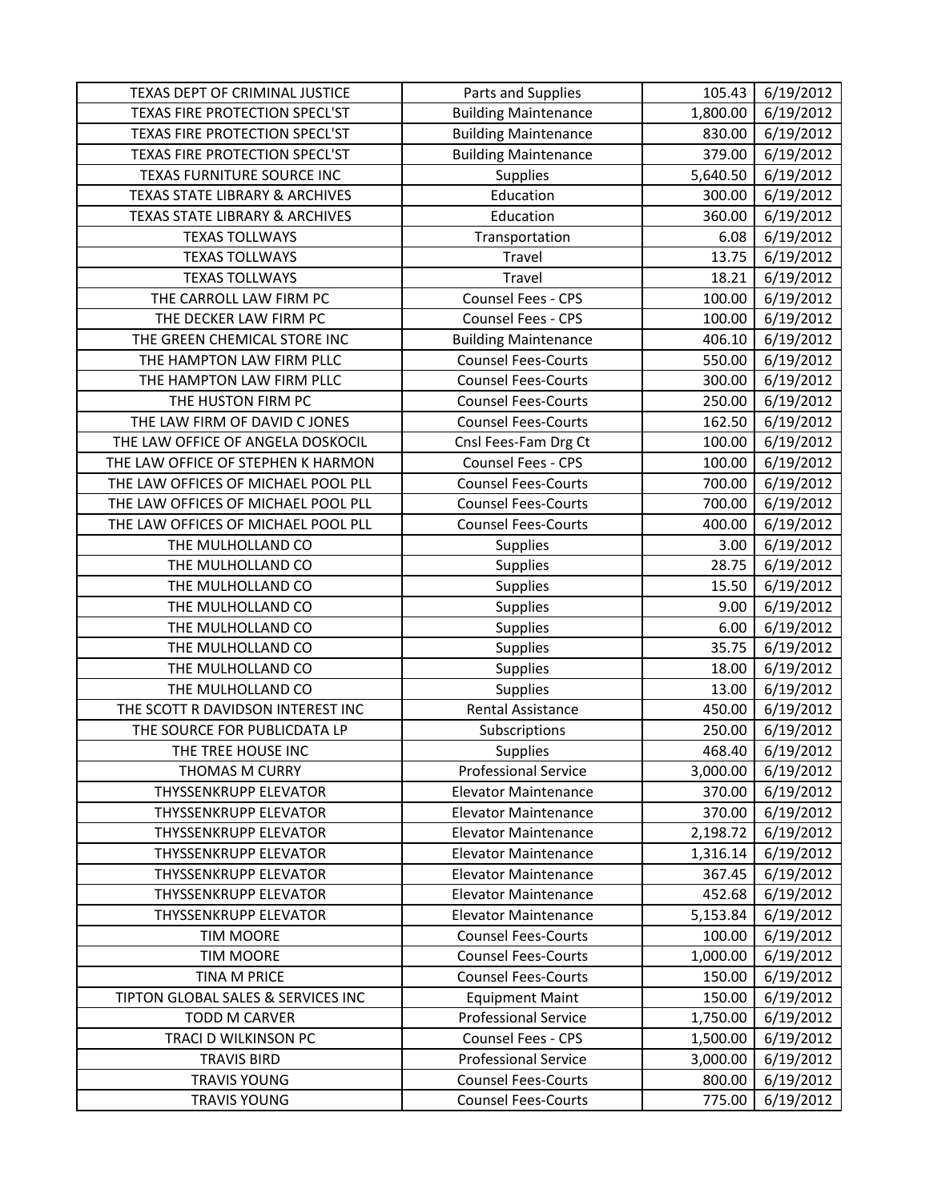| | | | |
|---|---|---|---|
| TEXAS DEPT OF CRIMINAL JUSTICE | Parts and Supplies | 105.43 | 6/19/2012 |
| TEXAS FIRE PROTECTION SPECL'ST | Building Maintenance | 1,800.00 | 6/19/2012 |
| TEXAS FIRE PROTECTION SPECL'ST | Building Maintenance | 830.00 | 6/19/2012 |
| TEXAS FIRE PROTECTION SPECL'ST | Building Maintenance | 379.00 | 6/19/2012 |
| TEXAS FURNITURE SOURCE INC | Supplies | 5,640.50 | 6/19/2012 |
| TEXAS STATE LIBRARY & ARCHIVES | Education | 300.00 | 6/19/2012 |
| TEXAS STATE LIBRARY & ARCHIVES | Education | 360.00 | 6/19/2012 |
| TEXAS TOLLWAYS | Transportation | 6.08 | 6/19/2012 |
| TEXAS TOLLWAYS | Travel | 13.75 | 6/19/2012 |
| TEXAS TOLLWAYS | Travel | 18.21 | 6/19/2012 |
| THE CARROLL LAW FIRM PC | Counsel Fees - CPS | 100.00 | 6/19/2012 |
| THE DECKER LAW FIRM PC | Counsel Fees - CPS | 100.00 | 6/19/2012 |
| THE GREEN CHEMICAL STORE INC | Building Maintenance | 406.10 | 6/19/2012 |
| THE HAMPTON LAW FIRM PLLC | Counsel Fees-Courts | 550.00 | 6/19/2012 |
| THE HAMPTON LAW FIRM PLLC | Counsel Fees-Courts | 300.00 | 6/19/2012 |
| THE HUSTON FIRM PC | Counsel Fees-Courts | 250.00 | 6/19/2012 |
| THE LAW FIRM OF DAVID C JONES | Counsel Fees-Courts | 162.50 | 6/19/2012 |
| THE LAW OFFICE OF ANGELA DOSKOCIL | Cnsl Fees-Fam Drg Ct | 100.00 | 6/19/2012 |
| THE LAW OFFICE OF STEPHEN K HARMON | Counsel Fees - CPS | 100.00 | 6/19/2012 |
| THE LAW OFFICES OF MICHAEL POOL PLL | Counsel Fees-Courts | 700.00 | 6/19/2012 |
| THE LAW OFFICES OF MICHAEL POOL PLL | Counsel Fees-Courts | 700.00 | 6/19/2012 |
| THE LAW OFFICES OF MICHAEL POOL PLL | Counsel Fees-Courts | 400.00 | 6/19/2012 |
| THE MULHOLLAND CO | Supplies | 3.00 | 6/19/2012 |
| THE MULHOLLAND CO | Supplies | 28.75 | 6/19/2012 |
| THE MULHOLLAND CO | Supplies | 15.50 | 6/19/2012 |
| THE MULHOLLAND CO | Supplies | 9.00 | 6/19/2012 |
| THE MULHOLLAND CO | Supplies | 6.00 | 6/19/2012 |
| THE MULHOLLAND CO | Supplies | 35.75 | 6/19/2012 |
| THE MULHOLLAND CO | Supplies | 18.00 | 6/19/2012 |
| THE MULHOLLAND CO | Supplies | 13.00 | 6/19/2012 |
| THE SCOTT R DAVIDSON INTEREST INC | Rental Assistance | 450.00 | 6/19/2012 |
| THE SOURCE FOR PUBLICDATA LP | Subscriptions | 250.00 | 6/19/2012 |
| THE TREE HOUSE INC | Supplies | 468.40 | 6/19/2012 |
| THOMAS M CURRY | Professional Service | 3,000.00 | 6/19/2012 |
| THYSSENKRUPP ELEVATOR | Elevator Maintenance | 370.00 | 6/19/2012 |
| THYSSENKRUPP ELEVATOR | Elevator Maintenance | 370.00 | 6/19/2012 |
| THYSSENKRUPP ELEVATOR | Elevator Maintenance | 2,198.72 | 6/19/2012 |
| THYSSENKRUPP ELEVATOR | Elevator Maintenance | 1,316.14 | 6/19/2012 |
| THYSSENKRUPP ELEVATOR | Elevator Maintenance | 367.45 | 6/19/2012 |
| THYSSENKRUPP ELEVATOR | Elevator Maintenance | 452.68 | 6/19/2012 |
| THYSSENKRUPP ELEVATOR | Elevator Maintenance | 5,153.84 | 6/19/2012 |
| TIM MOORE | Counsel Fees-Courts | 100.00 | 6/19/2012 |
| TIM MOORE | Counsel Fees-Courts | 1,000.00 | 6/19/2012 |
| TINA M PRICE | Counsel Fees-Courts | 150.00 | 6/19/2012 |
| TIPTON GLOBAL SALES & SERVICES INC | Equipment Maint | 150.00 | 6/19/2012 |
| TODD M CARVER | Professional Service | 1,750.00 | 6/19/2012 |
| TRACI D WILKINSON PC | Counsel Fees - CPS | 1,500.00 | 6/19/2012 |
| TRAVIS BIRD | Professional Service | 3,000.00 | 6/19/2012 |
| TRAVIS YOUNG | Counsel Fees-Courts | 800.00 | 6/19/2012 |
| TRAVIS YOUNG | Counsel Fees-Courts | 775.00 | 6/19/2012 |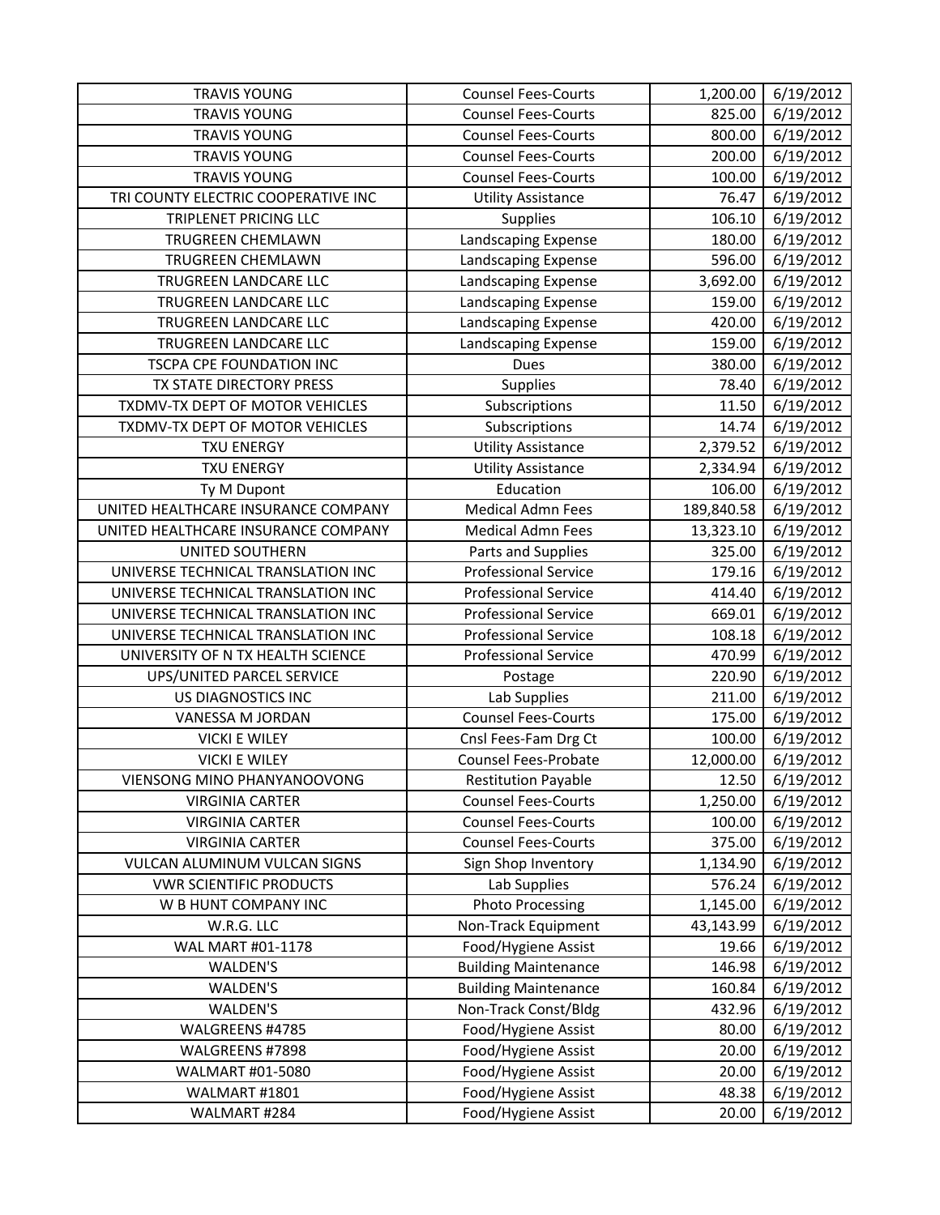| TRAVIS YOUNG | Counsel Fees-Courts | 1,200.00 | 6/19/2012 |
|---|---|---|---|
| TRAVIS YOUNG | Counsel Fees-Courts | 825.00 | 6/19/2012 |
| TRAVIS YOUNG | Counsel Fees-Courts | 800.00 | 6/19/2012 |
| TRAVIS YOUNG | Counsel Fees-Courts | 200.00 | 6/19/2012 |
| TRAVIS YOUNG | Counsel Fees-Courts | 100.00 | 6/19/2012 |
| TRI COUNTY ELECTRIC COOPERATIVE INC | Utility Assistance | 76.47 | 6/19/2012 |
| TRIPLENET PRICING LLC | Supplies | 106.10 | 6/19/2012 |
| TRUGREEN CHEMLAWN | Landscaping Expense | 180.00 | 6/19/2012 |
| TRUGREEN CHEMLAWN | Landscaping Expense | 596.00 | 6/19/2012 |
| TRUGREEN LANDCARE LLC | Landscaping Expense | 3,692.00 | 6/19/2012 |
| TRUGREEN LANDCARE LLC | Landscaping Expense | 159.00 | 6/19/2012 |
| TRUGREEN LANDCARE LLC | Landscaping Expense | 420.00 | 6/19/2012 |
| TRUGREEN LANDCARE LLC | Landscaping Expense | 159.00 | 6/19/2012 |
| TSCPA CPE FOUNDATION INC | Dues | 380.00 | 6/19/2012 |
| TX STATE DIRECTORY PRESS | Supplies | 78.40 | 6/19/2012 |
| TXDMV-TX DEPT OF MOTOR VEHICLES | Subscriptions | 11.50 | 6/19/2012 |
| TXDMV-TX DEPT OF MOTOR VEHICLES | Subscriptions | 14.74 | 6/19/2012 |
| TXU ENERGY | Utility Assistance | 2,379.52 | 6/19/2012 |
| TXU ENERGY | Utility Assistance | 2,334.94 | 6/19/2012 |
| Ty M Dupont | Education | 106.00 | 6/19/2012 |
| UNITED HEALTHCARE INSURANCE COMPANY | Medical Admn Fees | 189,840.58 | 6/19/2012 |
| UNITED HEALTHCARE INSURANCE COMPANY | Medical Admn Fees | 13,323.10 | 6/19/2012 |
| UNITED SOUTHERN | Parts and Supplies | 325.00 | 6/19/2012 |
| UNIVERSE TECHNICAL TRANSLATION INC | Professional Service | 179.16 | 6/19/2012 |
| UNIVERSE TECHNICAL TRANSLATION INC | Professional Service | 414.40 | 6/19/2012 |
| UNIVERSE TECHNICAL TRANSLATION INC | Professional Service | 669.01 | 6/19/2012 |
| UNIVERSE TECHNICAL TRANSLATION INC | Professional Service | 108.18 | 6/19/2012 |
| UNIVERSITY OF N TX HEALTH SCIENCE | Professional Service | 470.99 | 6/19/2012 |
| UPS/UNITED PARCEL SERVICE | Postage | 220.90 | 6/19/2012 |
| US DIAGNOSTICS INC | Lab Supplies | 211.00 | 6/19/2012 |
| VANESSA M JORDAN | Counsel Fees-Courts | 175.00 | 6/19/2012 |
| VICKI E WILEY | Cnsl Fees-Fam Drg Ct | 100.00 | 6/19/2012 |
| VICKI E WILEY | Counsel Fees-Probate | 12,000.00 | 6/19/2012 |
| VIENSONG MINO PHANYANOOVONG | Restitution Payable | 12.50 | 6/19/2012 |
| VIRGINIA CARTER | Counsel Fees-Courts | 1,250.00 | 6/19/2012 |
| VIRGINIA CARTER | Counsel Fees-Courts | 100.00 | 6/19/2012 |
| VIRGINIA CARTER | Counsel Fees-Courts | 375.00 | 6/19/2012 |
| VULCAN ALUMINUM VULCAN SIGNS | Sign Shop Inventory | 1,134.90 | 6/19/2012 |
| VWR SCIENTIFIC PRODUCTS | Lab Supplies | 576.24 | 6/19/2012 |
| W B HUNT COMPANY INC | Photo Processing | 1,145.00 | 6/19/2012 |
| W.R.G. LLC | Non-Track Equipment | 43,143.99 | 6/19/2012 |
| WAL MART #01-1178 | Food/Hygiene Assist | 19.66 | 6/19/2012 |
| WALDEN'S | Building Maintenance | 146.98 | 6/19/2012 |
| WALDEN'S | Building Maintenance | 160.84 | 6/19/2012 |
| WALDEN'S | Non-Track Const/Bldg | 432.96 | 6/19/2012 |
| WALGREENS #4785 | Food/Hygiene Assist | 80.00 | 6/19/2012 |
| WALGREENS #7898 | Food/Hygiene Assist | 20.00 | 6/19/2012 |
| WALMART #01-5080 | Food/Hygiene Assist | 20.00 | 6/19/2012 |
| WALMART #1801 | Food/Hygiene Assist | 48.38 | 6/19/2012 |
| WALMART #284 | Food/Hygiene Assist | 20.00 | 6/19/2012 |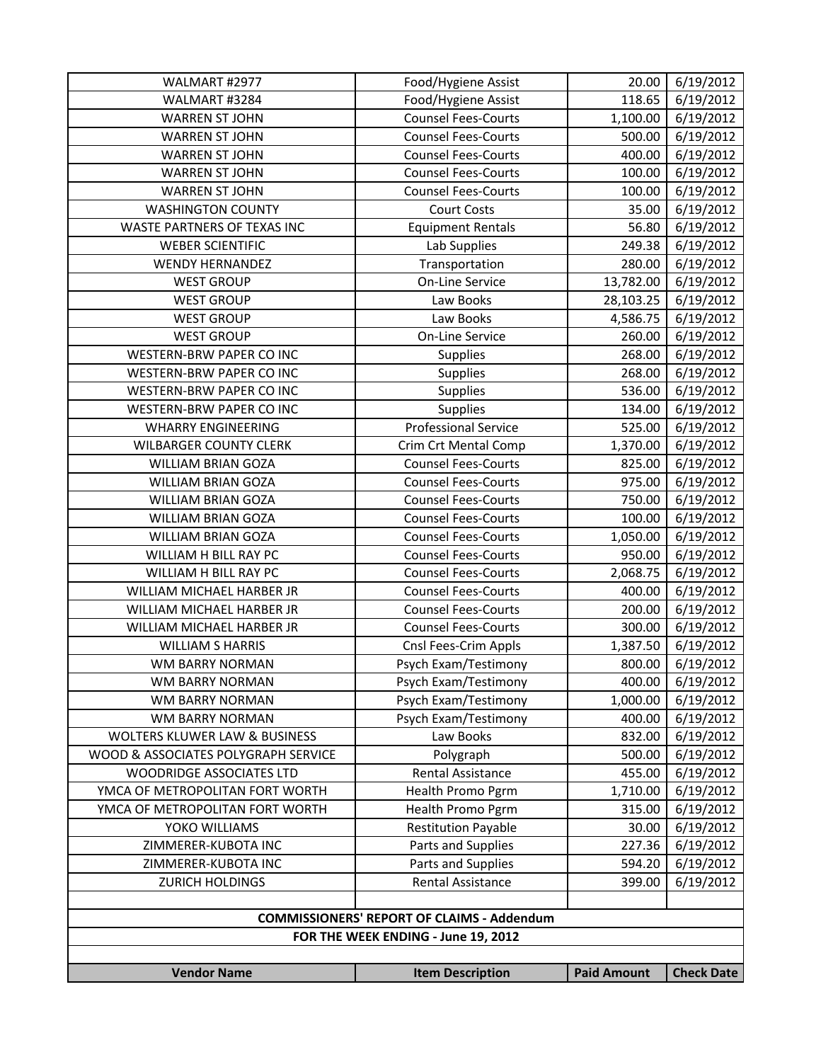| | | | |
|---|---|---|---|
| WALMART #2977 | Food/Hygiene Assist | 20.00 | 6/19/2012 |
| WALMART #3284 | Food/Hygiene Assist | 118.65 | 6/19/2012 |
| WARREN ST JOHN | Counsel Fees-Courts | 1,100.00 | 6/19/2012 |
| WARREN ST JOHN | Counsel Fees-Courts | 500.00 | 6/19/2012 |
| WARREN ST JOHN | Counsel Fees-Courts | 400.00 | 6/19/2012 |
| WARREN ST JOHN | Counsel Fees-Courts | 100.00 | 6/19/2012 |
| WARREN ST JOHN | Counsel Fees-Courts | 100.00 | 6/19/2012 |
| WASHINGTON COUNTY | Court Costs | 35.00 | 6/19/2012 |
| WASTE PARTNERS OF TEXAS INC | Equipment Rentals | 56.80 | 6/19/2012 |
| WEBER SCIENTIFIC | Lab Supplies | 249.38 | 6/19/2012 |
| WENDY HERNANDEZ | Transportation | 280.00 | 6/19/2012 |
| WEST GROUP | On-Line Service | 13,782.00 | 6/19/2012 |
| WEST GROUP | Law Books | 28,103.25 | 6/19/2012 |
| WEST GROUP | Law Books | 4,586.75 | 6/19/2012 |
| WEST GROUP | On-Line Service | 260.00 | 6/19/2012 |
| WESTERN-BRW PAPER CO INC | Supplies | 268.00 | 6/19/2012 |
| WESTERN-BRW PAPER CO INC | Supplies | 268.00 | 6/19/2012 |
| WESTERN-BRW PAPER CO INC | Supplies | 536.00 | 6/19/2012 |
| WESTERN-BRW PAPER CO INC | Supplies | 134.00 | 6/19/2012 |
| WHARRY ENGINEERING | Professional Service | 525.00 | 6/19/2012 |
| WILBARGER COUNTY CLERK | Crim Crt Mental Comp | 1,370.00 | 6/19/2012 |
| WILLIAM BRIAN GOZA | Counsel Fees-Courts | 825.00 | 6/19/2012 |
| WILLIAM BRIAN GOZA | Counsel Fees-Courts | 975.00 | 6/19/2012 |
| WILLIAM BRIAN GOZA | Counsel Fees-Courts | 750.00 | 6/19/2012 |
| WILLIAM BRIAN GOZA | Counsel Fees-Courts | 100.00 | 6/19/2012 |
| WILLIAM BRIAN GOZA | Counsel Fees-Courts | 1,050.00 | 6/19/2012 |
| WILLIAM H BILL RAY PC | Counsel Fees-Courts | 950.00 | 6/19/2012 |
| WILLIAM H BILL RAY PC | Counsel Fees-Courts | 2,068.75 | 6/19/2012 |
| WILLIAM MICHAEL HARBER JR | Counsel Fees-Courts | 400.00 | 6/19/2012 |
| WILLIAM MICHAEL HARBER JR | Counsel Fees-Courts | 200.00 | 6/19/2012 |
| WILLIAM MICHAEL HARBER JR | Counsel Fees-Courts | 300.00 | 6/19/2012 |
| WILLIAM S HARRIS | Cnsl Fees-Crim Appls | 1,387.50 | 6/19/2012 |
| WM BARRY NORMAN | Psych Exam/Testimony | 800.00 | 6/19/2012 |
| WM BARRY NORMAN | Psych Exam/Testimony | 400.00 | 6/19/2012 |
| WM BARRY NORMAN | Psych Exam/Testimony | 1,000.00 | 6/19/2012 |
| WM BARRY NORMAN | Psych Exam/Testimony | 400.00 | 6/19/2012 |
| WOLTERS KLUWER LAW & BUSINESS | Law Books | 832.00 | 6/19/2012 |
| WOOD & ASSOCIATES POLYGRAPH SERVICE | Polygraph | 500.00 | 6/19/2012 |
| WOODRIDGE ASSOCIATES LTD | Rental Assistance | 455.00 | 6/19/2012 |
| YMCA OF METROPOLITAN FORT WORTH | Health Promo Pgrm | 1,710.00 | 6/19/2012 |
| YMCA OF METROPOLITAN FORT WORTH | Health Promo Pgrm | 315.00 | 6/19/2012 |
| YOKO WILLIAMS | Restitution Payable | 30.00 | 6/19/2012 |
| ZIMMERER-KUBOTA INC | Parts and Supplies | 227.36 | 6/19/2012 |
| ZIMMERER-KUBOTA INC | Parts and Supplies | 594.20 | 6/19/2012 |
| ZURICH HOLDINGS | Rental Assistance | 399.00 | 6/19/2012 |

**COMMISSIONERS' REPORT OF CLAIMS - Addendum**

**FOR THE WEEK ENDING - June 19, 2012**

| Vendor Name | Item Description | Paid Amount | Check Date |
|---|---|---|---|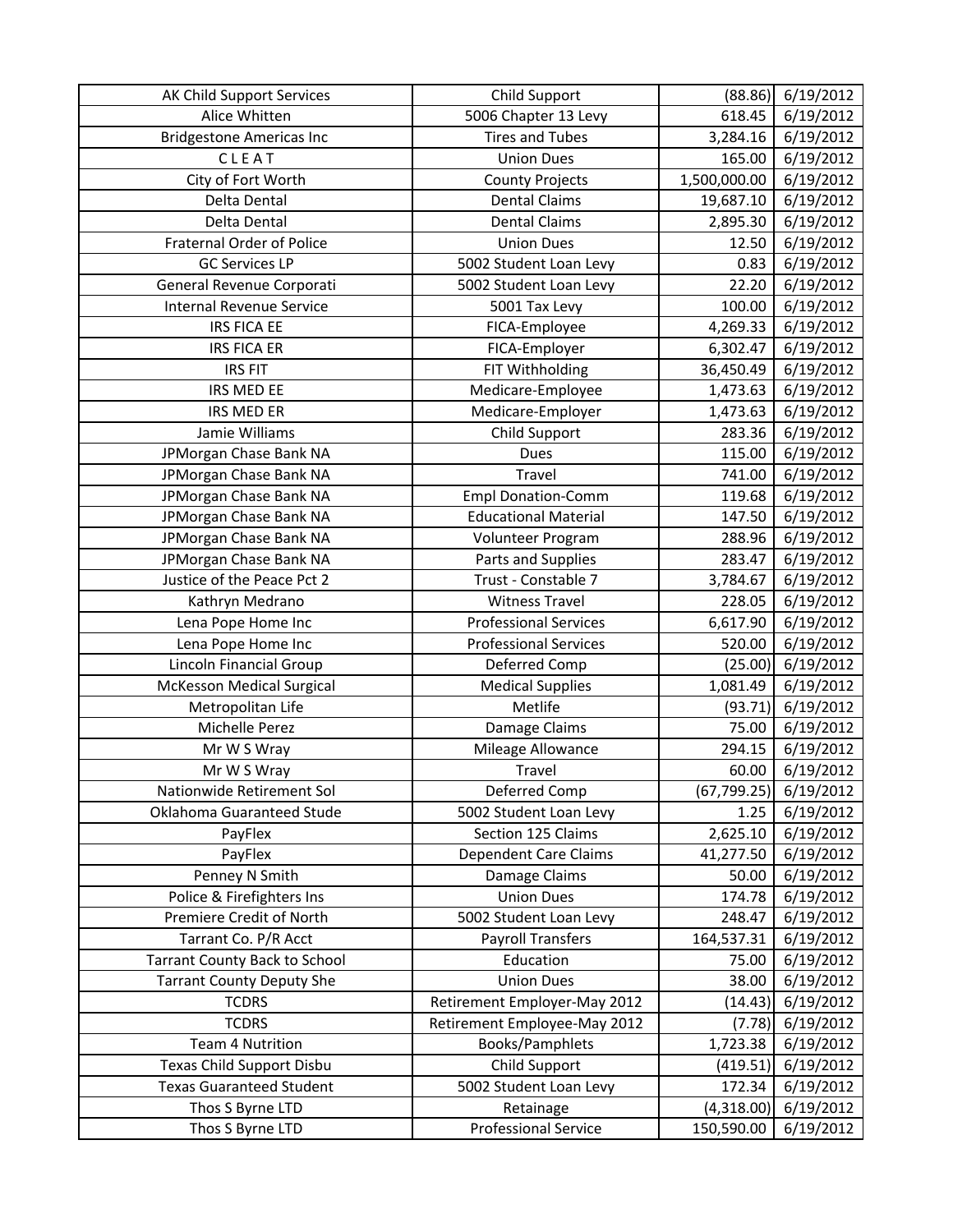| AK Child Support Services | Child Support | (88.86) | 6/19/2012 |
|---|---|---|---|
| Alice Whitten | 5006 Chapter 13 Levy | 618.45 | 6/19/2012 |
| Bridgestone Americas Inc | Tires and Tubes | 3,284.16 | 6/19/2012 |
| C L E A T | Union Dues | 165.00 | 6/19/2012 |
| City of Fort Worth | County Projects | 1,500,000.00 | 6/19/2012 |
| Delta Dental | Dental Claims | 19,687.10 | 6/19/2012 |
| Delta Dental | Dental Claims | 2,895.30 | 6/19/2012 |
| Fraternal Order of Police | Union Dues | 12.50 | 6/19/2012 |
| GC Services LP | 5002 Student Loan Levy | 0.83 | 6/19/2012 |
| General Revenue Corporati | 5002 Student Loan Levy | 22.20 | 6/19/2012 |
| Internal Revenue Service | 5001 Tax Levy | 100.00 | 6/19/2012 |
| IRS FICA EE | FICA-Employee | 4,269.33 | 6/19/2012 |
| IRS FICA ER | FICA-Employer | 6,302.47 | 6/19/2012 |
| IRS FIT | FIT Withholding | 36,450.49 | 6/19/2012 |
| IRS MED EE | Medicare-Employee | 1,473.63 | 6/19/2012 |
| IRS MED ER | Medicare-Employer | 1,473.63 | 6/19/2012 |
| Jamie Williams | Child Support | 283.36 | 6/19/2012 |
| JPMorgan Chase Bank NA | Dues | 115.00 | 6/19/2012 |
| JPMorgan Chase Bank NA | Travel | 741.00 | 6/19/2012 |
| JPMorgan Chase Bank NA | Empl Donation-Comm | 119.68 | 6/19/2012 |
| JPMorgan Chase Bank NA | Educational Material | 147.50 | 6/19/2012 |
| JPMorgan Chase Bank NA | Volunteer Program | 288.96 | 6/19/2012 |
| JPMorgan Chase Bank NA | Parts and Supplies | 283.47 | 6/19/2012 |
| Justice of the Peace Pct 2 | Trust - Constable 7 | 3,784.67 | 6/19/2012 |
| Kathryn Medrano | Witness Travel | 228.05 | 6/19/2012 |
| Lena Pope Home Inc | Professional Services | 6,617.90 | 6/19/2012 |
| Lena Pope Home Inc | Professional Services | 520.00 | 6/19/2012 |
| Lincoln Financial Group | Deferred Comp | (25.00) | 6/19/2012 |
| McKesson Medical Surgical | Medical Supplies | 1,081.49 | 6/19/2012 |
| Metropolitan Life | Metlife | (93.71) | 6/19/2012 |
| Michelle Perez | Damage Claims | 75.00 | 6/19/2012 |
| Mr W S Wray | Mileage Allowance | 294.15 | 6/19/2012 |
| Mr W S Wray | Travel | 60.00 | 6/19/2012 |
| Nationwide Retirement Sol | Deferred Comp | (67,799.25) | 6/19/2012 |
| Oklahoma Guaranteed Stude | 5002 Student Loan Levy | 1.25 | 6/19/2012 |
| PayFlex | Section 125 Claims | 2,625.10 | 6/19/2012 |
| PayFlex | Dependent Care Claims | 41,277.50 | 6/19/2012 |
| Penney N Smith | Damage Claims | 50.00 | 6/19/2012 |
| Police & Firefighters Ins | Union Dues | 174.78 | 6/19/2012 |
| Premiere Credit of North | 5002 Student Loan Levy | 248.47 | 6/19/2012 |
| Tarrant Co. P/R Acct | Payroll Transfers | 164,537.31 | 6/19/2012 |
| Tarrant County Back to School | Education | 75.00 | 6/19/2012 |
| Tarrant County Deputy She | Union Dues | 38.00 | 6/19/2012 |
| TCDRS | Retirement Employer-May 2012 | (14.43) | 6/19/2012 |
| TCDRS | Retirement Employee-May 2012 | (7.78) | 6/19/2012 |
| Team 4 Nutrition | Books/Pamphlets | 1,723.38 | 6/19/2012 |
| Texas Child Support Disbu | Child Support | (419.51) | 6/19/2012 |
| Texas Guaranteed Student | 5002 Student Loan Levy | 172.34 | 6/19/2012 |
| Thos S Byrne LTD | Retainage | (4,318.00) | 6/19/2012 |
| Thos S Byrne LTD | Professional Service | 150,590.00 | 6/19/2012 |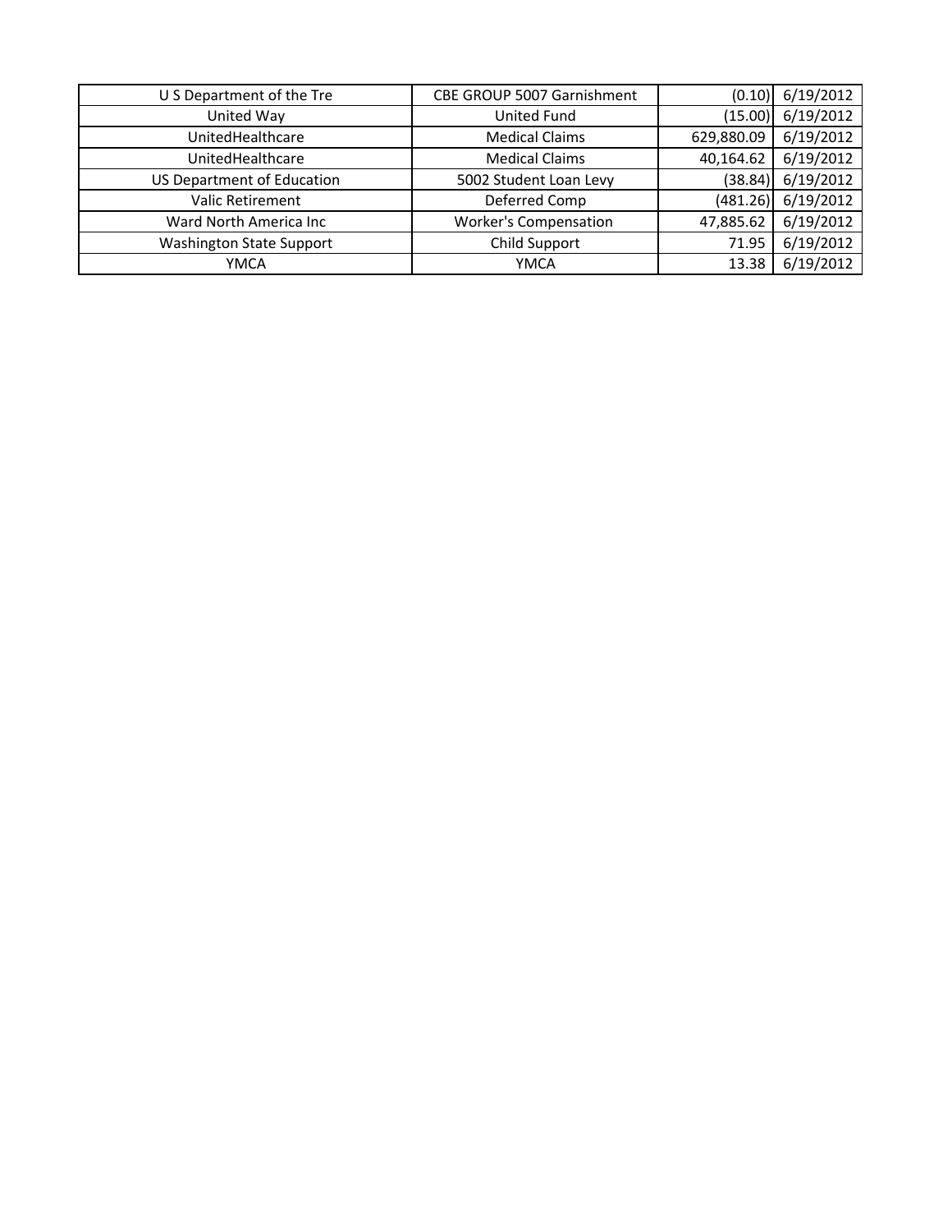| | | | |
|---|---|---|---|
| U S Department of the Tre | CBE GROUP 5007 Garnishment | (0.10) | 6/19/2012 |
| United Way | United Fund | (15.00) | 6/19/2012 |
| UnitedHealthcare | Medical Claims | 629,880.09 | 6/19/2012 |
| UnitedHealthcare | Medical Claims | 40,164.62 | 6/19/2012 |
| US Department of Education | 5002 Student Loan Levy | (38.84) | 6/19/2012 |
| Valic Retirement | Deferred Comp | (481.26) | 6/19/2012 |
| Ward North America Inc | Worker's Compensation | 47,885.62 | 6/19/2012 |
| Washington State Support | Child Support | 71.95 | 6/19/2012 |
| YMCA | YMCA | 13.38 | 6/19/2012 |